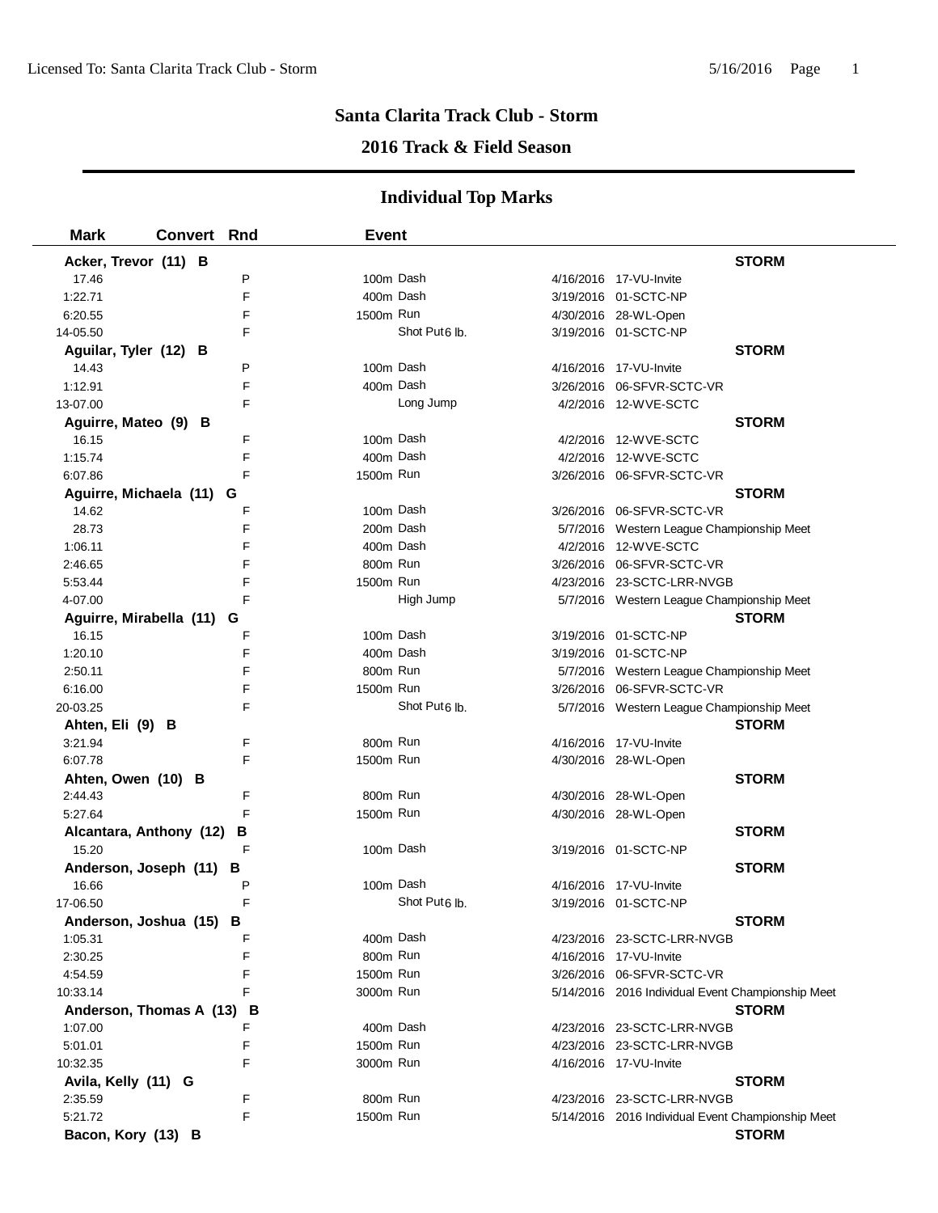# Santa Clarita Track Club - Storm

## 2016 Track & Field Season

## Individual Top Marks

| Mark | Convert | Rnd | Event | Date | Meet | Team |
|---|---|---|---|---|---|---|
| **Acker, Trevor (11) B** | | | | | | **STORM** |
| 17.46 | | P | 100m Dash | 4/16/2016 | 17-VU-Invite | |
| 1:22.71 | | F | 400m Dash | 3/19/2016 | 01-SCTC-NP | |
| 6:20.55 | | F | 1500m Run | 4/30/2016 | 28-WL-Open | |
| 14-05.50 | | F | Shot Put 6 lb. | 3/19/2016 | 01-SCTC-NP | |
| **Aguilar, Tyler (12) B** | | | | | | **STORM** |
| 14.43 | | P | 100m Dash | 4/16/2016 | 17-VU-Invite | |
| 1:12.91 | | F | 400m Dash | 3/26/2016 | 06-SFVR-SCTC-VR | |
| 13-07.00 | | F | Long Jump | 4/2/2016 | 12-WVE-SCTC | |
| **Aguirre, Mateo (9) B** | | | | | | **STORM** |
| 16.15 | | F | 100m Dash | 4/2/2016 | 12-WVE-SCTC | |
| 1:15.74 | | F | 400m Dash | 4/2/2016 | 12-WVE-SCTC | |
| 6:07.86 | | F | 1500m Run | 3/26/2016 | 06-SFVR-SCTC-VR | |
| **Aguirre, Michaela (11) G** | | | | | | **STORM** |
| 14.62 | | F | 100m Dash | 3/26/2016 | 06-SFVR-SCTC-VR | |
| 28.73 | | F | 200m Dash | 5/7/2016 | Western League Championship Meet | |
| 1:06.11 | | F | 400m Dash | 4/2/2016 | 12-WVE-SCTC | |
| 2:46.65 | | F | 800m Run | 3/26/2016 | 06-SFVR-SCTC-VR | |
| 5:53.44 | | F | 1500m Run | 4/23/2016 | 23-SCTC-LRR-NVGB | |
| 4-07.00 | | F | High Jump | 5/7/2016 | Western League Championship Meet | |
| **Aguirre, Mirabella (11) G** | | | | | | **STORM** |
| 16.15 | | F | 100m Dash | 3/19/2016 | 01-SCTC-NP | |
| 1:20.10 | | F | 400m Dash | 3/19/2016 | 01-SCTC-NP | |
| 2:50.11 | | F | 800m Run | 5/7/2016 | Western League Championship Meet | |
| 6:16.00 | | F | 1500m Run | 3/26/2016 | 06-SFVR-SCTC-VR | |
| 20-03.25 | | F | Shot Put 6 lb. | 5/7/2016 | Western League Championship Meet | |
| **Ahten, Eli (9) B** | | | | | | **STORM** |
| 3:21.94 | | F | 800m Run | 4/16/2016 | 17-VU-Invite | |
| 6:07.78 | | F | 1500m Run | 4/30/2016 | 28-WL-Open | |
| **Ahten, Owen (10) B** | | | | | | **STORM** |
| 2:44.43 | | F | 800m Run | 4/30/2016 | 28-WL-Open | |
| 5:27.64 | | F | 1500m Run | 4/30/2016 | 28-WL-Open | |
| **Alcantara, Anthony (12) B** | | | | | | **STORM** |
| 15.20 | | F | 100m Dash | 3/19/2016 | 01-SCTC-NP | |
| **Anderson, Joseph (11) B** | | | | | | **STORM** |
| 16.66 | | P | 100m Dash | 4/16/2016 | 17-VU-Invite | |
| 17-06.50 | | F | Shot Put 6 lb. | 3/19/2016 | 01-SCTC-NP | |
| **Anderson, Joshua (15) B** | | | | | | **STORM** |
| 1:05.31 | | F | 400m Dash | 4/23/2016 | 23-SCTC-LRR-NVGB | |
| 2:30.25 | | F | 800m Run | 4/16/2016 | 17-VU-Invite | |
| 4:54.59 | | F | 1500m Run | 3/26/2016 | 06-SFVR-SCTC-VR | |
| 10:33.14 | | F | 3000m Run | 5/14/2016 | 2016 Individual Event Championship Meet | |
| **Anderson, Thomas A (13) B** | | | | | | **STORM** |
| 1:07.00 | | F | 400m Dash | 4/23/2016 | 23-SCTC-LRR-NVGB | |
| 5:01.01 | | F | 1500m Run | 4/23/2016 | 23-SCTC-LRR-NVGB | |
| 10:32.35 | | F | 3000m Run | 4/16/2016 | 17-VU-Invite | |
| **Avila, Kelly (11) G** | | | | | | **STORM** |
| 2:35.59 | | F | 800m Run | 4/23/2016 | 23-SCTC-LRR-NVGB | |
| 5:21.72 | | F | 1500m Run | 5/14/2016 | 2016 Individual Event Championship Meet | |
| **Bacon, Kory (13) B** | | | | | | **STORM** |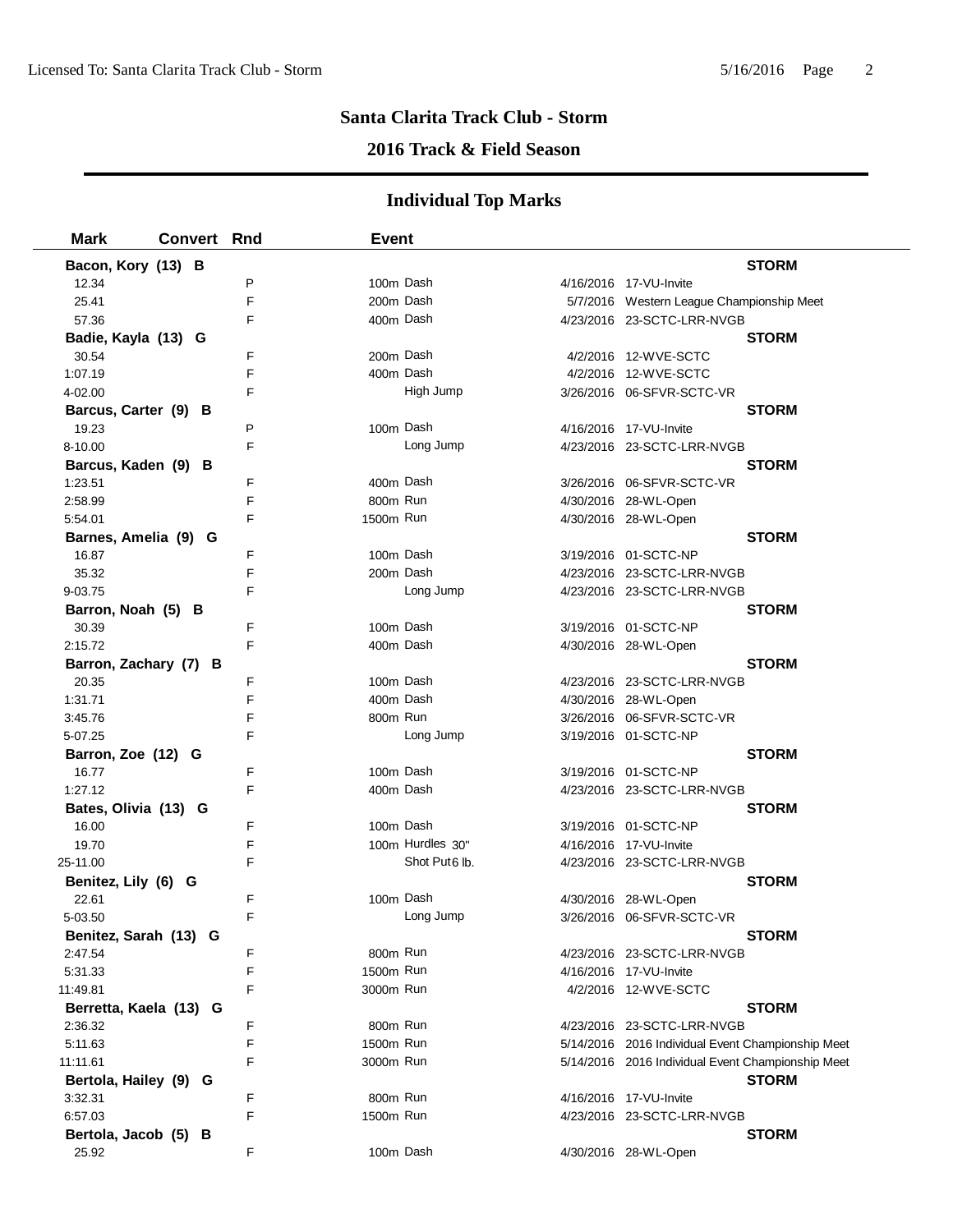## Santa Clarita Track Club - Storm

## 2016 Track & Field Season

### Individual Top Marks

| Mark | Convert | Rnd | Event | | Date | Meet | |
|---|---|---|---|---|---|---|---|
| **Bacon, Kory (13) B** | | | | | | | **STORM** |
| 12.34 | | P | 100m | Dash | 4/16/2016 | 17-VU-Invite | |
| 25.41 | | F | 200m | Dash | 5/7/2016 | Western League Championship Meet | |
| 57.36 | | F | 400m | Dash | 4/23/2016 | 23-SCTC-LRR-NVGB | |
| **Badie, Kayla (13) G** | | | | | | | **STORM** |
| 30.54 | | F | 200m | Dash | 4/2/2016 | 12-WVE-SCTC | |
| 1:07.19 | | F | 400m | Dash | 4/2/2016 | 12-WVE-SCTC | |
| 4-02.00 | | F | | High Jump | 3/26/2016 | 06-SFVR-SCTC-VR | |
| **Barcus, Carter (9) B** | | | | | | | **STORM** |
| 19.23 | | P | 100m | Dash | 4/16/2016 | 17-VU-Invite | |
| 8-10.00 | | F | | Long Jump | 4/23/2016 | 23-SCTC-LRR-NVGB | |
| **Barcus, Kaden (9) B** | | | | | | | **STORM** |
| 1:23.51 | | F | 400m | Dash | 3/26/2016 | 06-SFVR-SCTC-VR | |
| 2:58.99 | | F | 800m | Run | 4/30/2016 | 28-WL-Open | |
| 5:54.01 | | F | 1500m | Run | 4/30/2016 | 28-WL-Open | |
| **Barnes, Amelia (9) G** | | | | | | | **STORM** |
| 16.87 | | F | 100m | Dash | 3/19/2016 | 01-SCTC-NP | |
| 35.32 | | F | 200m | Dash | 4/23/2016 | 23-SCTC-LRR-NVGB | |
| 9-03.75 | | F | | Long Jump | 4/23/2016 | 23-SCTC-LRR-NVGB | |
| **Barron, Noah (5) B** | | | | | | | **STORM** |
| 30.39 | | F | 100m | Dash | 3/19/2016 | 01-SCTC-NP | |
| 2:15.72 | | F | 400m | Dash | 4/30/2016 | 28-WL-Open | |
| **Barron, Zachary (7) B** | | | | | | | **STORM** |
| 20.35 | | F | 100m | Dash | 4/23/2016 | 23-SCTC-LRR-NVGB | |
| 1:31.71 | | F | 400m | Dash | 4/30/2016 | 28-WL-Open | |
| 3:45.76 | | F | 800m | Run | 3/26/2016 | 06-SFVR-SCTC-VR | |
| 5-07.25 | | F | | Long Jump | 3/19/2016 | 01-SCTC-NP | |
| **Barron, Zoe (12) G** | | | | | | | **STORM** |
| 16.77 | | F | 100m | Dash | 3/19/2016 | 01-SCTC-NP | |
| 1:27.12 | | F | 400m | Dash | 4/23/2016 | 23-SCTC-LRR-NVGB | |
| **Bates, Olivia (13) G** | | | | | | | **STORM** |
| 16.00 | | F | 100m | Dash | 3/19/2016 | 01-SCTC-NP | |
| 19.70 | | F | 100m | Hurdles 30" | 4/16/2016 | 17-VU-Invite | |
| 25-11.00 | | F | | Shot Put 6 lb. | 4/23/2016 | 23-SCTC-LRR-NVGB | |
| **Benitez, Lily (6) G** | | | | | | | **STORM** |
| 22.61 | | F | 100m | Dash | 4/30/2016 | 28-WL-Open | |
| 5-03.50 | | F | | Long Jump | 3/26/2016 | 06-SFVR-SCTC-VR | |
| **Benitez, Sarah (13) G** | | | | | | | **STORM** |
| 2:47.54 | | F | 800m | Run | 4/23/2016 | 23-SCTC-LRR-NVGB | |
| 5:31.33 | | F | 1500m | Run | 4/16/2016 | 17-VU-Invite | |
| 11:49.81 | | F | 3000m | Run | 4/2/2016 | 12-WVE-SCTC | |
| **Berretta, Kaela (13) G** | | | | | | | **STORM** |
| 2:36.32 | | F | 800m | Run | 4/23/2016 | 23-SCTC-LRR-NVGB | |
| 5:11.63 | | F | 1500m | Run | 5/14/2016 | 2016 Individual Event Championship Meet | |
| 11:11.61 | | F | 3000m | Run | 5/14/2016 | 2016 Individual Event Championship Meet | |
| **Bertola, Hailey (9) G** | | | | | | | **STORM** |
| 3:32.31 | | F | 800m | Run | 4/16/2016 | 17-VU-Invite | |
| 6:57.03 | | F | 1500m | Run | 4/23/2016 | 23-SCTC-LRR-NVGB | |
| **Bertola, Jacob (5) B** | | | | | | | **STORM** |
| 25.92 | | F | 100m | Dash | 4/30/2016 | 28-WL-Open | |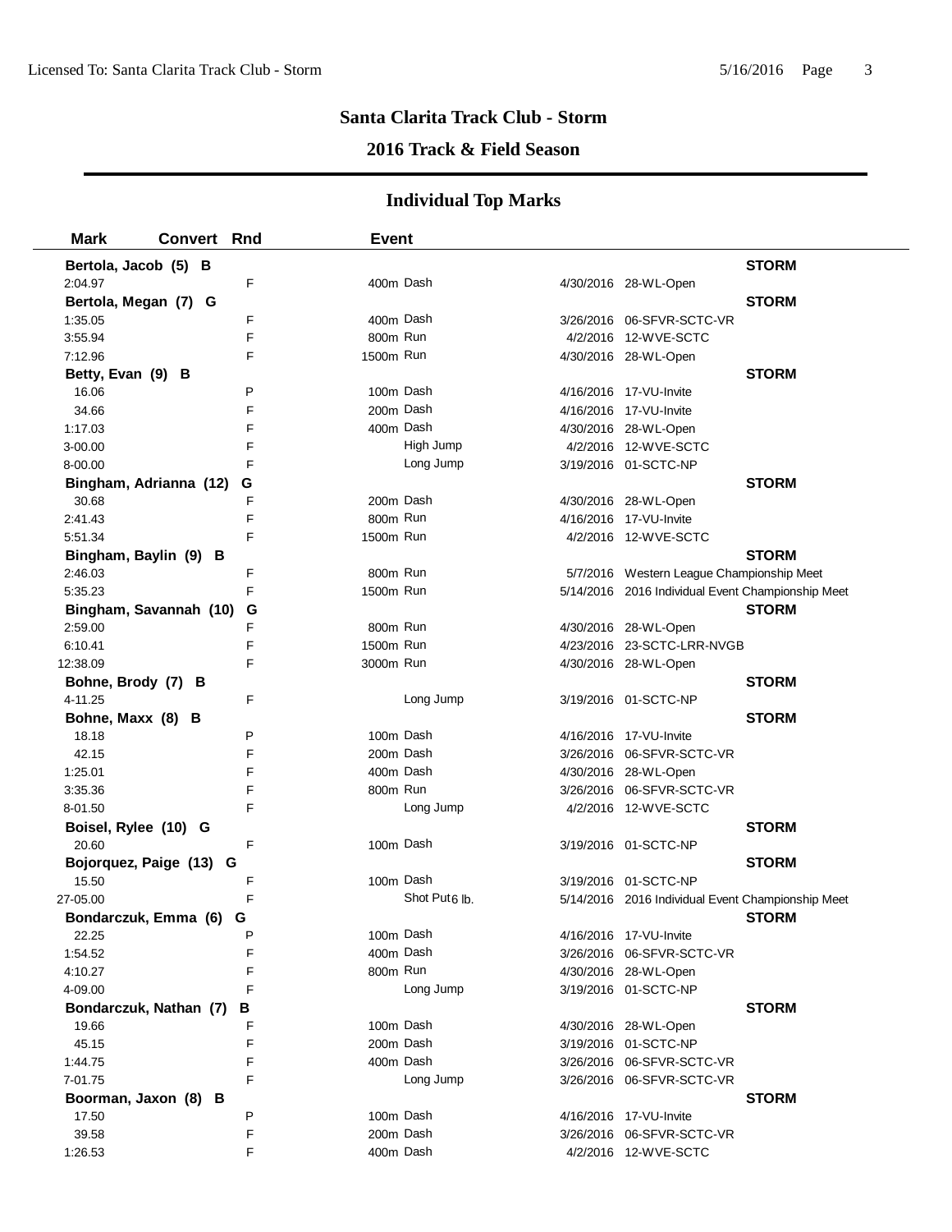## Santa Clarita Track Club - Storm

## 2016 Track & Field Season

### Individual Top Marks

| Mark | Convert | Rnd | Event | | |
|---|---|---|---|---|---|
| **Bertola, Jacob (5) B** | | | | | **STORM** |
| 2:04.97 | | F | 400m Dash | 4/30/2016 | 28-WL-Open |
| **Bertola, Megan (7) G** | | | | | **STORM** |
| 1:35.05 | | F | 400m Dash | 3/26/2016 | 06-SFVR-SCTC-VR |
| 3:55.94 | | F | 800m Run | 4/2/2016 | 12-WVE-SCTC |
| 7:12.96 | | F | 1500m Run | 4/30/2016 | 28-WL-Open |
| **Betty, Evan (9) B** | | | | | **STORM** |
| 16.06 | | P | 100m Dash | 4/16/2016 | 17-VU-Invite |
| 34.66 | | F | 200m Dash | 4/16/2016 | 17-VU-Invite |
| 1:17.03 | | F | 400m Dash | 4/30/2016 | 28-WL-Open |
| 3-00.00 | | F | High Jump | 4/2/2016 | 12-WVE-SCTC |
| 8-00.00 | | F | Long Jump | 3/19/2016 | 01-SCTC-NP |
| **Bingham, Adrianna (12) G** | | | | | **STORM** |
| 30.68 | | F | 200m Dash | 4/30/2016 | 28-WL-Open |
| 2:41.43 | | F | 800m Run | 4/16/2016 | 17-VU-Invite |
| 5:51.34 | | F | 1500m Run | 4/2/2016 | 12-WVE-SCTC |
| **Bingham, Baylin (9) B** | | | | | **STORM** |
| 2:46.03 | | F | 800m Run | 5/7/2016 | Western League Championship Meet |
| 5:35.23 | | F | 1500m Run | 5/14/2016 | 2016 Individual Event Championship Meet |
| **Bingham, Savannah (10) G** | | | | | **STORM** |
| 2:59.00 | | F | 800m Run | 4/30/2016 | 28-WL-Open |
| 6:10.41 | | F | 1500m Run | 4/23/2016 | 23-SCTC-LRR-NVGB |
| 12:38.09 | | F | 3000m Run | 4/30/2016 | 28-WL-Open |
| **Bohne, Brody (7) B** | | | | | **STORM** |
| 4-11.25 | | F | Long Jump | 3/19/2016 | 01-SCTC-NP |
| **Bohne, Maxx (8) B** | | | | | **STORM** |
| 18.18 | | P | 100m Dash | 4/16/2016 | 17-VU-Invite |
| 42.15 | | F | 200m Dash | 3/26/2016 | 06-SFVR-SCTC-VR |
| 1:25.01 | | F | 400m Dash | 4/30/2016 | 28-WL-Open |
| 3:35.36 | | F | 800m Run | 3/26/2016 | 06-SFVR-SCTC-VR |
| 8-01.50 | | F | Long Jump | 4/2/2016 | 12-WVE-SCTC |
| **Boisel, Rylee (10) G** | | | | | **STORM** |
| 20.60 | | F | 100m Dash | 3/19/2016 | 01-SCTC-NP |
| **Bojorquez, Paige (13) G** | | | | | **STORM** |
| 15.50 | | F | 100m Dash | 3/19/2016 | 01-SCTC-NP |
| 27-05.00 | | F | Shot Put 6 lb. | 5/14/2016 | 2016 Individual Event Championship Meet |
| **Bondarczuk, Emma (6) G** | | | | | **STORM** |
| 22.25 | | P | 100m Dash | 4/16/2016 | 17-VU-Invite |
| 1:54.52 | | F | 400m Dash | 3/26/2016 | 06-SFVR-SCTC-VR |
| 4:10.27 | | F | 800m Run | 4/30/2016 | 28-WL-Open |
| 4-09.00 | | F | Long Jump | 3/19/2016 | 01-SCTC-NP |
| **Bondarczuk, Nathan (7) B** | | | | | **STORM** |
| 19.66 | | F | 100m Dash | 4/30/2016 | 28-WL-Open |
| 45.15 | | F | 200m Dash | 3/19/2016 | 01-SCTC-NP |
| 1:44.75 | | F | 400m Dash | 3/26/2016 | 06-SFVR-SCTC-VR |
| 7-01.75 | | F | Long Jump | 3/26/2016 | 06-SFVR-SCTC-VR |
| **Boorman, Jaxon (8) B** | | | | | **STORM** |
| 17.50 | | P | 100m Dash | 4/16/2016 | 17-VU-Invite |
| 39.58 | | F | 200m Dash | 3/26/2016 | 06-SFVR-SCTC-VR |
| 1:26.53 | | F | 400m Dash | 4/2/2016 | 12-WVE-SCTC |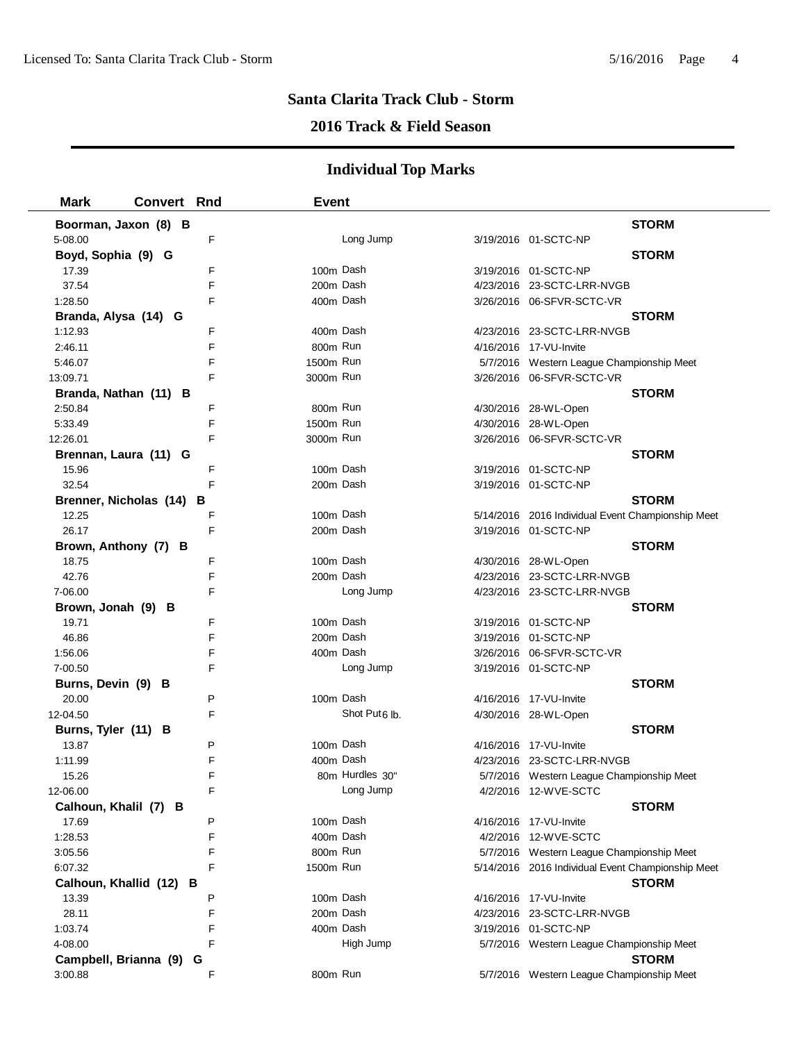## Santa Clarita Track Club - Storm

### 2016 Track & Field Season

### Individual Top Marks

| Mark | Convert | Rnd | Event | Date | Meet |
|---|---|---|---|---|---|
| **Boorman, Jaxon (8) B** | | | | | **STORM** |
| 5-08.00 | | F | Long Jump | 3/19/2016 | 01-SCTC-NP |
| **Boyd, Sophia (9) G** | | | | | **STORM** |
| 17.39 | | F | 100m Dash | 3/19/2016 | 01-SCTC-NP |
| 37.54 | | F | 200m Dash | 4/23/2016 | 23-SCTC-LRR-NVGB |
| 1:28.50 | | F | 400m Dash | 3/26/2016 | 06-SFVR-SCTC-VR |
| **Branda, Alysa (14) G** | | | | | **STORM** |
| 1:12.93 | | F | 400m Dash | 4/23/2016 | 23-SCTC-LRR-NVGB |
| 2:46.11 | | F | 800m Run | 4/16/2016 | 17-VU-Invite |
| 5:46.07 | | F | 1500m Run | 5/7/2016 | Western League Championship Meet |
| 13:09.71 | | F | 3000m Run | 3/26/2016 | 06-SFVR-SCTC-VR |
| **Branda, Nathan (11) B** | | | | | **STORM** |
| 2:50.84 | | F | 800m Run | 4/30/2016 | 28-WL-Open |
| 5:33.49 | | F | 1500m Run | 4/30/2016 | 28-WL-Open |
| 12:26.01 | | F | 3000m Run | 3/26/2016 | 06-SFVR-SCTC-VR |
| **Brennan, Laura (11) G** | | | | | **STORM** |
| 15.96 | | F | 100m Dash | 3/19/2016 | 01-SCTC-NP |
| 32.54 | | F | 200m Dash | 3/19/2016 | 01-SCTC-NP |
| **Brenner, Nicholas (14) B** | | | | | **STORM** |
| 12.25 | | F | 100m Dash | 5/14/2016 | 2016 Individual Event Championship Meet |
| 26.17 | | F | 200m Dash | 3/19/2016 | 01-SCTC-NP |
| **Brown, Anthony (7) B** | | | | | **STORM** |
| 18.75 | | F | 100m Dash | 4/30/2016 | 28-WL-Open |
| 42.76 | | F | 200m Dash | 4/23/2016 | 23-SCTC-LRR-NVGB |
| 7-06.00 | | F | Long Jump | 4/23/2016 | 23-SCTC-LRR-NVGB |
| **Brown, Jonah (9) B** | | | | | **STORM** |
| 19.71 | | F | 100m Dash | 3/19/2016 | 01-SCTC-NP |
| 46.86 | | F | 200m Dash | 3/19/2016 | 01-SCTC-NP |
| 1:56.06 | | F | 400m Dash | 3/26/2016 | 06-SFVR-SCTC-VR |
| 7-00.50 | | F | Long Jump | 3/19/2016 | 01-SCTC-NP |
| **Burns, Devin (9) B** | | | | | **STORM** |
| 20.00 | | P | 100m Dash | 4/16/2016 | 17-VU-Invite |
| 12-04.50 | | F | Shot Put 6 lb. | 4/30/2016 | 28-WL-Open |
| **Burns, Tyler (11) B** | | | | | **STORM** |
| 13.87 | | P | 100m Dash | 4/16/2016 | 17-VU-Invite |
| 1:11.99 | | F | 400m Dash | 4/23/2016 | 23-SCTC-LRR-NVGB |
| 15.26 | | F | 80m Hurdles 30" | 5/7/2016 | Western League Championship Meet |
| 12-06.00 | | F | Long Jump | 4/2/2016 | 12-WVE-SCTC |
| **Calhoun, Khalil (7) B** | | | | | **STORM** |
| 17.69 | | P | 100m Dash | 4/16/2016 | 17-VU-Invite |
| 1:28.53 | | F | 400m Dash | 4/2/2016 | 12-WVE-SCTC |
| 3:05.56 | | F | 800m Run | 5/7/2016 | Western League Championship Meet |
| 6:07.32 | | F | 1500m Run | 5/14/2016 | 2016 Individual Event Championship Meet |
| **Calhoun, Khallid (12) B** | | | | | **STORM** |
| 13.39 | | P | 100m Dash | 4/16/2016 | 17-VU-Invite |
| 28.11 | | F | 200m Dash | 4/23/2016 | 23-SCTC-LRR-NVGB |
| 1:03.74 | | F | 400m Dash | 3/19/2016 | 01-SCTC-NP |
| 4-08.00 | | F | High Jump | 5/7/2016 | Western League Championship Meet |
| **Campbell, Brianna (9) G** | | | | | **STORM** |
| 3:00.88 | | F | 800m Run | 5/7/2016 | Western League Championship Meet |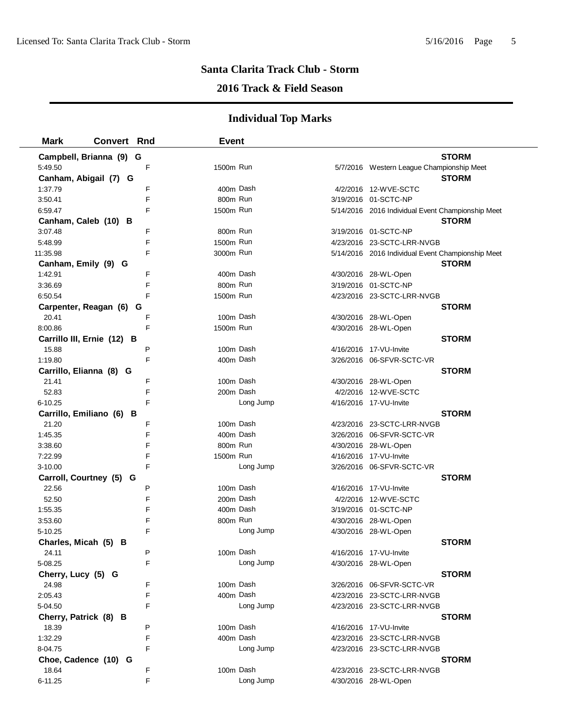## Santa Clarita Track Club - Storm

## 2016 Track & Field Season

### Individual Top Marks

| Mark | Convert | Rnd | Event | Date | Meet |
|---|---|---|---|---|---|
| **Campbell, Brianna (9) G** | | | | | **STORM** |
| 5:49.50 | | F | 1500m Run | 5/7/2016 | Western League Championship Meet |
| **Canham, Abigail (7) G** | | | | | **STORM** |
| 1:37.79 | | F | 400m Dash | 4/2/2016 | 12-WVE-SCTC |
| 3:50.41 | | F | 800m Run | 3/19/2016 | 01-SCTC-NP |
| 6:59.47 | | F | 1500m Run | 5/14/2016 | 2016 Individual Event Championship Meet |
| **Canham, Caleb (10) B** | | | | | **STORM** |
| 3:07.48 | | F | 800m Run | 3/19/2016 | 01-SCTC-NP |
| 5:48.99 | | F | 1500m Run | 4/23/2016 | 23-SCTC-LRR-NVGB |
| 11:35.98 | | F | 3000m Run | 5/14/2016 | 2016 Individual Event Championship Meet |
| **Canham, Emily (9) G** | | | | | **STORM** |
| 1:42.91 | | F | 400m Dash | 4/30/2016 | 28-WL-Open |
| 3:36.69 | | F | 800m Run | 3/19/2016 | 01-SCTC-NP |
| 6:50.54 | | F | 1500m Run | 4/23/2016 | 23-SCTC-LRR-NVGB |
| **Carpenter, Reagan (6) G** | | | | | **STORM** |
| 20.41 | | F | 100m Dash | 4/30/2016 | 28-WL-Open |
| 8:00.86 | | F | 1500m Run | 4/30/2016 | 28-WL-Open |
| **Carrillo III, Ernie (12) B** | | | | | **STORM** |
| 15.88 | | P | 100m Dash | 4/16/2016 | 17-VU-Invite |
| 1:19.80 | | F | 400m Dash | 3/26/2016 | 06-SFVR-SCTC-VR |
| **Carrillo, Elianna (8) G** | | | | | **STORM** |
| 21.41 | | F | 100m Dash | 4/30/2016 | 28-WL-Open |
| 52.83 | | F | 200m Dash | 4/2/2016 | 12-WVE-SCTC |
| 6-10.25 | | F | Long Jump | 4/16/2016 | 17-VU-Invite |
| **Carrillo, Emiliano (6) B** | | | | | **STORM** |
| 21.20 | | F | 100m Dash | 4/23/2016 | 23-SCTC-LRR-NVGB |
| 1:45.35 | | F | 400m Dash | 3/26/2016 | 06-SFVR-SCTC-VR |
| 3:38.60 | | F | 800m Run | 4/30/2016 | 28-WL-Open |
| 7:22.99 | | F | 1500m Run | 4/16/2016 | 17-VU-Invite |
| 3-10.00 | | F | Long Jump | 3/26/2016 | 06-SFVR-SCTC-VR |
| **Carroll, Courtney (5) G** | | | | | **STORM** |
| 22.56 | | P | 100m Dash | 4/16/2016 | 17-VU-Invite |
| 52.50 | | F | 200m Dash | 4/2/2016 | 12-WVE-SCTC |
| 1:55.35 | | F | 400m Dash | 3/19/2016 | 01-SCTC-NP |
| 3:53.60 | | F | 800m Run | 4/30/2016 | 28-WL-Open |
| 5-10.25 | | F | Long Jump | 4/30/2016 | 28-WL-Open |
| **Charles, Micah (5) B** | | | | | **STORM** |
| 24.11 | | P | 100m Dash | 4/16/2016 | 17-VU-Invite |
| 5-08.25 | | F | Long Jump | 4/30/2016 | 28-WL-Open |
| **Cherry, Lucy (5) G** | | | | | **STORM** |
| 24.98 | | F | 100m Dash | 3/26/2016 | 06-SFVR-SCTC-VR |
| 2:05.43 | | F | 400m Dash | 4/23/2016 | 23-SCTC-LRR-NVGB |
| 5-04.50 | | F | Long Jump | 4/23/2016 | 23-SCTC-LRR-NVGB |
| **Cherry, Patrick (8) B** | | | | | **STORM** |
| 18.39 | | P | 100m Dash | 4/16/2016 | 17-VU-Invite |
| 1:32.29 | | F | 400m Dash | 4/23/2016 | 23-SCTC-LRR-NVGB |
| 8-04.75 | | F | Long Jump | 4/23/2016 | 23-SCTC-LRR-NVGB |
| **Choe, Cadence (10) G** | | | | | **STORM** |
| 18.64 | | F | 100m Dash | 4/23/2016 | 23-SCTC-LRR-NVGB |
| 6-11.25 | | F | Long Jump | 4/30/2016 | 28-WL-Open |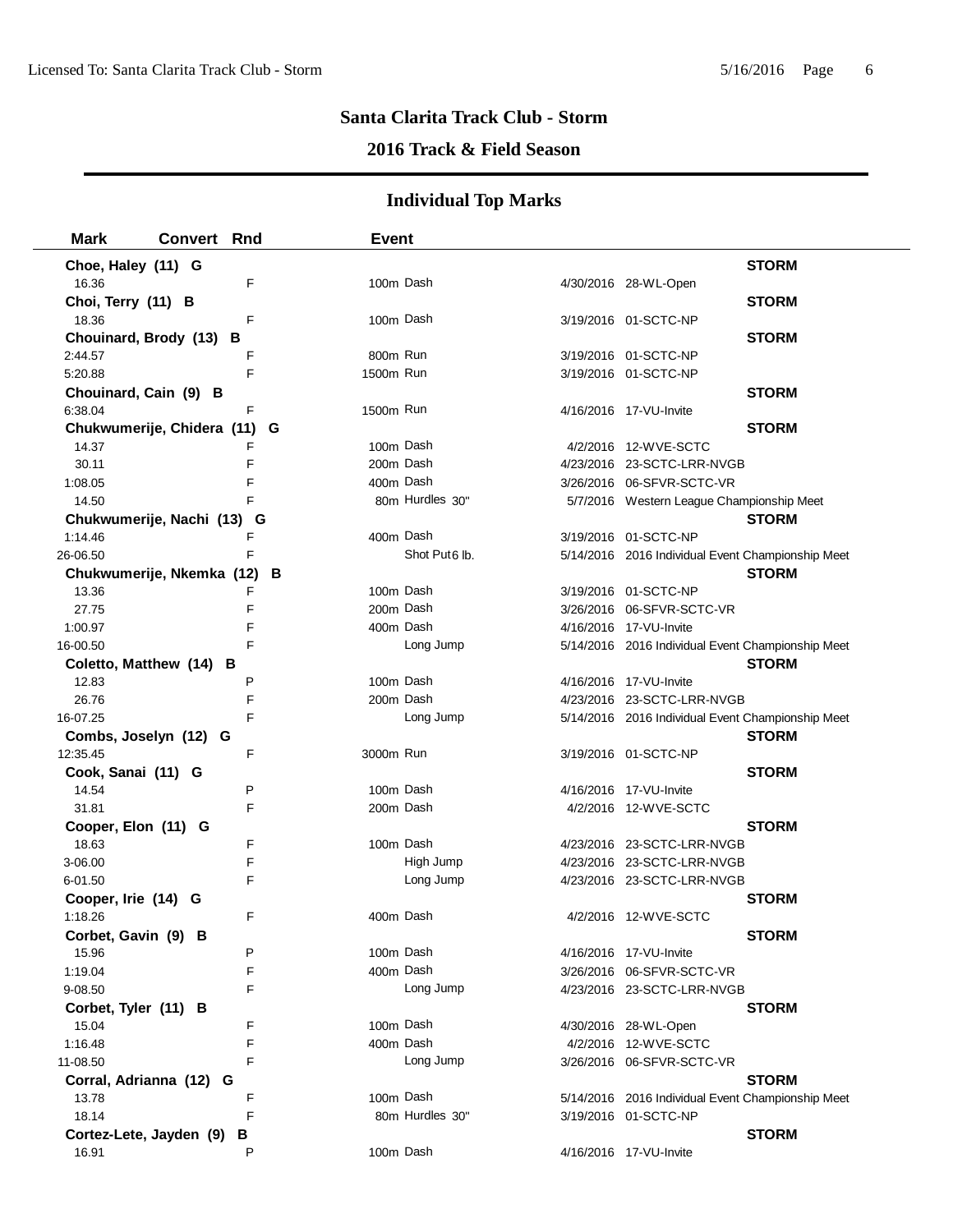**Santa Clarita Track Club - Storm**

**2016 Track & Field Season**

## Individual Top Marks

| Mark | Convert | Rnd | Event | Date | Meet |
|---|---|---|---|---|---|
| **Choe, Haley (11) G** | | | | | **STORM** |
| 16.36 | | F | 100m Dash | 4/30/2016 | 28-WL-Open |
| **Choi, Terry (11) B** | | | | | **STORM** |
| 18.36 | | F | 100m Dash | 3/19/2016 | 01-SCTC-NP |
| **Chouinard, Brody (13) B** | | | | | **STORM** |
| 2:44.57 | | F | 800m Run | 3/19/2016 | 01-SCTC-NP |
| 5:20.88 | | F | 1500m Run | 3/19/2016 | 01-SCTC-NP |
| **Chouinard, Cain (9) B** | | | | | **STORM** |
| 6:38.04 | | F | 1500m Run | 4/16/2016 | 17-VU-Invite |
| **Chukwumerije, Chidera (11) G** | | | | | **STORM** |
| 14.37 | | F | 100m Dash | 4/2/2016 | 12-WVE-SCTC |
| 30.11 | | F | 200m Dash | 4/23/2016 | 23-SCTC-LRR-NVGB |
| 1:08.05 | | F | 400m Dash | 3/26/2016 | 06-SFVR-SCTC-VR |
| 14.50 | | F | 80m Hurdles 30" | 5/7/2016 | Western League Championship Meet |
| **Chukwumerije, Nachi (13) G** | | | | | **STORM** |
| 1:14.46 | | F | 400m Dash | 3/19/2016 | 01-SCTC-NP |
| 26-06.50 | | F | Shot Put 6 lb. | 5/14/2016 | 2016 Individual Event Championship Meet |
| **Chukwumerije, Nkemka (12) B** | | | | | **STORM** |
| 13.36 | | F | 100m Dash | 3/19/2016 | 01-SCTC-NP |
| 27.75 | | F | 200m Dash | 3/26/2016 | 06-SFVR-SCTC-VR |
| 1:00.97 | | F | 400m Dash | 4/16/2016 | 17-VU-Invite |
| 16-00.50 | | F | Long Jump | 5/14/2016 | 2016 Individual Event Championship Meet |
| **Coletto, Matthew (14) B** | | | | | **STORM** |
| 12.83 | | P | 100m Dash | 4/16/2016 | 17-VU-Invite |
| 26.76 | | F | 200m Dash | 4/23/2016 | 23-SCTC-LRR-NVGB |
| 16-07.25 | | F | Long Jump | 5/14/2016 | 2016 Individual Event Championship Meet |
| **Combs, Joselyn (12) G** | | | | | **STORM** |
| 12:35.45 | | F | 3000m Run | 3/19/2016 | 01-SCTC-NP |
| **Cook, Sanai (11) G** | | | | | **STORM** |
| 14.54 | | P | 100m Dash | 4/16/2016 | 17-VU-Invite |
| 31.81 | | F | 200m Dash | 4/2/2016 | 12-WVE-SCTC |
| **Cooper, Elon (11) G** | | | | | **STORM** |
| 18.63 | | F | 100m Dash | 4/23/2016 | 23-SCTC-LRR-NVGB |
| 3-06.00 | | F | High Jump | 4/23/2016 | 23-SCTC-LRR-NVGB |
| 6-01.50 | | F | Long Jump | 4/23/2016 | 23-SCTC-LRR-NVGB |
| **Cooper, Irie (14) G** | | | | | **STORM** |
| 1:18.26 | | F | 400m Dash | 4/2/2016 | 12-WVE-SCTC |
| **Corbet, Gavin (9) B** | | | | | **STORM** |
| 15.96 | | P | 100m Dash | 4/16/2016 | 17-VU-Invite |
| 1:19.04 | | F | 400m Dash | 3/26/2016 | 06-SFVR-SCTC-VR |
| 9-08.50 | | F | Long Jump | 4/23/2016 | 23-SCTC-LRR-NVGB |
| **Corbet, Tyler (11) B** | | | | | **STORM** |
| 15.04 | | F | 100m Dash | 4/30/2016 | 28-WL-Open |
| 1:16.48 | | F | 400m Dash | 4/2/2016 | 12-WVE-SCTC |
| 11-08.50 | | F | Long Jump | 3/26/2016 | 06-SFVR-SCTC-VR |
| **Corral, Adrianna (12) G** | | | | | **STORM** |
| 13.78 | | F | 100m Dash | 5/14/2016 | 2016 Individual Event Championship Meet |
| 18.14 | | F | 80m Hurdles 30" | 3/19/2016 | 01-SCTC-NP |
| **Cortez-Lete, Jayden (9) B** | | | | | **STORM** |
| 16.91 | | P | 100m Dash | 4/16/2016 | 17-VU-Invite |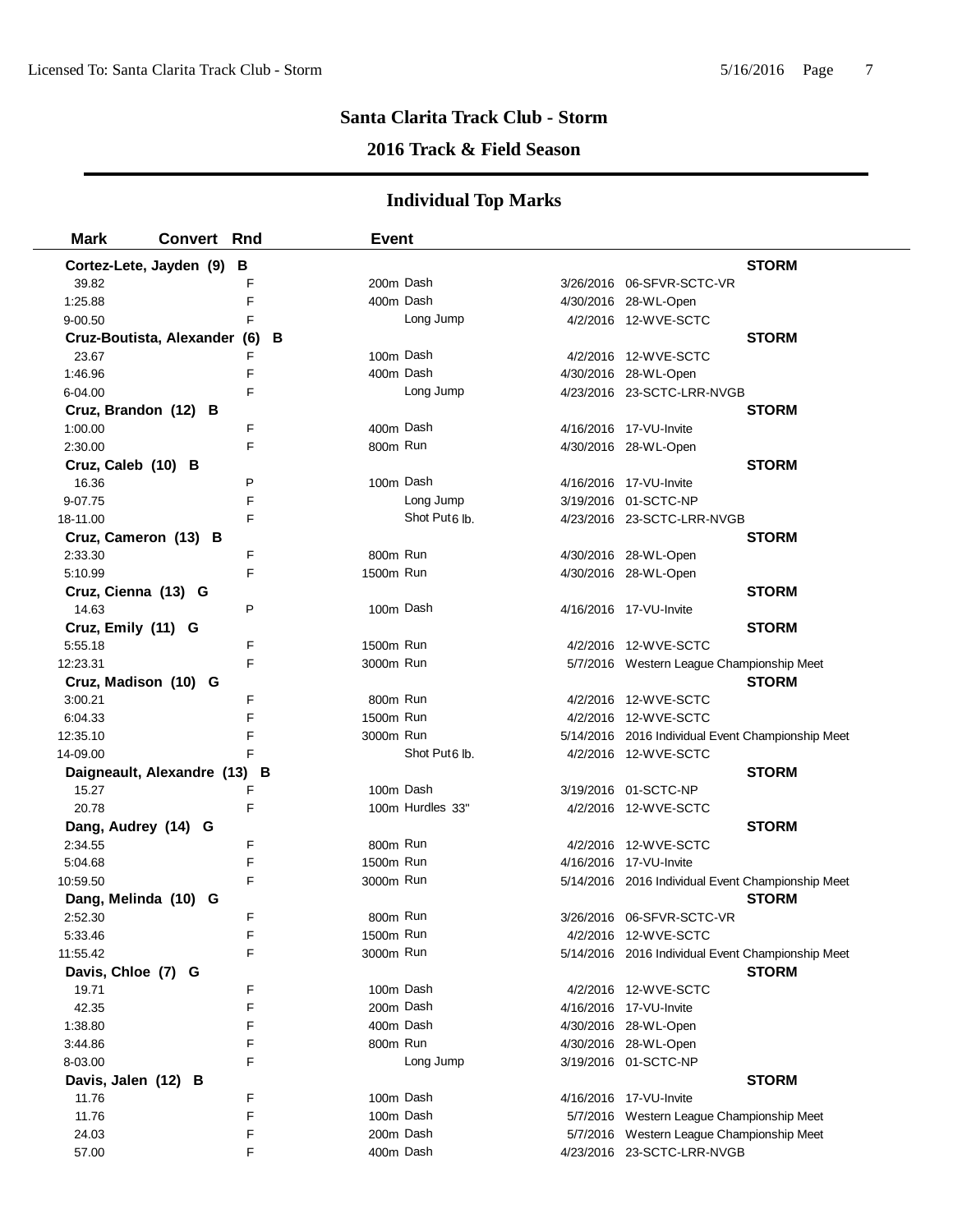## Santa Clarita Track Club - Storm

## 2016 Track & Field Season

### Individual Top Marks

| Mark | Convert | Rnd | Event | Date | Meet |
|---|---|---|---|---|---|
| **Cortez-Lete, Jayden (9) B** | | | | | **STORM** |
| 39.82 | | F | 200m Dash | 3/26/2016 | 06-SFVR-SCTC-VR |
| 1:25.88 | | F | 400m Dash | 4/30/2016 | 28-WL-Open |
| 9-00.50 | | F | Long Jump | 4/2/2016 | 12-WVE-SCTC |
| **Cruz-Boutista, Alexander (6) B** | | | | | **STORM** |
| 23.67 | | F | 100m Dash | 4/2/2016 | 12-WVE-SCTC |
| 1:46.96 | | F | 400m Dash | 4/30/2016 | 28-WL-Open |
| 6-04.00 | | F | Long Jump | 4/23/2016 | 23-SCTC-LRR-NVGB |
| **Cruz, Brandon (12) B** | | | | | **STORM** |
| 1:00.00 | | F | 400m Dash | 4/16/2016 | 17-VU-Invite |
| 2:30.00 | | F | 800m Run | 4/30/2016 | 28-WL-Open |
| **Cruz, Caleb (10) B** | | | | | **STORM** |
| 16.36 | | P | 100m Dash | 4/16/2016 | 17-VU-Invite |
| 9-07.75 | | F | Long Jump | 3/19/2016 | 01-SCTC-NP |
| 18-11.00 | | F | Shot Put 6 lb. | 4/23/2016 | 23-SCTC-LRR-NVGB |
| **Cruz, Cameron (13) B** | | | | | **STORM** |
| 2:33.30 | | F | 800m Run | 4/30/2016 | 28-WL-Open |
| 5:10.99 | | F | 1500m Run | 4/30/2016 | 28-WL-Open |
| **Cruz, Cienna (13) G** | | | | | **STORM** |
| 14.63 | | P | 100m Dash | 4/16/2016 | 17-VU-Invite |
| **Cruz, Emily (11) G** | | | | | **STORM** |
| 5:55.18 | | F | 1500m Run | 4/2/2016 | 12-WVE-SCTC |
| 12:23.31 | | F | 3000m Run | 5/7/2016 | Western League Championship Meet |
| **Cruz, Madison (10) G** | | | | | **STORM** |
| 3:00.21 | | F | 800m Run | 4/2/2016 | 12-WVE-SCTC |
| 6:04.33 | | F | 1500m Run | 4/2/2016 | 12-WVE-SCTC |
| 12:35.10 | | F | 3000m Run | 5/14/2016 | 2016 Individual Event Championship Meet |
| 14-09.00 | | F | Shot Put 6 lb. | 4/2/2016 | 12-WVE-SCTC |
| **Daigneault, Alexandre (13) B** | | | | | **STORM** |
| 15.27 | | F | 100m Dash | 3/19/2016 | 01-SCTC-NP |
| 20.78 | | F | 100m Hurdles 33" | 4/2/2016 | 12-WVE-SCTC |
| **Dang, Audrey (14) G** | | | | | **STORM** |
| 2:34.55 | | F | 800m Run | 4/2/2016 | 12-WVE-SCTC |
| 5:04.68 | | F | 1500m Run | 4/16/2016 | 17-VU-Invite |
| 10:59.50 | | F | 3000m Run | 5/14/2016 | 2016 Individual Event Championship Meet |
| **Dang, Melinda (10) G** | | | | | **STORM** |
| 2:52.30 | | F | 800m Run | 3/26/2016 | 06-SFVR-SCTC-VR |
| 5:33.46 | | F | 1500m Run | 4/2/2016 | 12-WVE-SCTC |
| 11:55.42 | | F | 3000m Run | 5/14/2016 | 2016 Individual Event Championship Meet |
| **Davis, Chloe (7) G** | | | | | **STORM** |
| 19.71 | | F | 100m Dash | 4/2/2016 | 12-WVE-SCTC |
| 42.35 | | F | 200m Dash | 4/16/2016 | 17-VU-Invite |
| 1:38.80 | | F | 400m Dash | 4/30/2016 | 28-WL-Open |
| 3:44.86 | | F | 800m Run | 4/30/2016 | 28-WL-Open |
| 8-03.00 | | F | Long Jump | 3/19/2016 | 01-SCTC-NP |
| **Davis, Jalen (12) B** | | | | | **STORM** |
| 11.76 | | F | 100m Dash | 4/16/2016 | 17-VU-Invite |
| 11.76 | | F | 100m Dash | 5/7/2016 | Western League Championship Meet |
| 24.03 | | F | 200m Dash | 5/7/2016 | Western League Championship Meet |
| 57.00 | | F | 400m Dash | 4/23/2016 | 23-SCTC-LRR-NVGB |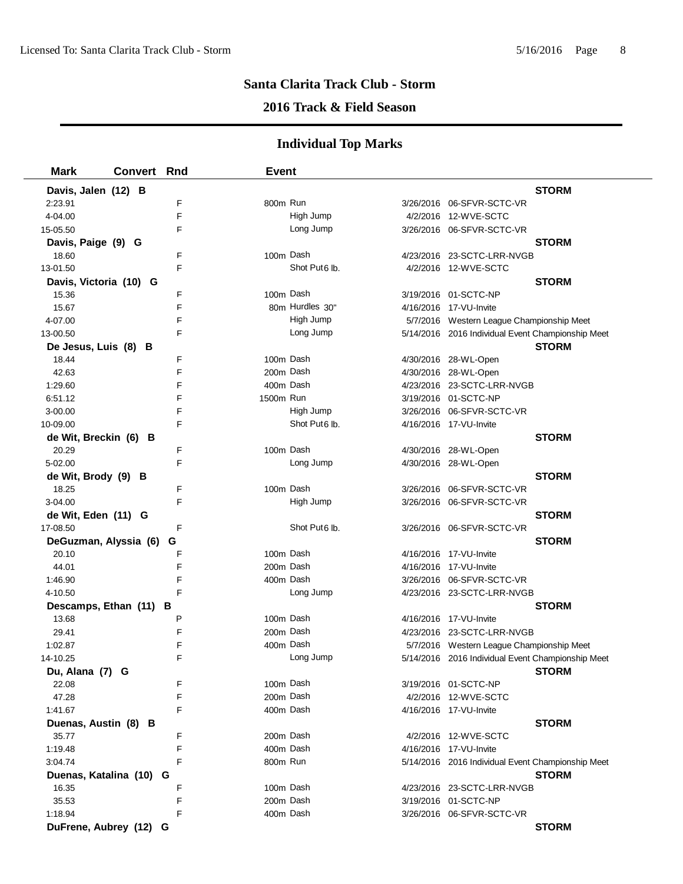## Santa Clarita Track Club - Storm

## 2016 Track & Field Season

### Individual Top Marks

| Mark | Convert | Rnd | Event | | Date | Meet |
|---|---|---|---|---|---|---|
| **Davis, Jalen (12) B** | | | | | | **STORM** |
| 2:23.91 | | F | 800m | Run | 3/26/2016 | 06-SFVR-SCTC-VR |
| 4-04.00 | | F | | High Jump | 4/2/2016 | 12-WVE-SCTC |
| 15-05.50 | | F | | Long Jump | 3/26/2016 | 06-SFVR-SCTC-VR |
| **Davis, Paige (9) G** | | | | | | **STORM** |
| 18.60 | | F | 100m | Dash | 4/23/2016 | 23-SCTC-LRR-NVGB |
| 13-01.50 | | F | | Shot Put 6 lb. | 4/2/2016 | 12-WVE-SCTC |
| **Davis, Victoria (10) G** | | | | | | **STORM** |
| 15.36 | | F | 100m | Dash | 3/19/2016 | 01-SCTC-NP |
| 15.67 | | F | 80m | Hurdles 30" | 4/16/2016 | 17-VU-Invite |
| 4-07.00 | | F | | High Jump | 5/7/2016 | Western League Championship Meet |
| 13-00.50 | | F | | Long Jump | 5/14/2016 | 2016 Individual Event Championship Meet |
| **De Jesus, Luis (8) B** | | | | | | **STORM** |
| 18.44 | | F | 100m | Dash | 4/30/2016 | 28-WL-Open |
| 42.63 | | F | 200m | Dash | 4/30/2016 | 28-WL-Open |
| 1:29.60 | | F | 400m | Dash | 4/23/2016 | 23-SCTC-LRR-NVGB |
| 6:51.12 | | F | 1500m | Run | 3/19/2016 | 01-SCTC-NP |
| 3-00.00 | | F | | High Jump | 3/26/2016 | 06-SFVR-SCTC-VR |
| 10-09.00 | | F | | Shot Put 6 lb. | 4/16/2016 | 17-VU-Invite |
| **de Wit, Breckin (6) B** | | | | | | **STORM** |
| 20.29 | | F | 100m | Dash | 4/30/2016 | 28-WL-Open |
| 5-02.00 | | F | | Long Jump | 4/30/2016 | 28-WL-Open |
| **de Wit, Brody (9) B** | | | | | | **STORM** |
| 18.25 | | F | 100m | Dash | 3/26/2016 | 06-SFVR-SCTC-VR |
| 3-04.00 | | F | | High Jump | 3/26/2016 | 06-SFVR-SCTC-VR |
| **de Wit, Eden (11) G** | | | | | | **STORM** |
| 17-08.50 | | F | | Shot Put 6 lb. | 3/26/2016 | 06-SFVR-SCTC-VR |
| **DeGuzman, Alyssia (6) G** | | | | | | **STORM** |
| 20.10 | | F | 100m | Dash | 4/16/2016 | 17-VU-Invite |
| 44.01 | | F | 200m | Dash | 4/16/2016 | 17-VU-Invite |
| 1:46.90 | | F | 400m | Dash | 3/26/2016 | 06-SFVR-SCTC-VR |
| 4-10.50 | | F | | Long Jump | 4/23/2016 | 23-SCTC-LRR-NVGB |
| **Descamps, Ethan (11) B** | | | | | | **STORM** |
| 13.68 | | P | 100m | Dash | 4/16/2016 | 17-VU-Invite |
| 29.41 | | F | 200m | Dash | 4/23/2016 | 23-SCTC-LRR-NVGB |
| 1:02.87 | | F | 400m | Dash | 5/7/2016 | Western League Championship Meet |
| 14-10.25 | | F | | Long Jump | 5/14/2016 | 2016 Individual Event Championship Meet |
| **Du, Alana (7) G** | | | | | | **STORM** |
| 22.08 | | F | 100m | Dash | 3/19/2016 | 01-SCTC-NP |
| 47.28 | | F | 200m | Dash | 4/2/2016 | 12-WVE-SCTC |
| 1:41.67 | | F | 400m | Dash | 4/16/2016 | 17-VU-Invite |
| **Duenas, Austin (8) B** | | | | | | **STORM** |
| 35.77 | | F | 200m | Dash | 4/2/2016 | 12-WVE-SCTC |
| 1:19.48 | | F | 400m | Dash | 4/16/2016 | 17-VU-Invite |
| 3:04.74 | | F | 800m | Run | 5/14/2016 | 2016 Individual Event Championship Meet |
| **Duenas, Katalina (10) G** | | | | | | **STORM** |
| 16.35 | | F | 100m | Dash | 4/23/2016 | 23-SCTC-LRR-NVGB |
| 35.53 | | F | 200m | Dash | 3/19/2016 | 01-SCTC-NP |
| 1:18.94 | | F | 400m | Dash | 3/26/2016 | 06-SFVR-SCTC-VR |
| **DuFrene, Aubrey (12) G** | | | | | | **STORM** |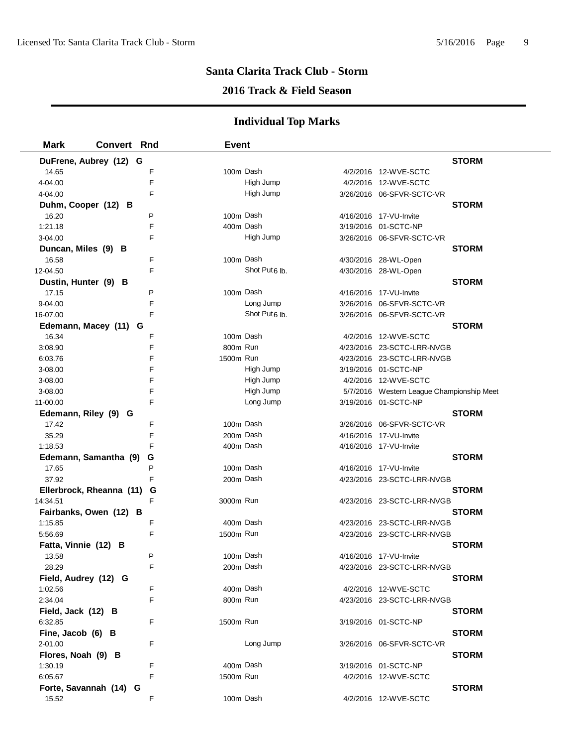# Santa Clarita Track Club - Storm

## 2016 Track & Field Season

### Individual Top Marks

| Mark | Convert | Rnd | Event | | |
|---|---|---|---|---|---|
| **DuFrene, Aubrey (12) G** | | | | | **STORM** |
| 14.65 | | F | 100m Dash | 4/2/2016 | 12-WVE-SCTC |
| 4-04.00 | | F | High Jump | 4/2/2016 | 12-WVE-SCTC |
| 4-04.00 | | F | High Jump | 3/26/2016 | 06-SFVR-SCTC-VR |
| **Duhm, Cooper (12) B** | | | | | **STORM** |
| 16.20 | | P | 100m Dash | 4/16/2016 | 17-VU-Invite |
| 1:21.18 | | F | 400m Dash | 3/19/2016 | 01-SCTC-NP |
| 3-04.00 | | F | High Jump | 3/26/2016 | 06-SFVR-SCTC-VR |
| **Duncan, Miles (9) B** | | | | | **STORM** |
| 16.58 | | F | 100m Dash | 4/30/2016 | 28-WL-Open |
| 12-04.50 | | F | Shot Put 6 lb. | 4/30/2016 | 28-WL-Open |
| **Dustin, Hunter (9) B** | | | | | **STORM** |
| 17.15 | | P | 100m Dash | 4/16/2016 | 17-VU-Invite |
| 9-04.00 | | F | Long Jump | 3/26/2016 | 06-SFVR-SCTC-VR |
| 16-07.00 | | F | Shot Put 6 lb. | 3/26/2016 | 06-SFVR-SCTC-VR |
| **Edemann, Macey (11) G** | | | | | **STORM** |
| 16.34 | | F | 100m Dash | 4/2/2016 | 12-WVE-SCTC |
| 3:08.90 | | F | 800m Run | 4/23/2016 | 23-SCTC-LRR-NVGB |
| 6:03.76 | | F | 1500m Run | 4/23/2016 | 23-SCTC-LRR-NVGB |
| 3-08.00 | | F | High Jump | 3/19/2016 | 01-SCTC-NP |
| 3-08.00 | | F | High Jump | 4/2/2016 | 12-WVE-SCTC |
| 3-08.00 | | F | High Jump | 5/7/2016 | Western League Championship Meet |
| 11-00.00 | | F | Long Jump | 3/19/2016 | 01-SCTC-NP |
| **Edemann, Riley (9) G** | | | | | **STORM** |
| 17.42 | | F | 100m Dash | 3/26/2016 | 06-SFVR-SCTC-VR |
| 35.29 | | F | 200m Dash | 4/16/2016 | 17-VU-Invite |
| 1:18.53 | | F | 400m Dash | 4/16/2016 | 17-VU-Invite |
| **Edemann, Samantha (9) G** | | | | | **STORM** |
| 17.65 | | P | 100m Dash | 4/16/2016 | 17-VU-Invite |
| 37.92 | | F | 200m Dash | 4/23/2016 | 23-SCTC-LRR-NVGB |
| **Ellerbrock, Rheanna (11) G** | | | | | **STORM** |
| 14:34.51 | | F | 3000m Run | 4/23/2016 | 23-SCTC-LRR-NVGB |
| **Fairbanks, Owen (12) B** | | | | | **STORM** |
| 1:15.85 | | F | 400m Dash | 4/23/2016 | 23-SCTC-LRR-NVGB |
| 5:56.69 | | F | 1500m Run | 4/23/2016 | 23-SCTC-LRR-NVGB |
| **Fatta, Vinnie (12) B** | | | | | **STORM** |
| 13.58 | | P | 100m Dash | 4/16/2016 | 17-VU-Invite |
| 28.29 | | F | 200m Dash | 4/23/2016 | 23-SCTC-LRR-NVGB |
| **Field, Audrey (12) G** | | | | | **STORM** |
| 1:02.56 | | F | 400m Dash | 4/2/2016 | 12-WVE-SCTC |
| 2:34.04 | | F | 800m Run | 4/23/2016 | 23-SCTC-LRR-NVGB |
| **Field, Jack (12) B** | | | | | **STORM** |
| 6:32.85 | | F | 1500m Run | 3/19/2016 | 01-SCTC-NP |
| **Fine, Jacob (6) B** | | | | | **STORM** |
| 2-01.00 | | F | Long Jump | 3/26/2016 | 06-SFVR-SCTC-VR |
| **Flores, Noah (9) B** | | | | | **STORM** |
| 1:30.19 | | F | 400m Dash | 3/19/2016 | 01-SCTC-NP |
| 6:05.67 | | F | 1500m Run | 4/2/2016 | 12-WVE-SCTC |
| **Forte, Savannah (14) G** | | | | | **STORM** |
| 15.52 | | F | 100m Dash | 4/2/2016 | 12-WVE-SCTC |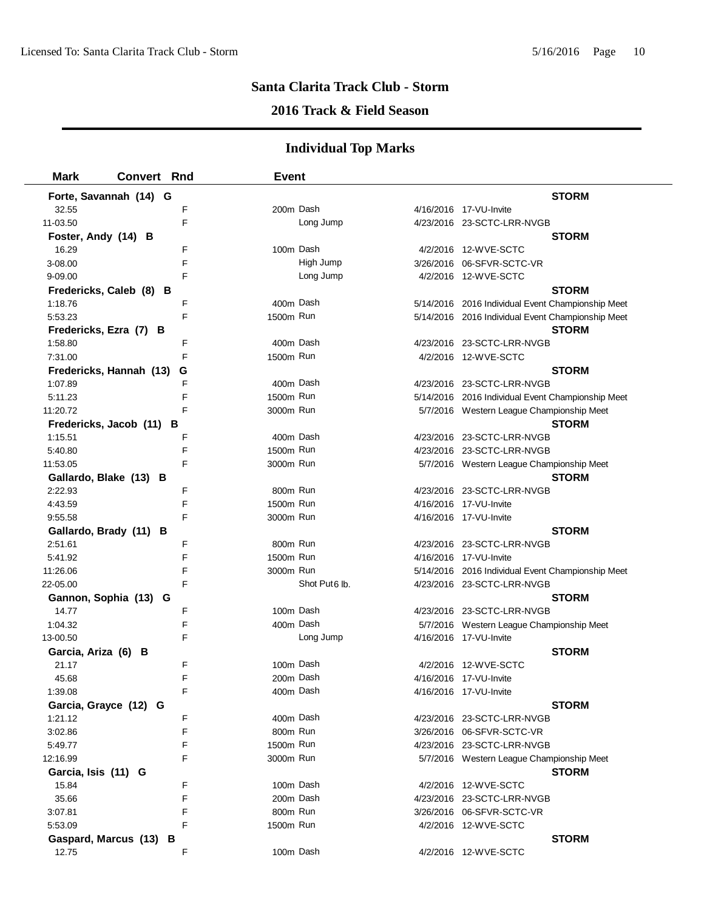# Santa Clarita Track Club - Storm

## 2016 Track & Field Season

## Individual Top Marks

| Mark | Convert | Rnd | Event | | Date | Meet |
|---|---|---|---|---|---|---|
| **Forte, Savannah (14) G** | | | | | | **STORM** |
| 32.55 | | F | 200m | Dash | 4/16/2016 | 17-VU-Invite |
| 11-03.50 | | F | | Long Jump | 4/23/2016 | 23-SCTC-LRR-NVGB |
| **Foster, Andy (14) B** | | | | | | **STORM** |
| 16.29 | | F | 100m | Dash | 4/2/2016 | 12-WVE-SCTC |
| 3-08.00 | | F | | High Jump | 3/26/2016 | 06-SFVR-SCTC-VR |
| 9-09.00 | | F | | Long Jump | 4/2/2016 | 12-WVE-SCTC |
| **Fredericks, Caleb (8) B** | | | | | | **STORM** |
| 1:18.76 | | F | 400m | Dash | 5/14/2016 | 2016 Individual Event Championship Meet |
| 5:53.23 | | F | 1500m | Run | 5/14/2016 | 2016 Individual Event Championship Meet |
| **Fredericks, Ezra (7) B** | | | | | | **STORM** |
| 1:58.80 | | F | 400m | Dash | 4/23/2016 | 23-SCTC-LRR-NVGB |
| 7:31.00 | | F | 1500m | Run | 4/2/2016 | 12-WVE-SCTC |
| **Fredericks, Hannah (13) G** | | | | | | **STORM** |
| 1:07.89 | | F | 400m | Dash | 4/23/2016 | 23-SCTC-LRR-NVGB |
| 5:11.23 | | F | 1500m | Run | 5/14/2016 | 2016 Individual Event Championship Meet |
| 11:20.72 | | F | 3000m | Run | 5/7/2016 | Western League Championship Meet |
| **Fredericks, Jacob (11) B** | | | | | | **STORM** |
| 1:15.51 | | F | 400m | Dash | 4/23/2016 | 23-SCTC-LRR-NVGB |
| 5:40.80 | | F | 1500m | Run | 4/23/2016 | 23-SCTC-LRR-NVGB |
| 11:53.05 | | F | 3000m | Run | 5/7/2016 | Western League Championship Meet |
| **Gallardo, Blake (13) B** | | | | | | **STORM** |
| 2:22.93 | | F | 800m | Run | 4/23/2016 | 23-SCTC-LRR-NVGB |
| 4:43.59 | | F | 1500m | Run | 4/16/2016 | 17-VU-Invite |
| 9:55.58 | | F | 3000m | Run | 4/16/2016 | 17-VU-Invite |
| **Gallardo, Brady (11) B** | | | | | | **STORM** |
| 2:51.61 | | F | 800m | Run | 4/23/2016 | 23-SCTC-LRR-NVGB |
| 5:41.92 | | F | 1500m | Run | 4/16/2016 | 17-VU-Invite |
| 11:26.06 | | F | 3000m | Run | 5/14/2016 | 2016 Individual Event Championship Meet |
| 22-05.00 | | F | | Shot Put 6 lb. | 4/23/2016 | 23-SCTC-LRR-NVGB |
| **Gannon, Sophia (13) G** | | | | | | **STORM** |
| 14.77 | | F | 100m | Dash | 4/23/2016 | 23-SCTC-LRR-NVGB |
| 1:04.32 | | F | 400m | Dash | 5/7/2016 | Western League Championship Meet |
| 13-00.50 | | F | | Long Jump | 4/16/2016 | 17-VU-Invite |
| **Garcia, Ariza (6) B** | | | | | | **STORM** |
| 21.17 | | F | 100m | Dash | 4/2/2016 | 12-WVE-SCTC |
| 45.68 | | F | 200m | Dash | 4/16/2016 | 17-VU-Invite |
| 1:39.08 | | F | 400m | Dash | 4/16/2016 | 17-VU-Invite |
| **Garcia, Grayce (12) G** | | | | | | **STORM** |
| 1:21.12 | | F | 400m | Dash | 4/23/2016 | 23-SCTC-LRR-NVGB |
| 3:02.86 | | F | 800m | Run | 3/26/2016 | 06-SFVR-SCTC-VR |
| 5:49.77 | | F | 1500m | Run | 4/23/2016 | 23-SCTC-LRR-NVGB |
| 12:16.99 | | F | 3000m | Run | 5/7/2016 | Western League Championship Meet |
| **Garcia, Isis (11) G** | | | | | | **STORM** |
| 15.84 | | F | 100m | Dash | 4/2/2016 | 12-WVE-SCTC |
| 35.66 | | F | 200m | Dash | 4/23/2016 | 23-SCTC-LRR-NVGB |
| 3:07.81 | | F | 800m | Run | 3/26/2016 | 06-SFVR-SCTC-VR |
| 5:53.09 | | F | 1500m | Run | 4/2/2016 | 12-WVE-SCTC |
| **Gaspard, Marcus (13) B** | | | | | | **STORM** |
| 12.75 | | F | 100m | Dash | 4/2/2016 | 12-WVE-SCTC |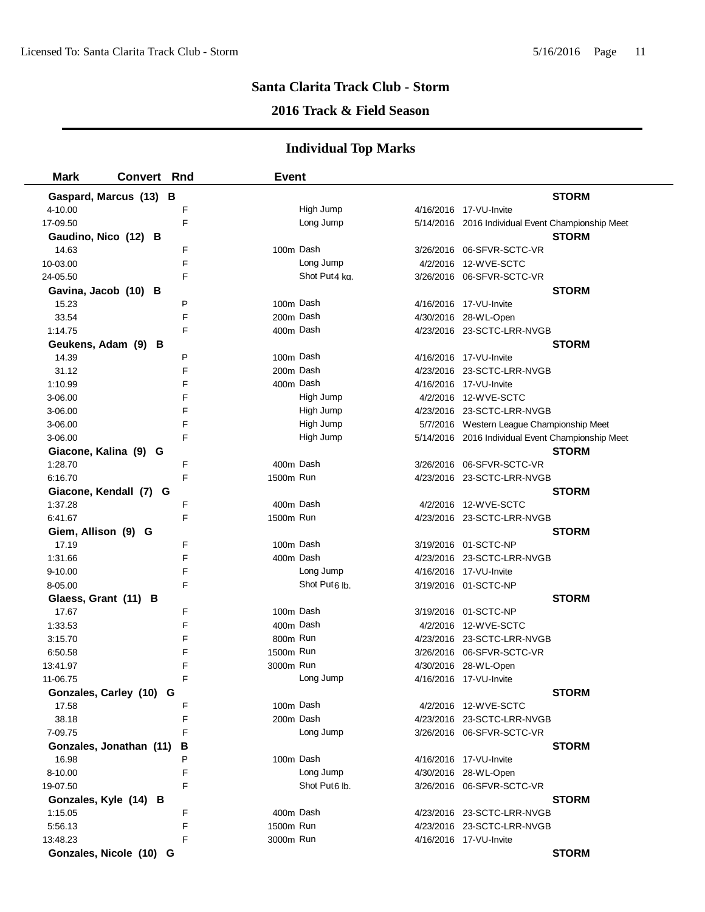# Santa Clarita Track Club - Storm

## 2016 Track & Field Season

### Individual Top Marks

| Mark | Convert | Rnd | Event | | Date | Meet |
|---|---|---|---|---|---|---|
| **Gaspard, Marcus (13) B** | | | | | | **STORM** |
| 4-10.00 | | F | | High Jump | 4/16/2016 | 17-VU-Invite |
| 17-09.50 | | F | | Long Jump | 5/14/2016 | 2016 Individual Event Championship Meet |
| **Gaudino, Nico (12) B** | | | | | | **STORM** |
| 14.63 | | F | 100m | Dash | 3/26/2016 | 06-SFVR-SCTC-VR |
| 10-03.00 | | F | | Long Jump | 4/2/2016 | 12-WVE-SCTC |
| 24-05.50 | | F | | Shot Put 4 kg. | 3/26/2016 | 06-SFVR-SCTC-VR |
| **Gavina, Jacob (10) B** | | | | | | **STORM** |
| 15.23 | | P | 100m | Dash | 4/16/2016 | 17-VU-Invite |
| 33.54 | | F | 200m | Dash | 4/30/2016 | 28-WL-Open |
| 1:14.75 | | F | 400m | Dash | 4/23/2016 | 23-SCTC-LRR-NVGB |
| **Geukens, Adam (9) B** | | | | | | **STORM** |
| 14.39 | | P | 100m | Dash | 4/16/2016 | 17-VU-Invite |
| 31.12 | | F | 200m | Dash | 4/23/2016 | 23-SCTC-LRR-NVGB |
| 1:10.99 | | F | 400m | Dash | 4/16/2016 | 17-VU-Invite |
| 3-06.00 | | F | | High Jump | 4/2/2016 | 12-WVE-SCTC |
| 3-06.00 | | F | | High Jump | 4/23/2016 | 23-SCTC-LRR-NVGB |
| 3-06.00 | | F | | High Jump | 5/7/2016 | Western League Championship Meet |
| 3-06.00 | | F | | High Jump | 5/14/2016 | 2016 Individual Event Championship Meet |
| **Giacone, Kalina (9) G** | | | | | | **STORM** |
| 1:28.70 | | F | 400m | Dash | 3/26/2016 | 06-SFVR-SCTC-VR |
| 6:16.70 | | F | 1500m | Run | 4/23/2016 | 23-SCTC-LRR-NVGB |
| **Giacone, Kendall (7) G** | | | | | | **STORM** |
| 1:37.28 | | F | 400m | Dash | 4/2/2016 | 12-WVE-SCTC |
| 6:41.67 | | F | 1500m | Run | 4/23/2016 | 23-SCTC-LRR-NVGB |
| **Giem, Allison (9) G** | | | | | | **STORM** |
| 17.19 | | F | 100m | Dash | 3/19/2016 | 01-SCTC-NP |
| 1:31.66 | | F | 400m | Dash | 4/23/2016 | 23-SCTC-LRR-NVGB |
| 9-10.00 | | F | | Long Jump | 4/16/2016 | 17-VU-Invite |
| 8-05.00 | | F | | Shot Put 6 lb. | 3/19/2016 | 01-SCTC-NP |
| **Glaess, Grant (11) B** | | | | | | **STORM** |
| 17.67 | | F | 100m | Dash | 3/19/2016 | 01-SCTC-NP |
| 1:33.53 | | F | 400m | Dash | 4/2/2016 | 12-WVE-SCTC |
| 3:15.70 | | F | 800m | Run | 4/23/2016 | 23-SCTC-LRR-NVGB |
| 6:50.58 | | F | 1500m | Run | 3/26/2016 | 06-SFVR-SCTC-VR |
| 13:41.97 | | F | 3000m | Run | 4/30/2016 | 28-WL-Open |
| 11-06.75 | | F | | Long Jump | 4/16/2016 | 17-VU-Invite |
| **Gonzales, Carley (10) G** | | | | | | **STORM** |
| 17.58 | | F | 100m | Dash | 4/2/2016 | 12-WVE-SCTC |
| 38.18 | | F | 200m | Dash | 4/23/2016 | 23-SCTC-LRR-NVGB |
| 7-09.75 | | F | | Long Jump | 3/26/2016 | 06-SFVR-SCTC-VR |
| **Gonzales, Jonathan (11) B** | | | | | | **STORM** |
| 16.98 | | P | 100m | Dash | 4/16/2016 | 17-VU-Invite |
| 8-10.00 | | F | | Long Jump | 4/30/2016 | 28-WL-Open |
| 19-07.50 | | F | | Shot Put 6 lb. | 3/26/2016 | 06-SFVR-SCTC-VR |
| **Gonzales, Kyle (14) B** | | | | | | **STORM** |
| 1:15.05 | | F | 400m | Dash | 4/23/2016 | 23-SCTC-LRR-NVGB |
| 5:56.13 | | F | 1500m | Run | 4/23/2016 | 23-SCTC-LRR-NVGB |
| 13:48.23 | | F | 3000m | Run | 4/16/2016 | 17-VU-Invite |
| **Gonzales, Nicole (10) G** | | | | | | **STORM** |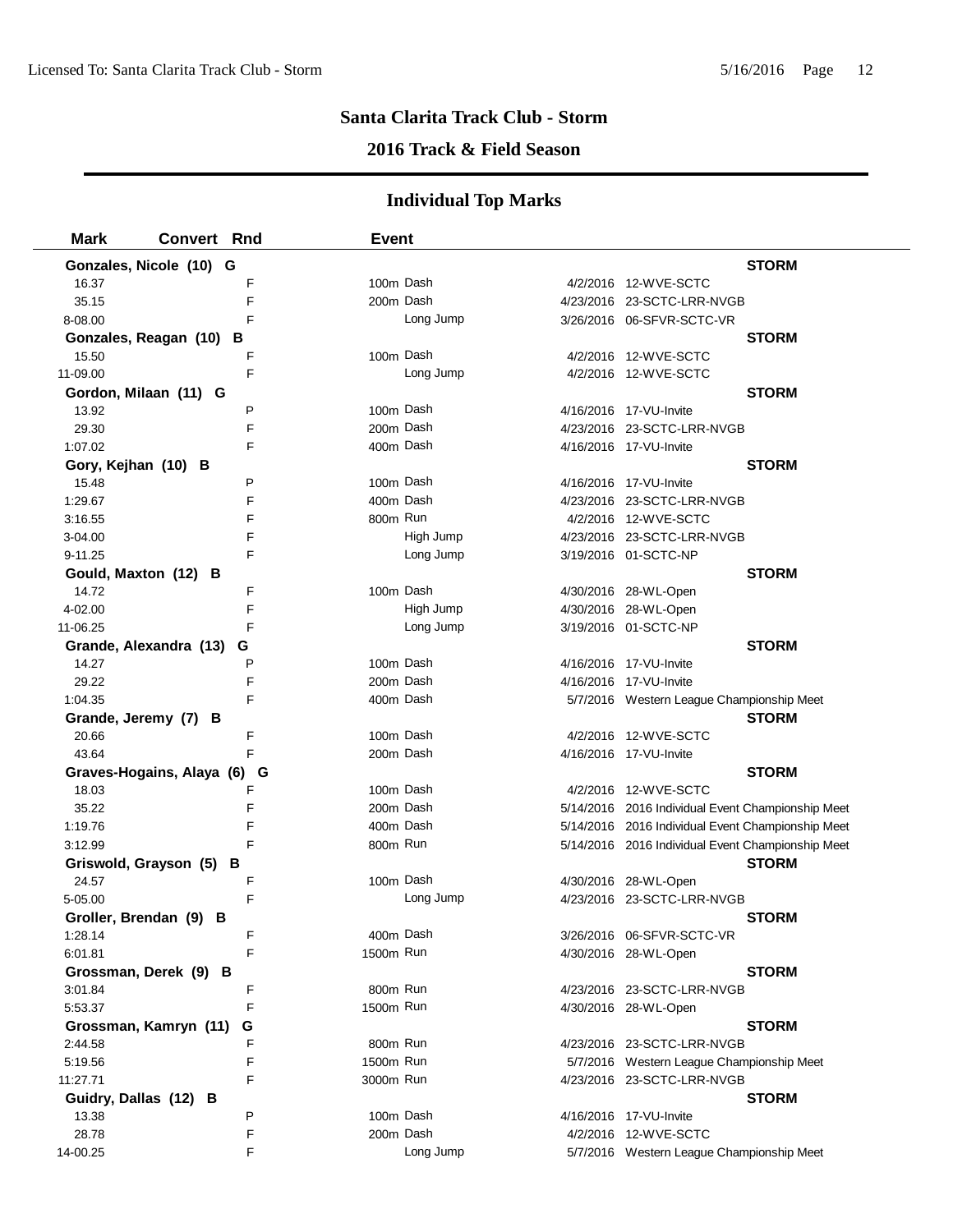## Santa Clarita Track Club - Storm

## 2016 Track & Field Season

### Individual Top Marks

| Mark | Convert | Rnd | Event | Date | Meet |
|---|---|---|---|---|---|
| **Gonzales, Nicole (10) G** | | | | | **STORM** |
| 16.37 | | F | 100m Dash | 4/2/2016 | 12-WVE-SCTC |
| 35.15 | | F | 200m Dash | 4/23/2016 | 23-SCTC-LRR-NVGB |
| 8-08.00 | | F | Long Jump | 3/26/2016 | 06-SFVR-SCTC-VR |
| **Gonzales, Reagan (10) B** | | | | | **STORM** |
| 15.50 | | F | 100m Dash | 4/2/2016 | 12-WVE-SCTC |
| 11-09.00 | | F | Long Jump | 4/2/2016 | 12-WVE-SCTC |
| **Gordon, Milaan (11) G** | | | | | **STORM** |
| 13.92 | | P | 100m Dash | 4/16/2016 | 17-VU-Invite |
| 29.30 | | F | 200m Dash | 4/23/2016 | 23-SCTC-LRR-NVGB |
| 1:07.02 | | F | 400m Dash | 4/16/2016 | 17-VU-Invite |
| **Gory, Kejhan (10) B** | | | | | **STORM** |
| 15.48 | | P | 100m Dash | 4/16/2016 | 17-VU-Invite |
| 1:29.67 | | F | 400m Dash | 4/23/2016 | 23-SCTC-LRR-NVGB |
| 3:16.55 | | F | 800m Run | 4/2/2016 | 12-WVE-SCTC |
| 3-04.00 | | F | High Jump | 4/23/2016 | 23-SCTC-LRR-NVGB |
| 9-11.25 | | F | Long Jump | 3/19/2016 | 01-SCTC-NP |
| **Gould, Maxton (12) B** | | | | | **STORM** |
| 14.72 | | F | 100m Dash | 4/30/2016 | 28-WL-Open |
| 4-02.00 | | F | High Jump | 4/30/2016 | 28-WL-Open |
| 11-06.25 | | F | Long Jump | 3/19/2016 | 01-SCTC-NP |
| **Grande, Alexandra (13) G** | | | | | **STORM** |
| 14.27 | | P | 100m Dash | 4/16/2016 | 17-VU-Invite |
| 29.22 | | F | 200m Dash | 4/16/2016 | 17-VU-Invite |
| 1:04.35 | | F | 400m Dash | 5/7/2016 | Western League Championship Meet |
| **Grande, Jeremy (7) B** | | | | | **STORM** |
| 20.66 | | F | 100m Dash | 4/2/2016 | 12-WVE-SCTC |
| 43.64 | | F | 200m Dash | 4/16/2016 | 17-VU-Invite |
| **Graves-Hogains, Alaya (6) G** | | | | | **STORM** |
| 18.03 | | F | 100m Dash | 4/2/2016 | 12-WVE-SCTC |
| 35.22 | | F | 200m Dash | 5/14/2016 | 2016 Individual Event Championship Meet |
| 1:19.76 | | F | 400m Dash | 5/14/2016 | 2016 Individual Event Championship Meet |
| 3:12.99 | | F | 800m Run | 5/14/2016 | 2016 Individual Event Championship Meet |
| **Griswold, Grayson (5) B** | | | | | **STORM** |
| 24.57 | | F | 100m Dash | 4/30/2016 | 28-WL-Open |
| 5-05.00 | | F | Long Jump | 4/23/2016 | 23-SCTC-LRR-NVGB |
| **Groller, Brendan (9) B** | | | | | **STORM** |
| 1:28.14 | | F | 400m Dash | 3/26/2016 | 06-SFVR-SCTC-VR |
| 6:01.81 | | F | 1500m Run | 4/30/2016 | 28-WL-Open |
| **Grossman, Derek (9) B** | | | | | **STORM** |
| 3:01.84 | | F | 800m Run | 4/23/2016 | 23-SCTC-LRR-NVGB |
| 5:53.37 | | F | 1500m Run | 4/30/2016 | 28-WL-Open |
| **Grossman, Kamryn (11) G** | | | | | **STORM** |
| 2:44.58 | | F | 800m Run | 4/23/2016 | 23-SCTC-LRR-NVGB |
| 5:19.56 | | F | 1500m Run | 5/7/2016 | Western League Championship Meet |
| 11:27.71 | | F | 3000m Run | 4/23/2016 | 23-SCTC-LRR-NVGB |
| **Guidry, Dallas (12) B** | | | | | **STORM** |
| 13.38 | | P | 100m Dash | 4/16/2016 | 17-VU-Invite |
| 28.78 | | F | 200m Dash | 4/2/2016 | 12-WVE-SCTC |
| 14-00.25 | | F | Long Jump | 5/7/2016 | Western League Championship Meet |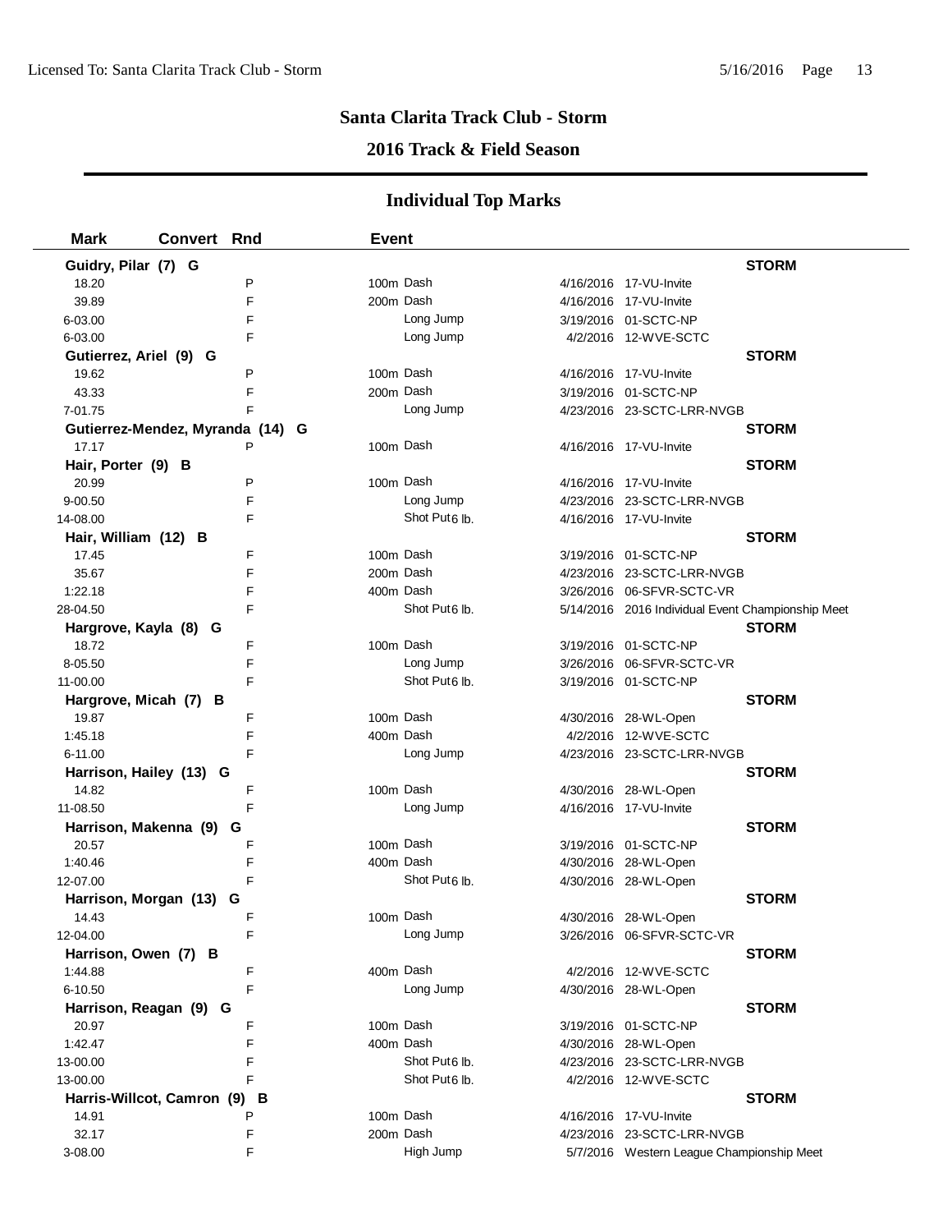# Santa Clarita Track Club - Storm

## 2016 Track & Field Season

### Individual Top Marks

| Mark | Convert | Rnd | Event | | |
|---|---|---|---|---|---|
| **Guidry, Pilar (7) G** | | | | | **STORM** |
| 18.20 | | P | 100m Dash | 4/16/2016 | 17-VU-Invite |
| 39.89 | | F | 200m Dash | 4/16/2016 | 17-VU-Invite |
| 6-03.00 | | F | Long Jump | 3/19/2016 | 01-SCTC-NP |
| 6-03.00 | | F | Long Jump | 4/2/2016 | 12-WVE-SCTC |
| **Gutierrez, Ariel (9) G** | | | | | **STORM** |
| 19.62 | | P | 100m Dash | 4/16/2016 | 17-VU-Invite |
| 43.33 | | F | 200m Dash | 3/19/2016 | 01-SCTC-NP |
| 7-01.75 | | F | Long Jump | 4/23/2016 | 23-SCTC-LRR-NVGB |
| **Gutierrez-Mendez, Myranda (14) G** | | | | | **STORM** |
| 17.17 | | P | 100m Dash | 4/16/2016 | 17-VU-Invite |
| **Hair, Porter (9) B** | | | | | **STORM** |
| 20.99 | | P | 100m Dash | 4/16/2016 | 17-VU-Invite |
| 9-00.50 | | F | Long Jump | 4/23/2016 | 23-SCTC-LRR-NVGB |
| 14-08.00 | | F | Shot Put 6 lb. | 4/16/2016 | 17-VU-Invite |
| **Hair, William (12) B** | | | | | **STORM** |
| 17.45 | | F | 100m Dash | 3/19/2016 | 01-SCTC-NP |
| 35.67 | | F | 200m Dash | 4/23/2016 | 23-SCTC-LRR-NVGB |
| 1:22.18 | | F | 400m Dash | 3/26/2016 | 06-SFVR-SCTC-VR |
| 28-04.50 | | F | Shot Put 6 lb. | 5/14/2016 | 2016 Individual Event Championship Meet |
| **Hargrove, Kayla (8) G** | | | | | **STORM** |
| 18.72 | | F | 100m Dash | 3/19/2016 | 01-SCTC-NP |
| 8-05.50 | | F | Long Jump | 3/26/2016 | 06-SFVR-SCTC-VR |
| 11-00.00 | | F | Shot Put 6 lb. | 3/19/2016 | 01-SCTC-NP |
| **Hargrove, Micah (7) B** | | | | | **STORM** |
| 19.87 | | F | 100m Dash | 4/30/2016 | 28-WL-Open |
| 1:45.18 | | F | 400m Dash | 4/2/2016 | 12-WVE-SCTC |
| 6-11.00 | | F | Long Jump | 4/23/2016 | 23-SCTC-LRR-NVGB |
| **Harrison, Hailey (13) G** | | | | | **STORM** |
| 14.82 | | F | 100m Dash | 4/30/2016 | 28-WL-Open |
| 11-08.50 | | F | Long Jump | 4/16/2016 | 17-VU-Invite |
| **Harrison, Makenna (9) G** | | | | | **STORM** |
| 20.57 | | F | 100m Dash | 3/19/2016 | 01-SCTC-NP |
| 1:40.46 | | F | 400m Dash | 4/30/2016 | 28-WL-Open |
| 12-07.00 | | F | Shot Put 6 lb. | 4/30/2016 | 28-WL-Open |
| **Harrison, Morgan (13) G** | | | | | **STORM** |
| 14.43 | | F | 100m Dash | 4/30/2016 | 28-WL-Open |
| 12-04.00 | | F | Long Jump | 3/26/2016 | 06-SFVR-SCTC-VR |
| **Harrison, Owen (7) B** | | | | | **STORM** |
| 1:44.88 | | F | 400m Dash | 4/2/2016 | 12-WVE-SCTC |
| 6-10.50 | | F | Long Jump | 4/30/2016 | 28-WL-Open |
| **Harrison, Reagan (9) G** | | | | | **STORM** |
| 20.97 | | F | 100m Dash | 3/19/2016 | 01-SCTC-NP |
| 1:42.47 | | F | 400m Dash | 4/30/2016 | 28-WL-Open |
| 13-00.00 | | F | Shot Put 6 lb. | 4/23/2016 | 23-SCTC-LRR-NVGB |
| 13-00.00 | | F | Shot Put 6 lb. | 4/2/2016 | 12-WVE-SCTC |
| **Harris-Willcot, Camron (9) B** | | | | | **STORM** |
| 14.91 | | P | 100m Dash | 4/16/2016 | 17-VU-Invite |
| 32.17 | | F | 200m Dash | 4/23/2016 | 23-SCTC-LRR-NVGB |
| 3-08.00 | | F | High Jump | 5/7/2016 | Western League Championship Meet |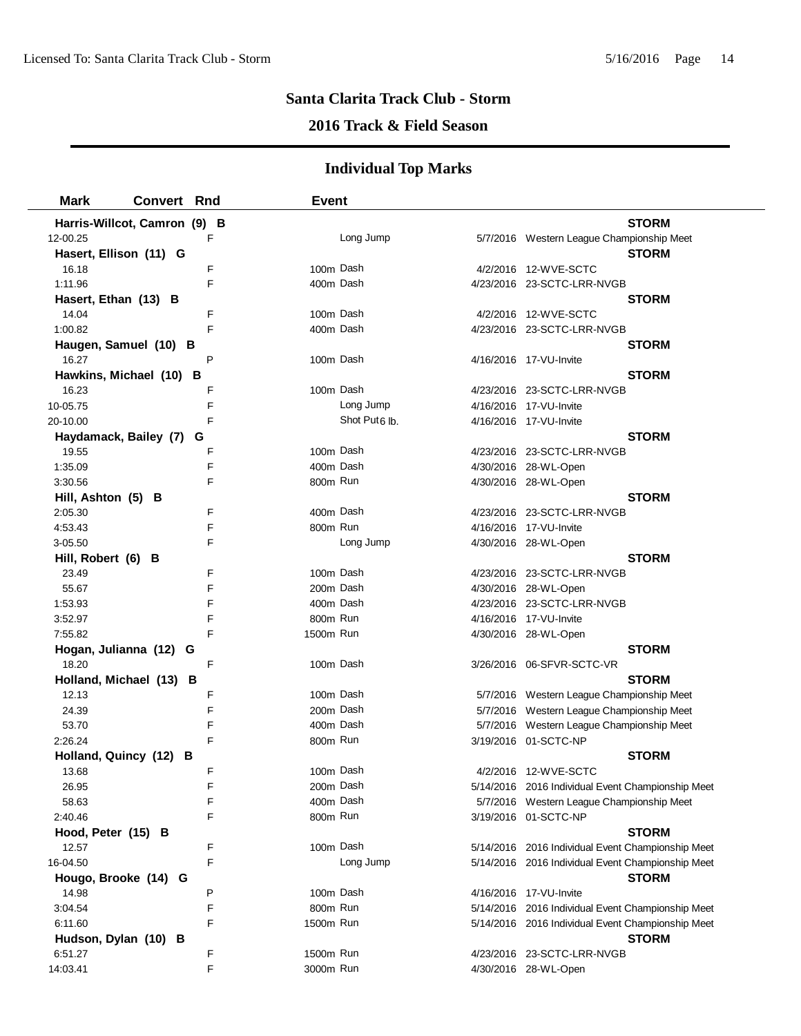## Santa Clarita Track Club - Storm

### 2016 Track & Field Season

### Individual Top Marks

| Mark | Convert | Rnd | Event | | |
|---|---|---|---|---|---|
| **Harris-Willcot, Camron (9) B** | | | | | **STORM** |
| 12-00.25 | | F | Long Jump | 5/7/2016 | Western League Championship Meet |
| **Hasert, Ellison (11) G** | | | | | **STORM** |
| 16.18 | | F | 100m Dash | 4/2/2016 | 12-WVE-SCTC |
| 1:11.96 | | F | 400m Dash | 4/23/2016 | 23-SCTC-LRR-NVGB |
| **Hasert, Ethan (13) B** | | | | | **STORM** |
| 14.04 | | F | 100m Dash | 4/2/2016 | 12-WVE-SCTC |
| 1:00.82 | | F | 400m Dash | 4/23/2016 | 23-SCTC-LRR-NVGB |
| **Haugen, Samuel (10) B** | | | | | **STORM** |
| 16.27 | | P | 100m Dash | 4/16/2016 | 17-VU-Invite |
| **Hawkins, Michael (10) B** | | | | | **STORM** |
| 16.23 | | F | 100m Dash | 4/23/2016 | 23-SCTC-LRR-NVGB |
| 10-05.75 | | F | Long Jump | 4/16/2016 | 17-VU-Invite |
| 20-10.00 | | F | Shot Put 6 lb. | 4/16/2016 | 17-VU-Invite |
| **Haydamack, Bailey (7) G** | | | | | **STORM** |
| 19.55 | | F | 100m Dash | 4/23/2016 | 23-SCTC-LRR-NVGB |
| 1:35.09 | | F | 400m Dash | 4/30/2016 | 28-WL-Open |
| 3:30.56 | | F | 800m Run | 4/30/2016 | 28-WL-Open |
| **Hill, Ashton (5) B** | | | | | **STORM** |
| 2:05.30 | | F | 400m Dash | 4/23/2016 | 23-SCTC-LRR-NVGB |
| 4:53.43 | | F | 800m Run | 4/16/2016 | 17-VU-Invite |
| 3-05.50 | | F | Long Jump | 4/30/2016 | 28-WL-Open |
| **Hill, Robert (6) B** | | | | | **STORM** |
| 23.49 | | F | 100m Dash | 4/23/2016 | 23-SCTC-LRR-NVGB |
| 55.67 | | F | 200m Dash | 4/30/2016 | 28-WL-Open |
| 1:53.93 | | F | 400m Dash | 4/23/2016 | 23-SCTC-LRR-NVGB |
| 3:52.97 | | F | 800m Run | 4/16/2016 | 17-VU-Invite |
| 7:55.82 | | F | 1500m Run | 4/30/2016 | 28-WL-Open |
| **Hogan, Julianna (12) G** | | | | | **STORM** |
| 18.20 | | F | 100m Dash | 3/26/2016 | 06-SFVR-SCTC-VR |
| **Holland, Michael (13) B** | | | | | **STORM** |
| 12.13 | | F | 100m Dash | 5/7/2016 | Western League Championship Meet |
| 24.39 | | F | 200m Dash | 5/7/2016 | Western League Championship Meet |
| 53.70 | | F | 400m Dash | 5/7/2016 | Western League Championship Meet |
| 2:26.24 | | F | 800m Run | 3/19/2016 | 01-SCTC-NP |
| **Holland, Quincy (12) B** | | | | | **STORM** |
| 13.68 | | F | 100m Dash | 4/2/2016 | 12-WVE-SCTC |
| 26.95 | | F | 200m Dash | 5/14/2016 | 2016 Individual Event Championship Meet |
| 58.63 | | F | 400m Dash | 5/7/2016 | Western League Championship Meet |
| 2:40.46 | | F | 800m Run | 3/19/2016 | 01-SCTC-NP |
| **Hood, Peter (15) B** | | | | | **STORM** |
| 12.57 | | F | 100m Dash | 5/14/2016 | 2016 Individual Event Championship Meet |
| 16-04.50 | | F | Long Jump | 5/14/2016 | 2016 Individual Event Championship Meet |
| **Hougo, Brooke (14) G** | | | | | **STORM** |
| 14.98 | | P | 100m Dash | 4/16/2016 | 17-VU-Invite |
| 3:04.54 | | F | 800m Run | 5/14/2016 | 2016 Individual Event Championship Meet |
| 6:11.60 | | F | 1500m Run | 5/14/2016 | 2016 Individual Event Championship Meet |
| **Hudson, Dylan (10) B** | | | | | **STORM** |
| 6:51.27 | | F | 1500m Run | 4/23/2016 | 23-SCTC-LRR-NVGB |
| 14:03.41 | | F | 3000m Run | 4/30/2016 | 28-WL-Open |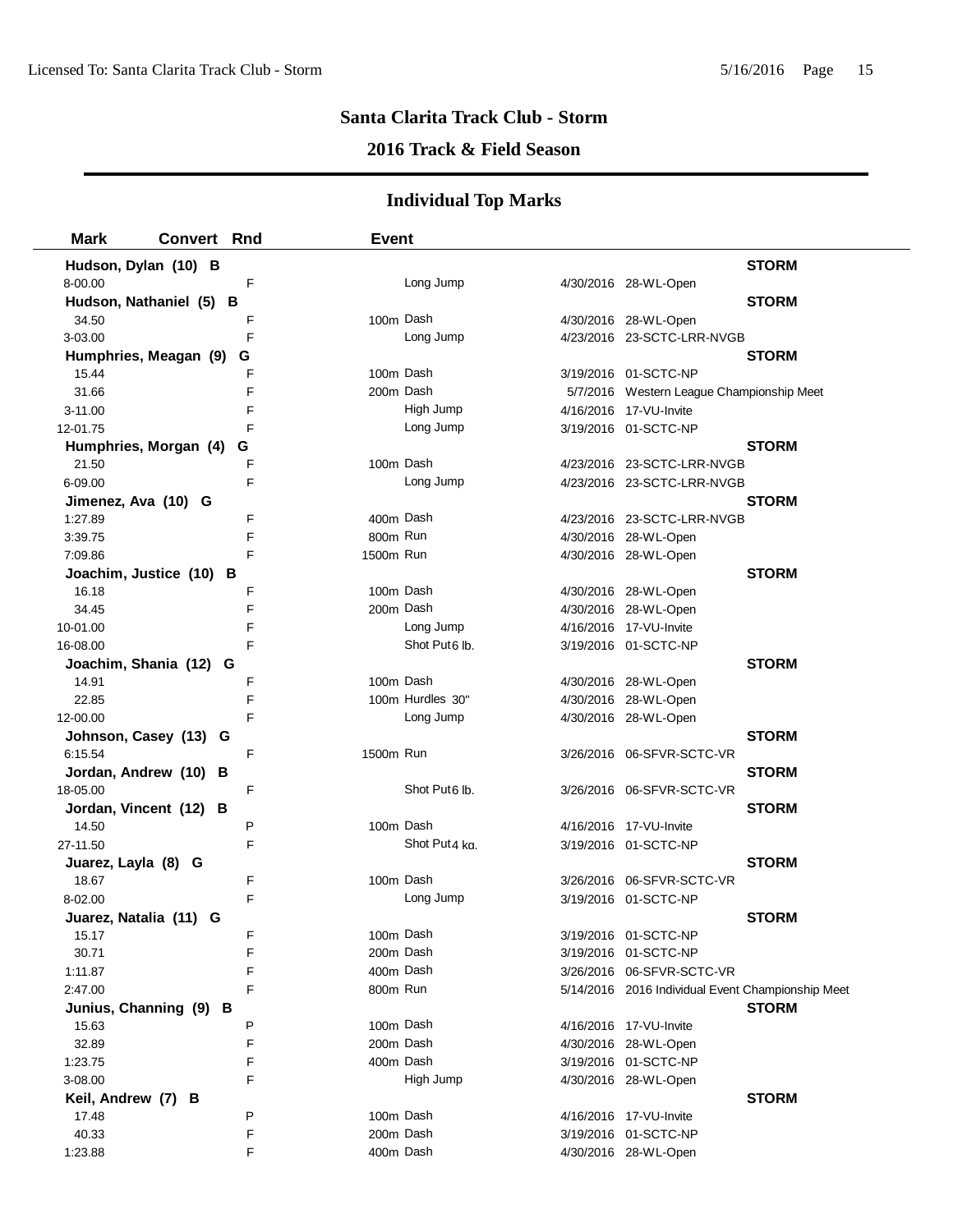## Santa Clarita Track Club - Storm

### 2016 Track & Field Season

### Individual Top Marks

| Mark | Convert | Rnd | Event | | Date | Meet | |
|---|---|---|---|---|---|---|---|
| **Hudson, Dylan (10) B** | | | | | | | **STORM** |
| 8-00.00 | | F | | Long Jump | 4/30/2016 | 28-WL-Open | |
| **Hudson, Nathaniel (5) B** | | | | | | | **STORM** |
| 34.50 | | F | 100m | Dash | 4/30/2016 | 28-WL-Open | |
| 3-03.00 | | F | | Long Jump | 4/23/2016 | 23-SCTC-LRR-NVGB | |
| **Humphries, Meagan (9) G** | | | | | | | **STORM** |
| 15.44 | | F | 100m | Dash | 3/19/2016 | 01-SCTC-NP | |
| 31.66 | | F | 200m | Dash | 5/7/2016 | Western League Championship Meet | |
| 3-11.00 | | F | | High Jump | 4/16/2016 | 17-VU-Invite | |
| 12-01.75 | | F | | Long Jump | 3/19/2016 | 01-SCTC-NP | |
| **Humphries, Morgan (4) G** | | | | | | | **STORM** |
| 21.50 | | F | 100m | Dash | 4/23/2016 | 23-SCTC-LRR-NVGB | |
| 6-09.00 | | F | | Long Jump | 4/23/2016 | 23-SCTC-LRR-NVGB | |
| **Jimenez, Ava (10) G** | | | | | | | **STORM** |
| 1:27.89 | | F | 400m | Dash | 4/23/2016 | 23-SCTC-LRR-NVGB | |
| 3:39.75 | | F | 800m | Run | 4/30/2016 | 28-WL-Open | |
| 7:09.86 | | F | 1500m | Run | 4/30/2016 | 28-WL-Open | |
| **Joachim, Justice (10) B** | | | | | | | **STORM** |
| 16.18 | | F | 100m | Dash | 4/30/2016 | 28-WL-Open | |
| 34.45 | | F | 200m | Dash | 4/30/2016 | 28-WL-Open | |
| 10-01.00 | | F | | Long Jump | 4/16/2016 | 17-VU-Invite | |
| 16-08.00 | | F | | Shot Put 6 lb. | 3/19/2016 | 01-SCTC-NP | |
| **Joachim, Shania (12) G** | | | | | | | **STORM** |
| 14.91 | | F | 100m | Dash | 4/30/2016 | 28-WL-Open | |
| 22.85 | | F | 100m | Hurdles 30" | 4/30/2016 | 28-WL-Open | |
| 12-00.00 | | F | | Long Jump | 4/30/2016 | 28-WL-Open | |
| **Johnson, Casey (13) G** | | | | | | | **STORM** |
| 6:15.54 | | F | 1500m | Run | 3/26/2016 | 06-SFVR-SCTC-VR | |
| **Jordan, Andrew (10) B** | | | | | | | **STORM** |
| 18-05.00 | | F | | Shot Put 6 lb. | 3/26/2016 | 06-SFVR-SCTC-VR | |
| **Jordan, Vincent (12) B** | | | | | | | **STORM** |
| 14.50 | | P | 100m | Dash | 4/16/2016 | 17-VU-Invite | |
| 27-11.50 | | F | | Shot Put 4 kg. | 3/19/2016 | 01-SCTC-NP | |
| **Juarez, Layla (8) G** | | | | | | | **STORM** |
| 18.67 | | F | 100m | Dash | 3/26/2016 | 06-SFVR-SCTC-VR | |
| 8-02.00 | | F | | Long Jump | 3/19/2016 | 01-SCTC-NP | |
| **Juarez, Natalia (11) G** | | | | | | | **STORM** |
| 15.17 | | F | 100m | Dash | 3/19/2016 | 01-SCTC-NP | |
| 30.71 | | F | 200m | Dash | 3/19/2016 | 01-SCTC-NP | |
| 1:11.87 | | F | 400m | Dash | 3/26/2016 | 06-SFVR-SCTC-VR | |
| 2:47.00 | | F | 800m | Run | 5/14/2016 | 2016 Individual Event Championship Meet | |
| **Junius, Channing (9) B** | | | | | | | **STORM** |
| 15.63 | | P | 100m | Dash | 4/16/2016 | 17-VU-Invite | |
| 32.89 | | F | 200m | Dash | 4/30/2016 | 28-WL-Open | |
| 1:23.75 | | F | 400m | Dash | 3/19/2016 | 01-SCTC-NP | |
| 3-08.00 | | F | | High Jump | 4/30/2016 | 28-WL-Open | |
| **Keil, Andrew (7) B** | | | | | | | **STORM** |
| 17.48 | | P | 100m | Dash | 4/16/2016 | 17-VU-Invite | |
| 40.33 | | F | 200m | Dash | 3/19/2016 | 01-SCTC-NP | |
| 1:23.88 | | F | 400m | Dash | 4/30/2016 | 28-WL-Open | |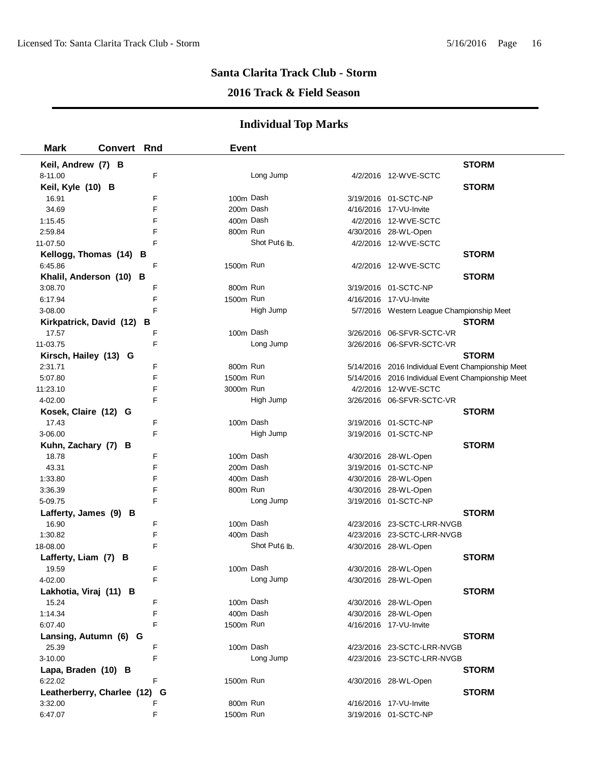# Santa Clarita Track Club - Storm

## 2016 Track & Field Season

### Individual Top Marks

| Mark | Convert | Rnd | Event | Date | Meet | Team |
|---|---|---|---|---|---|---|
| **Keil, Andrew (7) B** | | | | | | **STORM** |
| 8-11.00 | | F | Long Jump | 4/2/2016 | 12-WVE-SCTC | |
| **Keil, Kyle (10) B** | | | | | | **STORM** |
| 16.91 | | F | 100m Dash | 3/19/2016 | 01-SCTC-NP | |
| 34.69 | | F | 200m Dash | 4/16/2016 | 17-VU-Invite | |
| 1:15.45 | | F | 400m Dash | 4/2/2016 | 12-WVE-SCTC | |
| 2:59.84 | | F | 800m Run | 4/30/2016 | 28-WL-Open | |
| 11-07.50 | | F | Shot Put 6 lb. | 4/2/2016 | 12-WVE-SCTC | |
| **Kellogg, Thomas (14) B** | | | | | | **STORM** |
| 6:45.86 | | F | 1500m Run | 4/2/2016 | 12-WVE-SCTC | |
| **Khalil, Anderson (10) B** | | | | | | **STORM** |
| 3:08.70 | | F | 800m Run | 3/19/2016 | 01-SCTC-NP | |
| 6:17.94 | | F | 1500m Run | 4/16/2016 | 17-VU-Invite | |
| 3-08.00 | | F | High Jump | 5/7/2016 | Western League Championship Meet | |
| **Kirkpatrick, David (12) B** | | | | | | **STORM** |
| 17.57 | | F | 100m Dash | 3/26/2016 | 06-SFVR-SCTC-VR | |
| 11-03.75 | | F | Long Jump | 3/26/2016 | 06-SFVR-SCTC-VR | |
| **Kirsch, Hailey (13) G** | | | | | | **STORM** |
| 2:31.71 | | F | 800m Run | 5/14/2016 | 2016 Individual Event Championship Meet | |
| 5:07.80 | | F | 1500m Run | 5/14/2016 | 2016 Individual Event Championship Meet | |
| 11:23.10 | | F | 3000m Run | 4/2/2016 | 12-WVE-SCTC | |
| 4-02.00 | | F | High Jump | 3/26/2016 | 06-SFVR-SCTC-VR | |
| **Kosek, Claire (12) G** | | | | | | **STORM** |
| 17.43 | | F | 100m Dash | 3/19/2016 | 01-SCTC-NP | |
| 3-06.00 | | F | High Jump | 3/19/2016 | 01-SCTC-NP | |
| **Kuhn, Zachary (7) B** | | | | | | **STORM** |
| 18.78 | | F | 100m Dash | 4/30/2016 | 28-WL-Open | |
| 43.31 | | F | 200m Dash | 3/19/2016 | 01-SCTC-NP | |
| 1:33.80 | | F | 400m Dash | 4/30/2016 | 28-WL-Open | |
| 3:36.39 | | F | 800m Run | 4/30/2016 | 28-WL-Open | |
| 5-09.75 | | F | Long Jump | 3/19/2016 | 01-SCTC-NP | |
| **Lafferty, James (9) B** | | | | | | **STORM** |
| 16.90 | | F | 100m Dash | 4/23/2016 | 23-SCTC-LRR-NVGB | |
| 1:30.82 | | F | 400m Dash | 4/23/2016 | 23-SCTC-LRR-NVGB | |
| 18-08.00 | | F | Shot Put 6 lb. | 4/30/2016 | 28-WL-Open | |
| **Lafferty, Liam (7) B** | | | | | | **STORM** |
| 19.59 | | F | 100m Dash | 4/30/2016 | 28-WL-Open | |
| 4-02.00 | | F | Long Jump | 4/30/2016 | 28-WL-Open | |
| **Lakhotia, Viraj (11) B** | | | | | | **STORM** |
| 15.24 | | F | 100m Dash | 4/30/2016 | 28-WL-Open | |
| 1:14.34 | | F | 400m Dash | 4/30/2016 | 28-WL-Open | |
| 6:07.40 | | F | 1500m Run | 4/16/2016 | 17-VU-Invite | |
| **Lansing, Autumn (6) G** | | | | | | **STORM** |
| 25.39 | | F | 100m Dash | 4/23/2016 | 23-SCTC-LRR-NVGB | |
| 3-10.00 | | F | Long Jump | 4/23/2016 | 23-SCTC-LRR-NVGB | |
| **Lapa, Braden (10) B** | | | | | | **STORM** |
| 6:22.02 | | F | 1500m Run | 4/30/2016 | 28-WL-Open | |
| **Leatherberry, Charlee (12) G** | | | | | | **STORM** |
| 3:32.00 | | F | 800m Run | 4/16/2016 | 17-VU-Invite | |
| 6:47.07 | | F | 1500m Run | 3/19/2016 | 01-SCTC-NP | |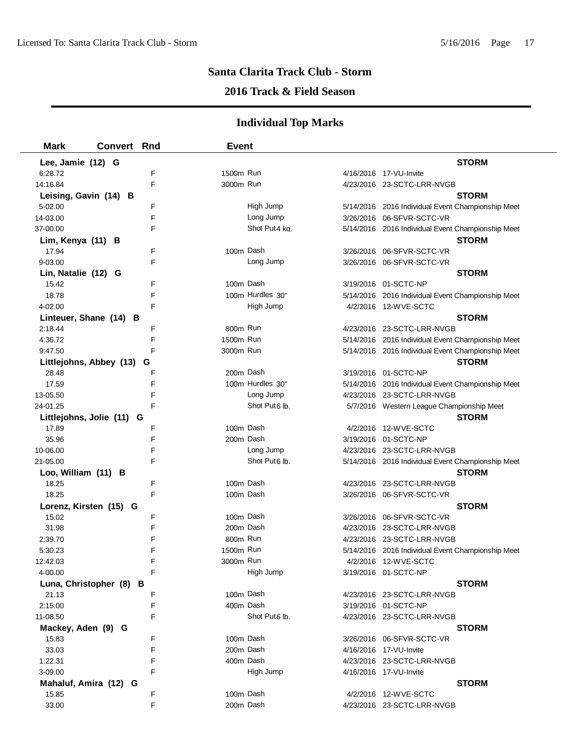## Santa Clarita Track Club - Storm

### 2016 Track & Field Season

### Individual Top Marks

| Mark | Convert | Rnd | Event | | Date | Meet |
|---|---|---|---|---|---|---|
| **Lee, Jamie (12) G** | | | | | | **STORM** |
| 6:28.72 | | F | 1500m Run | | 4/16/2016 | 17-VU-Invite |
| 14:16.84 | | F | 3000m Run | | 4/23/2016 | 23-SCTC-LRR-NVGB |
| **Leising, Gavin (14) B** | | | | | | **STORM** |
| 5-02.00 | | F | High Jump | | 5/14/2016 | 2016 Individual Event Championship Meet |
| 14-03.00 | | F | Long Jump | | 3/26/2016 | 06-SFVR-SCTC-VR |
| 37-00.00 | | F | Shot Put | 4 kg. | 5/14/2016 | 2016 Individual Event Championship Meet |
| **Lim, Kenya (11) B** | | | | | | **STORM** |
| 17.94 | | F | 100m Dash | | 3/26/2016 | 06-SFVR-SCTC-VR |
| 9-03.00 | | F | Long Jump | | 3/26/2016 | 06-SFVR-SCTC-VR |
| **Lin, Natalie (12) G** | | | | | | **STORM** |
| 15.42 | | F | 100m Dash | | 3/19/2016 | 01-SCTC-NP |
| 18.78 | | F | 100m Hurdles | 30" | 5/14/2016 | 2016 Individual Event Championship Meet |
| 4-02.00 | | F | High Jump | | 4/2/2016 | 12-WVE-SCTC |
| **Linteuer, Shane (14) B** | | | | | | **STORM** |
| 2:18.44 | | F | 800m Run | | 4/23/2016 | 23-SCTC-LRR-NVGB |
| 4:36.72 | | F | 1500m Run | | 5/14/2016 | 2016 Individual Event Championship Meet |
| 9:47.50 | | F | 3000m Run | | 5/14/2016 | 2016 Individual Event Championship Meet |
| **Littlejohns, Abbey (13) G** | | | | | | **STORM** |
| 28.48 | | F | 200m Dash | | 3/19/2016 | 01-SCTC-NP |
| 17.59 | | F | 100m Hurdles | 30" | 5/14/2016 | 2016 Individual Event Championship Meet |
| 13-05.50 | | F | Long Jump | | 4/23/2016 | 23-SCTC-LRR-NVGB |
| 24-01.25 | | F | Shot Put | 6 lb. | 5/7/2016 | Western League Championship Meet |
| **Littlejohns, Jolie (11) G** | | | | | | **STORM** |
| 17.89 | | F | 100m Dash | | 4/2/2016 | 12-WVE-SCTC |
| 35.96 | | F | 200m Dash | | 3/19/2016 | 01-SCTC-NP |
| 10-06.00 | | F | Long Jump | | 4/23/2016 | 23-SCTC-LRR-NVGB |
| 21-05.00 | | F | Shot Put | 6 lb. | 5/14/2016 | 2016 Individual Event Championship Meet |
| **Loo, William (11) B** | | | | | | **STORM** |
| 18.25 | | F | 100m Dash | | 4/23/2016 | 23-SCTC-LRR-NVGB |
| 18.25 | | F | 100m Dash | | 3/26/2016 | 06-SFVR-SCTC-VR |
| **Lorenz, Kirsten (15) G** | | | | | | **STORM** |
| 15.02 | | F | 100m Dash | | 3/26/2016 | 06-SFVR-SCTC-VR |
| 31.98 | | F | 200m Dash | | 4/23/2016 | 23-SCTC-LRR-NVGB |
| 2:39.70 | | F | 800m Run | | 4/23/2016 | 23-SCTC-LRR-NVGB |
| 5:30.23 | | F | 1500m Run | | 5/14/2016 | 2016 Individual Event Championship Meet |
| 12:42.03 | | F | 3000m Run | | 4/2/2016 | 12-WVE-SCTC |
| 4-00.00 | | F | High Jump | | 3/19/2016 | 01-SCTC-NP |
| **Luna, Christopher (8) B** | | | | | | **STORM** |
| 21.13 | | F | 100m Dash | | 4/23/2016 | 23-SCTC-LRR-NVGB |
| 2:15.00 | | F | 400m Dash | | 3/19/2016 | 01-SCTC-NP |
| 11-08.50 | | F | Shot Put | 6 lb. | 4/23/2016 | 23-SCTC-LRR-NVGB |
| **Mackey, Aden (9) G** | | | | | | **STORM** |
| 15.83 | | F | 100m Dash | | 3/26/2016 | 06-SFVR-SCTC-VR |
| 33.03 | | F | 200m Dash | | 4/16/2016 | 17-VU-Invite |
| 1:22.31 | | F | 400m Dash | | 4/23/2016 | 23-SCTC-LRR-NVGB |
| 3-09.00 | | F | High Jump | | 4/16/2016 | 17-VU-Invite |
| **Mahaluf, Amira (12) G** | | | | | | **STORM** |
| 15.85 | | F | 100m Dash | | 4/2/2016 | 12-WVE-SCTC |
| 33.00 | | F | 200m Dash | | 4/23/2016 | 23-SCTC-LRR-NVGB |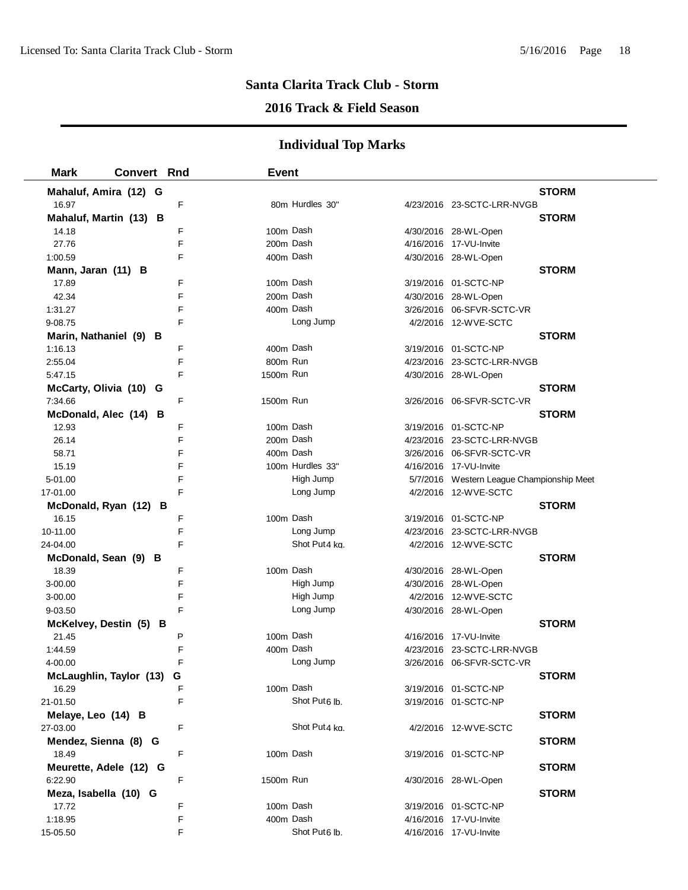## Santa Clarita Track Club - Storm

## 2016 Track & Field Season

## Individual Top Marks

| Mark | Convert | Rnd | Event | | Date | Meet | |
|---|---|---|---|---|---|---|---|
| **Mahaluf, Amira (12) G** | | | | | | | **STORM** |
| 16.97 | | F | 80m | Hurdles 30" | 4/23/2016 | 23-SCTC-LRR-NVGB | |
| **Mahaluf, Martin (13) B** | | | | | | | **STORM** |
| 14.18 | | F | 100m | Dash | 4/30/2016 | 28-WL-Open | |
| 27.76 | | F | 200m | Dash | 4/16/2016 | 17-VU-Invite | |
| 1:00.59 | | F | 400m | Dash | 4/30/2016 | 28-WL-Open | |
| **Mann, Jaran (11) B** | | | | | | | **STORM** |
| 17.89 | | F | 100m | Dash | 3/19/2016 | 01-SCTC-NP | |
| 42.34 | | F | 200m | Dash | 4/30/2016 | 28-WL-Open | |
| 1:31.27 | | F | 400m | Dash | 3/26/2016 | 06-SFVR-SCTC-VR | |
| 9-08.75 | | F | | Long Jump | 4/2/2016 | 12-WVE-SCTC | |
| **Marin, Nathaniel (9) B** | | | | | | | **STORM** |
| 1:16.13 | | F | 400m | Dash | 3/19/2016 | 01-SCTC-NP | |
| 2:55.04 | | F | 800m | Run | 4/23/2016 | 23-SCTC-LRR-NVGB | |
| 5:47.15 | | F | 1500m | Run | 4/30/2016 | 28-WL-Open | |
| **McCarty, Olivia (10) G** | | | | | | | **STORM** |
| 7:34.66 | | F | 1500m | Run | 3/26/2016 | 06-SFVR-SCTC-VR | |
| **McDonald, Alec (14) B** | | | | | | | **STORM** |
| 12.93 | | F | 100m | Dash | 3/19/2016 | 01-SCTC-NP | |
| 26.14 | | F | 200m | Dash | 4/23/2016 | 23-SCTC-LRR-NVGB | |
| 58.71 | | F | 400m | Dash | 3/26/2016 | 06-SFVR-SCTC-VR | |
| 15.19 | | F | 100m | Hurdles 33" | 4/16/2016 | 17-VU-Invite | |
| 5-01.00 | | F | | High Jump | 5/7/2016 | Western League Championship Meet | |
| 17-01.00 | | F | | Long Jump | 4/2/2016 | 12-WVE-SCTC | |
| **McDonald, Ryan (12) B** | | | | | | | **STORM** |
| 16.15 | | F | 100m | Dash | 3/19/2016 | 01-SCTC-NP | |
| 10-11.00 | | F | | Long Jump | 4/23/2016 | 23-SCTC-LRR-NVGB | |
| 24-04.00 | | F | | Shot Put 4 kg. | 4/2/2016 | 12-WVE-SCTC | |
| **McDonald, Sean (9) B** | | | | | | | **STORM** |
| 18.39 | | F | 100m | Dash | 4/30/2016 | 28-WL-Open | |
| 3-00.00 | | F | | High Jump | 4/30/2016 | 28-WL-Open | |
| 3-00.00 | | F | | High Jump | 4/2/2016 | 12-WVE-SCTC | |
| 9-03.50 | | F | | Long Jump | 4/30/2016 | 28-WL-Open | |
| **McKelvey, Destin (5) B** | | | | | | | **STORM** |
| 21.45 | | P | 100m | Dash | 4/16/2016 | 17-VU-Invite | |
| 1:44.59 | | F | 400m | Dash | 4/23/2016 | 23-SCTC-LRR-NVGB | |
| 4-00.00 | | F | | Long Jump | 3/26/2016 | 06-SFVR-SCTC-VR | |
| **McLaughlin, Taylor (13) G** | | | | | | | **STORM** |
| 16.29 | | F | 100m | Dash | 3/19/2016 | 01-SCTC-NP | |
| 21-01.50 | | F | | Shot Put 6 lb. | 3/19/2016 | 01-SCTC-NP | |
| **Melaye, Leo (14) B** | | | | | | | **STORM** |
| 27-03.00 | | F | | Shot Put 4 kg. | 4/2/2016 | 12-WVE-SCTC | |
| **Mendez, Sienna (8) G** | | | | | | | **STORM** |
| 18.49 | | F | 100m | Dash | 3/19/2016 | 01-SCTC-NP | |
| **Meurette, Adele (12) G** | | | | | | | **STORM** |
| 6:22.90 | | F | 1500m | Run | 4/30/2016 | 28-WL-Open | |
| **Meza, Isabella (10) G** | | | | | | | **STORM** |
| 17.72 | | F | 100m | Dash | 3/19/2016 | 01-SCTC-NP | |
| 1:18.95 | | F | 400m | Dash | 4/16/2016 | 17-VU-Invite | |
| 15-05.50 | | F | | Shot Put 6 lb. | 4/16/2016 | 17-VU-Invite | |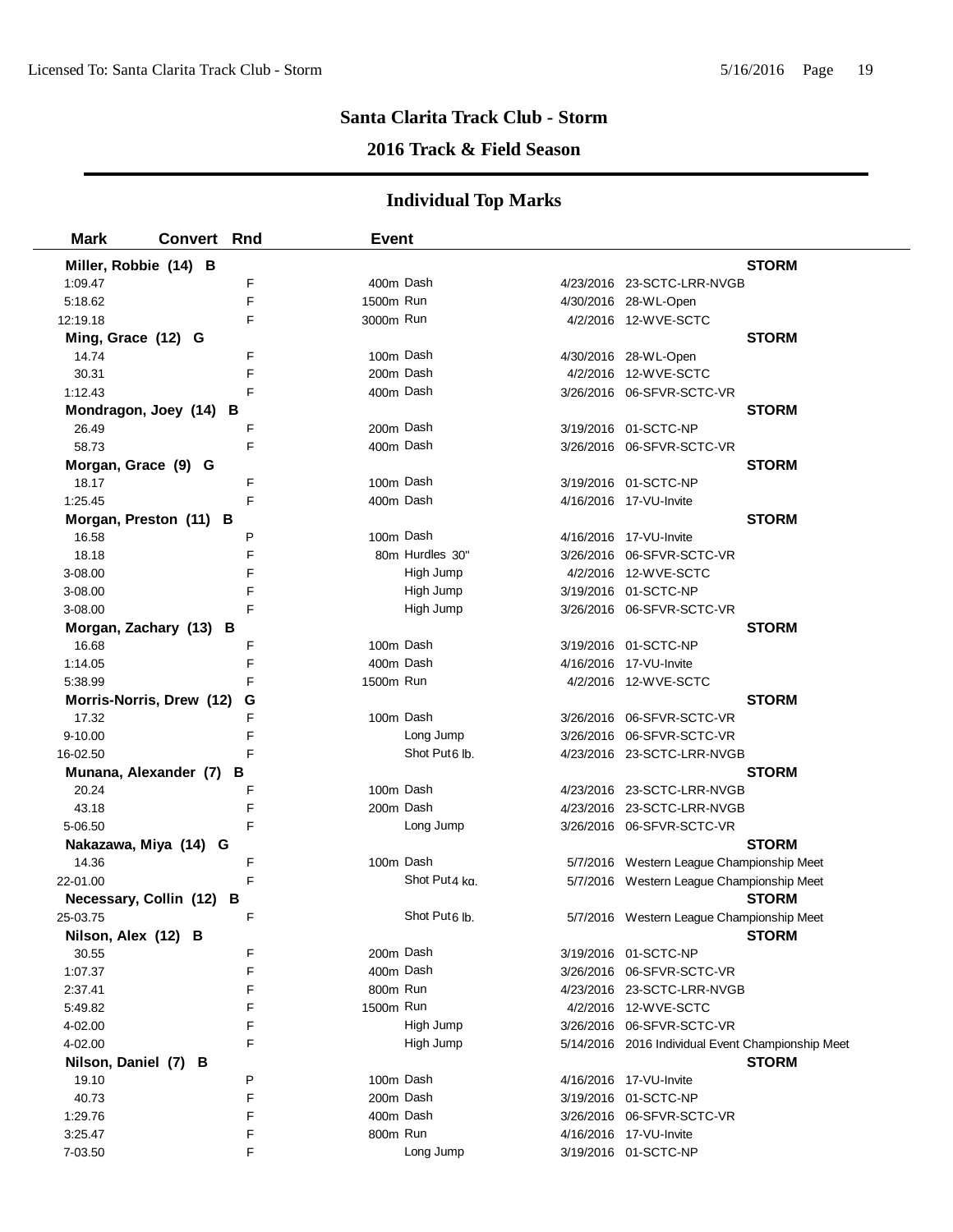## Santa Clarita Track Club - Storm

## 2016 Track & Field Season

### Individual Top Marks

| Mark | Convert | Rnd | Event | Date | Meet | Team |
|---|---|---|---|---|---|---|
| **Miller, Robbie (14) B** | | | | | | **STORM** |
| 1:09.47 | | F | 400m Dash | 4/23/2016 | 23-SCTC-LRR-NVGB | |
| 5:18.62 | | F | 1500m Run | 4/30/2016 | 28-WL-Open | |
| 12:19.18 | | F | 3000m Run | 4/2/2016 | 12-WVE-SCTC | |
| **Ming, Grace (12) G** | | | | | | **STORM** |
| 14.74 | | F | 100m Dash | 4/30/2016 | 28-WL-Open | |
| 30.31 | | F | 200m Dash | 4/2/2016 | 12-WVE-SCTC | |
| 1:12.43 | | F | 400m Dash | 3/26/2016 | 06-SFVR-SCTC-VR | |
| **Mondragon, Joey (14) B** | | | | | | **STORM** |
| 26.49 | | F | 200m Dash | 3/19/2016 | 01-SCTC-NP | |
| 58.73 | | F | 400m Dash | 3/26/2016 | 06-SFVR-SCTC-VR | |
| **Morgan, Grace (9) G** | | | | | | **STORM** |
| 18.17 | | F | 100m Dash | 3/19/2016 | 01-SCTC-NP | |
| 1:25.45 | | F | 400m Dash | 4/16/2016 | 17-VU-Invite | |
| **Morgan, Preston (11) B** | | | | | | **STORM** |
| 16.58 | | P | 100m Dash | 4/16/2016 | 17-VU-Invite | |
| 18.18 | | F | 80m Hurdles 30" | 3/26/2016 | 06-SFVR-SCTC-VR | |
| 3-08.00 | | F | High Jump | 4/2/2016 | 12-WVE-SCTC | |
| 3-08.00 | | F | High Jump | 3/19/2016 | 01-SCTC-NP | |
| 3-08.00 | | F | High Jump | 3/26/2016 | 06-SFVR-SCTC-VR | |
| **Morgan, Zachary (13) B** | | | | | | **STORM** |
| 16.68 | | F | 100m Dash | 3/19/2016 | 01-SCTC-NP | |
| 1:14.05 | | F | 400m Dash | 4/16/2016 | 17-VU-Invite | |
| 5:38.99 | | F | 1500m Run | 4/2/2016 | 12-WVE-SCTC | |
| **Morris-Norris, Drew (12) G** | | | | | | **STORM** |
| 17.32 | | F | 100m Dash | 3/26/2016 | 06-SFVR-SCTC-VR | |
| 9-10.00 | | F | Long Jump | 3/26/2016 | 06-SFVR-SCTC-VR | |
| 16-02.50 | | F | Shot Put 6 lb. | 4/23/2016 | 23-SCTC-LRR-NVGB | |
| **Munana, Alexander (7) B** | | | | | | **STORM** |
| 20.24 | | F | 100m Dash | 4/23/2016 | 23-SCTC-LRR-NVGB | |
| 43.18 | | F | 200m Dash | 4/23/2016 | 23-SCTC-LRR-NVGB | |
| 5-06.50 | | F | Long Jump | 3/26/2016 | 06-SFVR-SCTC-VR | |
| **Nakazawa, Miya (14) G** | | | | | | **STORM** |
| 14.36 | | F | 100m Dash | 5/7/2016 | Western League Championship Meet | |
| 22-01.00 | | F | Shot Put 4 kg. | 5/7/2016 | Western League Championship Meet | |
| **Necessary, Collin (12) B** | | | | | | **STORM** |
| 25-03.75 | | F | Shot Put 6 lb. | 5/7/2016 | Western League Championship Meet | |
| **Nilson, Alex (12) B** | | | | | | **STORM** |
| 30.55 | | F | 200m Dash | 3/19/2016 | 01-SCTC-NP | |
| 1:07.37 | | F | 400m Dash | 3/26/2016 | 06-SFVR-SCTC-VR | |
| 2:37.41 | | F | 800m Run | 4/23/2016 | 23-SCTC-LRR-NVGB | |
| 5:49.82 | | F | 1500m Run | 4/2/2016 | 12-WVE-SCTC | |
| 4-02.00 | | F | High Jump | 3/26/2016 | 06-SFVR-SCTC-VR | |
| 4-02.00 | | F | High Jump | 5/14/2016 | 2016 Individual Event Championship Meet | |
| **Nilson, Daniel (7) B** | | | | | | **STORM** |
| 19.10 | | P | 100m Dash | 4/16/2016 | 17-VU-Invite | |
| 40.73 | | F | 200m Dash | 3/19/2016 | 01-SCTC-NP | |
| 1:29.76 | | F | 400m Dash | 3/26/2016 | 06-SFVR-SCTC-VR | |
| 3:25.47 | | F | 800m Run | 4/16/2016 | 17-VU-Invite | |
| 7-03.50 | | F | Long Jump | 3/19/2016 | 01-SCTC-NP | |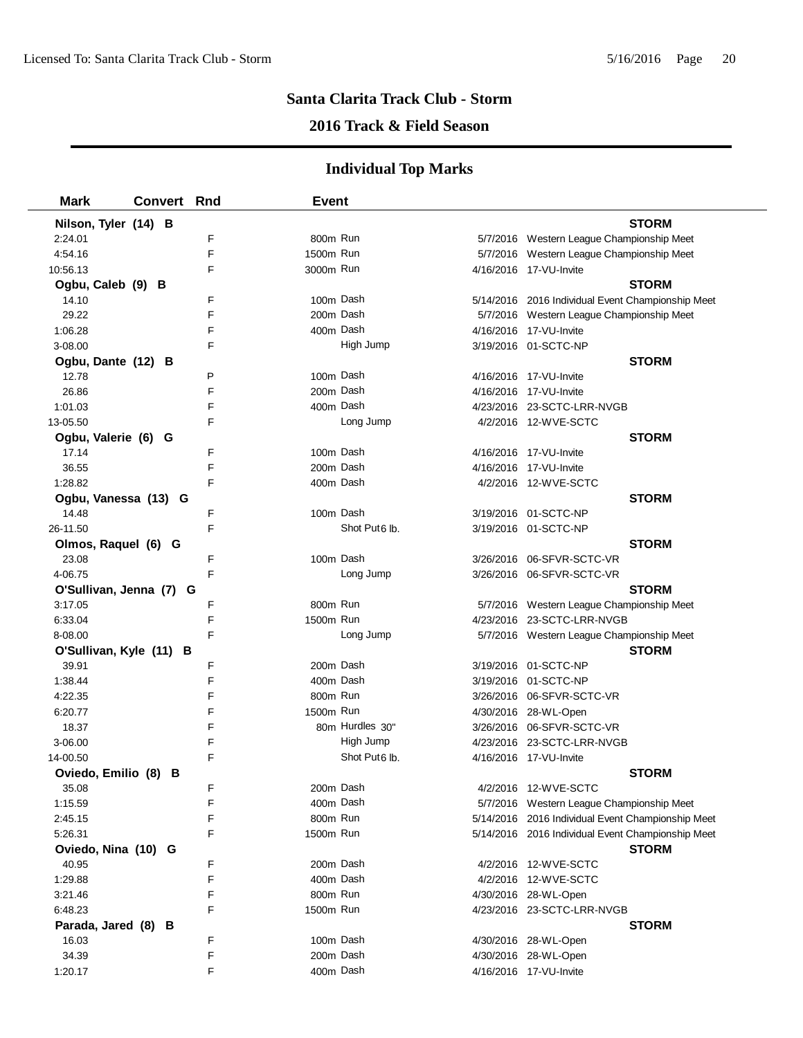## Santa Clarita Track Club - Storm

## 2016 Track & Field Season

### Individual Top Marks

| Mark | Convert | Rnd | Event | | Date | Meet |
|---|---|---|---|---|---|---|
| **Nilson, Tyler (14) B** | | | | | | **STORM** |
| 2:24.01 | | F | 800m | Run | 5/7/2016 | Western League Championship Meet |
| 4:54.16 | | F | 1500m | Run | 5/7/2016 | Western League Championship Meet |
| 10:56.13 | | F | 3000m | Run | 4/16/2016 | 17-VU-Invite |
| **Ogbu, Caleb (9) B** | | | | | | **STORM** |
| 14.10 | | F | 100m | Dash | 5/14/2016 | 2016 Individual Event Championship Meet |
| 29.22 | | F | 200m | Dash | 5/7/2016 | Western League Championship Meet |
| 1:06.28 | | F | 400m | Dash | 4/16/2016 | 17-VU-Invite |
| 3-08.00 | | F | | High Jump | 3/19/2016 | 01-SCTC-NP |
| **Ogbu, Dante (12) B** | | | | | | **STORM** |
| 12.78 | | P | 100m | Dash | 4/16/2016 | 17-VU-Invite |
| 26.86 | | F | 200m | Dash | 4/16/2016 | 17-VU-Invite |
| 1:01.03 | | F | 400m | Dash | 4/23/2016 | 23-SCTC-LRR-NVGB |
| 13-05.50 | | F | | Long Jump | 4/2/2016 | 12-WVE-SCTC |
| **Ogbu, Valerie (6) G** | | | | | | **STORM** |
| 17.14 | | F | 100m | Dash | 4/16/2016 | 17-VU-Invite |
| 36.55 | | F | 200m | Dash | 4/16/2016 | 17-VU-Invite |
| 1:28.82 | | F | 400m | Dash | 4/2/2016 | 12-WVE-SCTC |
| **Ogbu, Vanessa (13) G** | | | | | | **STORM** |
| 14.48 | | F | 100m | Dash | 3/19/2016 | 01-SCTC-NP |
| 26-11.50 | | F | | Shot Put 6 lb. | 3/19/2016 | 01-SCTC-NP |
| **Olmos, Raquel (6) G** | | | | | | **STORM** |
| 23.08 | | F | 100m | Dash | 3/26/2016 | 06-SFVR-SCTC-VR |
| 4-06.75 | | F | | Long Jump | 3/26/2016 | 06-SFVR-SCTC-VR |
| **O'Sullivan, Jenna (7) G** | | | | | | **STORM** |
| 3:17.05 | | F | 800m | Run | 5/7/2016 | Western League Championship Meet |
| 6:33.04 | | F | 1500m | Run | 4/23/2016 | 23-SCTC-LRR-NVGB |
| 8-08.00 | | F | | Long Jump | 5/7/2016 | Western League Championship Meet |
| **O'Sullivan, Kyle (11) B** | | | | | | **STORM** |
| 39.91 | | F | 200m | Dash | 3/19/2016 | 01-SCTC-NP |
| 1:38.44 | | F | 400m | Dash | 3/19/2016 | 01-SCTC-NP |
| 4:22.35 | | F | 800m | Run | 3/26/2016 | 06-SFVR-SCTC-VR |
| 6:20.77 | | F | 1500m | Run | 4/30/2016 | 28-WL-Open |
| 18.37 | | F | 80m | Hurdles 30" | 3/26/2016 | 06-SFVR-SCTC-VR |
| 3-06.00 | | F | | High Jump | 4/23/2016 | 23-SCTC-LRR-NVGB |
| 14-00.50 | | F | | Shot Put 6 lb. | 4/16/2016 | 17-VU-Invite |
| **Oviedo, Emilio (8) B** | | | | | | **STORM** |
| 35.08 | | F | 200m | Dash | 4/2/2016 | 12-WVE-SCTC |
| 1:15.59 | | F | 400m | Dash | 5/7/2016 | Western League Championship Meet |
| 2:45.15 | | F | 800m | Run | 5/14/2016 | 2016 Individual Event Championship Meet |
| 5:26.31 | | F | 1500m | Run | 5/14/2016 | 2016 Individual Event Championship Meet |
| **Oviedo, Nina (10) G** | | | | | | **STORM** |
| 40.95 | | F | 200m | Dash | 4/2/2016 | 12-WVE-SCTC |
| 1:29.88 | | F | 400m | Dash | 4/2/2016 | 12-WVE-SCTC |
| 3:21.46 | | F | 800m | Run | 4/30/2016 | 28-WL-Open |
| 6:48.23 | | F | 1500m | Run | 4/23/2016 | 23-SCTC-LRR-NVGB |
| **Parada, Jared (8) B** | | | | | | **STORM** |
| 16.03 | | F | 100m | Dash | 4/30/2016 | 28-WL-Open |
| 34.39 | | F | 200m | Dash | 4/30/2016 | 28-WL-Open |
| 1:20.17 | | F | 400m | Dash | 4/16/2016 | 17-VU-Invite |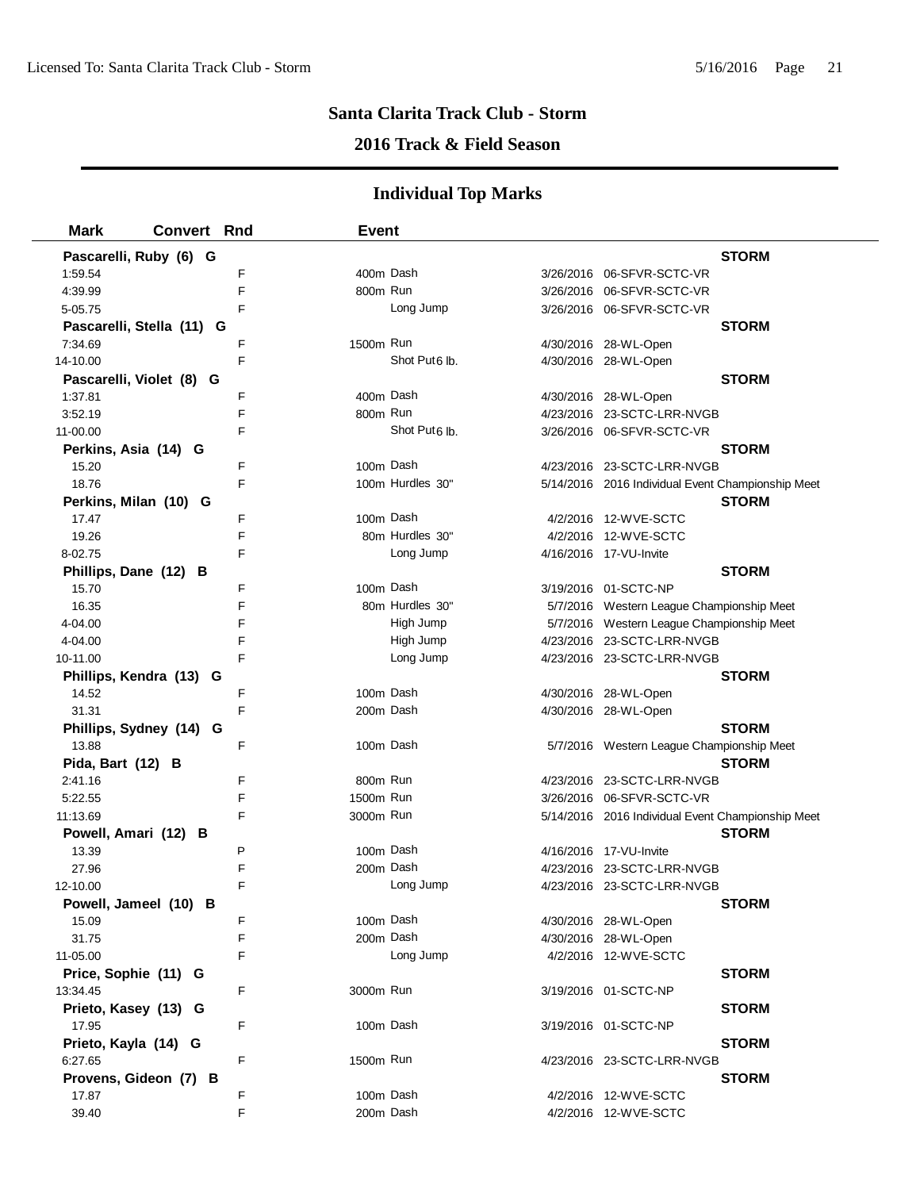# Santa Clarita Track Club - Storm

## 2016 Track & Field Season

### Individual Top Marks

| Mark | Convert | Rnd | Event | Date | Meet |
|---|---|---|---|---|---|
| **Pascarelli, Ruby (6) G** | | | | | **STORM** |
| 1:59.54 | | F | 400m Dash | 3/26/2016 | 06-SFVR-SCTC-VR |
| 4:39.99 | | F | 800m Run | 3/26/2016 | 06-SFVR-SCTC-VR |
| 5-05.75 | | F | Long Jump | 3/26/2016 | 06-SFVR-SCTC-VR |
| **Pascarelli, Stella (11) G** | | | | | **STORM** |
| 7:34.69 | | F | 1500m Run | 4/30/2016 | 28-WL-Open |
| 14-10.00 | | F | Shot Put 6 lb. | 4/30/2016 | 28-WL-Open |
| **Pascarelli, Violet (8) G** | | | | | **STORM** |
| 1:37.81 | | F | 400m Dash | 4/30/2016 | 28-WL-Open |
| 3:52.19 | | F | 800m Run | 4/23/2016 | 23-SCTC-LRR-NVGB |
| 11-00.00 | | F | Shot Put 6 lb. | 3/26/2016 | 06-SFVR-SCTC-VR |
| **Perkins, Asia (14) G** | | | | | **STORM** |
| 15.20 | | F | 100m Dash | 4/23/2016 | 23-SCTC-LRR-NVGB |
| 18.76 | | F | 100m Hurdles 30" | 5/14/2016 | 2016 Individual Event Championship Meet |
| **Perkins, Milan (10) G** | | | | | **STORM** |
| 17.47 | | F | 100m Dash | 4/2/2016 | 12-WVE-SCTC |
| 19.26 | | F | 80m Hurdles 30" | 4/2/2016 | 12-WVE-SCTC |
| 8-02.75 | | F | Long Jump | 4/16/2016 | 17-VU-Invite |
| **Phillips, Dane (12) B** | | | | | **STORM** |
| 15.70 | | F | 100m Dash | 3/19/2016 | 01-SCTC-NP |
| 16.35 | | F | 80m Hurdles 30" | 5/7/2016 | Western League Championship Meet |
| 4-04.00 | | F | High Jump | 5/7/2016 | Western League Championship Meet |
| 4-04.00 | | F | High Jump | 4/23/2016 | 23-SCTC-LRR-NVGB |
| 10-11.00 | | F | Long Jump | 4/23/2016 | 23-SCTC-LRR-NVGB |
| **Phillips, Kendra (13) G** | | | | | **STORM** |
| 14.52 | | F | 100m Dash | 4/30/2016 | 28-WL-Open |
| 31.31 | | F | 200m Dash | 4/30/2016 | 28-WL-Open |
| **Phillips, Sydney (14) G** | | | | | **STORM** |
| 13.88 | | F | 100m Dash | 5/7/2016 | Western League Championship Meet |
| **Pida, Bart (12) B** | | | | | **STORM** |
| 2:41.16 | | F | 800m Run | 4/23/2016 | 23-SCTC-LRR-NVGB |
| 5:22.55 | | F | 1500m Run | 3/26/2016 | 06-SFVR-SCTC-VR |
| 11:13.69 | | F | 3000m Run | 5/14/2016 | 2016 Individual Event Championship Meet |
| **Powell, Amari (12) B** | | | | | **STORM** |
| 13.39 | | P | 100m Dash | 4/16/2016 | 17-VU-Invite |
| 27.96 | | F | 200m Dash | 4/23/2016 | 23-SCTC-LRR-NVGB |
| 12-10.00 | | F | Long Jump | 4/23/2016 | 23-SCTC-LRR-NVGB |
| **Powell, Jameel (10) B** | | | | | **STORM** |
| 15.09 | | F | 100m Dash | 4/30/2016 | 28-WL-Open |
| 31.75 | | F | 200m Dash | 4/30/2016 | 28-WL-Open |
| 11-05.00 | | F | Long Jump | 4/2/2016 | 12-WVE-SCTC |
| **Price, Sophie (11) G** | | | | | **STORM** |
| 13:34.45 | | F | 3000m Run | 3/19/2016 | 01-SCTC-NP |
| **Prieto, Kasey (13) G** | | | | | **STORM** |
| 17.95 | | F | 100m Dash | 3/19/2016 | 01-SCTC-NP |
| **Prieto, Kayla (14) G** | | | | | **STORM** |
| 6:27.65 | | F | 1500m Run | 4/23/2016 | 23-SCTC-LRR-NVGB |
| **Provens, Gideon (7) B** | | | | | **STORM** |
| 17.87 | | F | 100m Dash | 4/2/2016 | 12-WVE-SCTC |
| 39.40 | | F | 200m Dash | 4/2/2016 | 12-WVE-SCTC |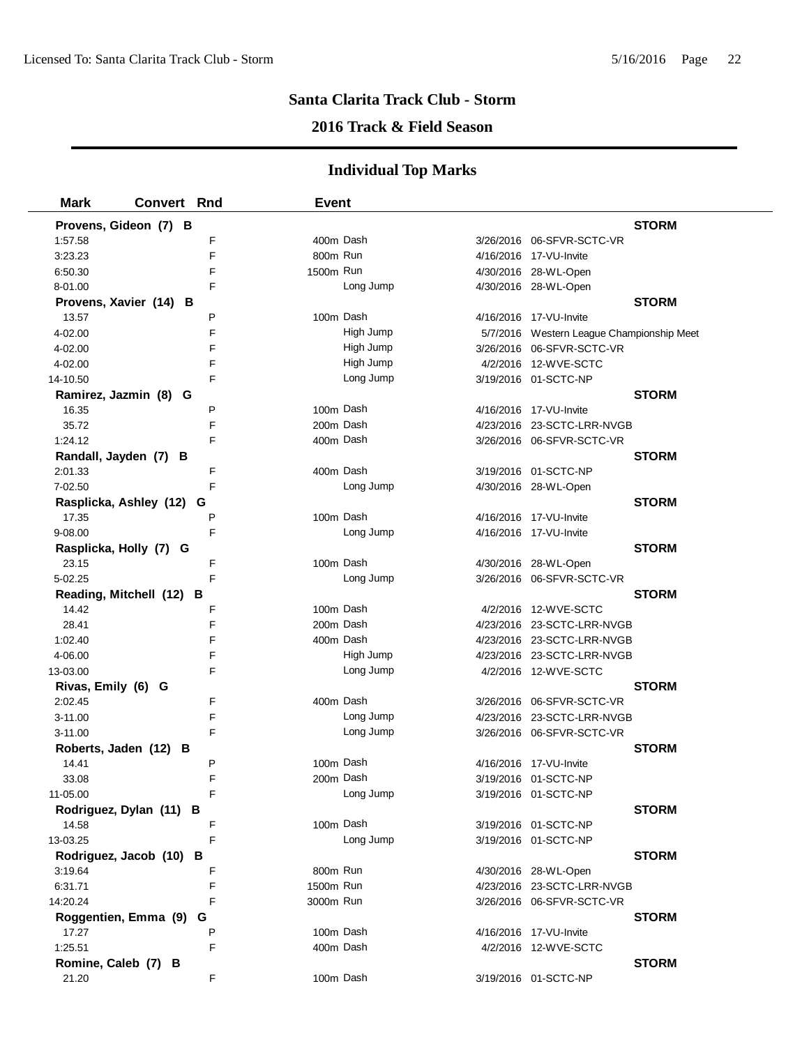# Santa Clarita Track Club - Storm

## 2016 Track & Field Season

### Individual Top Marks

| Mark | Convert | Rnd | Event | Date | Meet | Team |
|---|---|---|---|---|---|---|
| **Provens, Gideon (7) B** | | | | | | **STORM** |
| 1:57.58 | | F | 400m Dash | 3/26/2016 | 06-SFVR-SCTC-VR | |
| 3:23.23 | | F | 800m Run | 4/16/2016 | 17-VU-Invite | |
| 6:50.30 | | F | 1500m Run | 4/30/2016 | 28-WL-Open | |
| 8-01.00 | | F | Long Jump | 4/30/2016 | 28-WL-Open | |
| **Provens, Xavier (14) B** | | | | | | **STORM** |
| 13.57 | | P | 100m Dash | 4/16/2016 | 17-VU-Invite | |
| 4-02.00 | | F | High Jump | 5/7/2016 | Western League Championship Meet | |
| 4-02.00 | | F | High Jump | 3/26/2016 | 06-SFVR-SCTC-VR | |
| 4-02.00 | | F | High Jump | 4/2/2016 | 12-WVE-SCTC | |
| 14-10.50 | | F | Long Jump | 3/19/2016 | 01-SCTC-NP | |
| **Ramirez, Jazmin (8) G** | | | | | | **STORM** |
| 16.35 | | P | 100m Dash | 4/16/2016 | 17-VU-Invite | |
| 35.72 | | F | 200m Dash | 4/23/2016 | 23-SCTC-LRR-NVGB | |
| 1:24.12 | | F | 400m Dash | 3/26/2016 | 06-SFVR-SCTC-VR | |
| **Randall, Jayden (7) B** | | | | | | **STORM** |
| 2:01.33 | | F | 400m Dash | 3/19/2016 | 01-SCTC-NP | |
| 7-02.50 | | F | Long Jump | 4/30/2016 | 28-WL-Open | |
| **Rasplicka, Ashley (12) G** | | | | | | **STORM** |
| 17.35 | | P | 100m Dash | 4/16/2016 | 17-VU-Invite | |
| 9-08.00 | | F | Long Jump | 4/16/2016 | 17-VU-Invite | |
| **Rasplicka, Holly (7) G** | | | | | | **STORM** |
| 23.15 | | F | 100m Dash | 4/30/2016 | 28-WL-Open | |
| 5-02.25 | | F | Long Jump | 3/26/2016 | 06-SFVR-SCTC-VR | |
| **Reading, Mitchell (12) B** | | | | | | **STORM** |
| 14.42 | | F | 100m Dash | 4/2/2016 | 12-WVE-SCTC | |
| 28.41 | | F | 200m Dash | 4/23/2016 | 23-SCTC-LRR-NVGB | |
| 1:02.40 | | F | 400m Dash | 4/23/2016 | 23-SCTC-LRR-NVGB | |
| 4-06.00 | | F | High Jump | 4/23/2016 | 23-SCTC-LRR-NVGB | |
| 13-03.00 | | F | Long Jump | 4/2/2016 | 12-WVE-SCTC | |
| **Rivas, Emily (6) G** | | | | | | **STORM** |
| 2:02.45 | | F | 400m Dash | 3/26/2016 | 06-SFVR-SCTC-VR | |
| 3-11.00 | | F | Long Jump | 4/23/2016 | 23-SCTC-LRR-NVGB | |
| 3-11.00 | | F | Long Jump | 3/26/2016 | 06-SFVR-SCTC-VR | |
| **Roberts, Jaden (12) B** | | | | | | **STORM** |
| 14.41 | | P | 100m Dash | 4/16/2016 | 17-VU-Invite | |
| 33.08 | | F | 200m Dash | 3/19/2016 | 01-SCTC-NP | |
| 11-05.00 | | F | Long Jump | 3/19/2016 | 01-SCTC-NP | |
| **Rodriguez, Dylan (11) B** | | | | | | **STORM** |
| 14.58 | | F | 100m Dash | 3/19/2016 | 01-SCTC-NP | |
| 13-03.25 | | F | Long Jump | 3/19/2016 | 01-SCTC-NP | |
| **Rodriguez, Jacob (10) B** | | | | | | **STORM** |
| 3:19.64 | | F | 800m Run | 4/30/2016 | 28-WL-Open | |
| 6:31.71 | | F | 1500m Run | 4/23/2016 | 23-SCTC-LRR-NVGB | |
| 14:20.24 | | F | 3000m Run | 3/26/2016 | 06-SFVR-SCTC-VR | |
| **Roggentien, Emma (9) G** | | | | | | **STORM** |
| 17.27 | | P | 100m Dash | 4/16/2016 | 17-VU-Invite | |
| 1:25.51 | | F | 400m Dash | 4/2/2016 | 12-WVE-SCTC | |
| **Romine, Caleb (7) B** | | | | | | **STORM** |
| 21.20 | | F | 100m Dash | 3/19/2016 | 01-SCTC-NP | |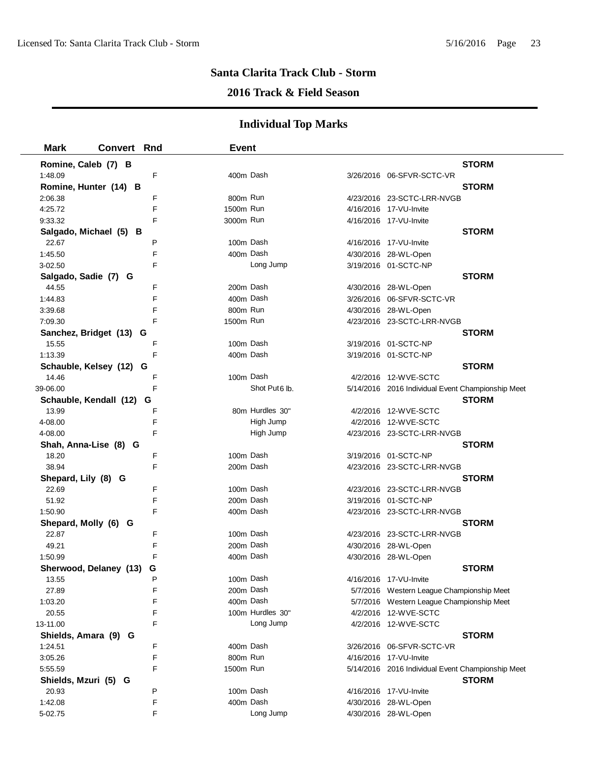## Santa Clarita Track Club - Storm

## 2016 Track & Field Season

### Individual Top Marks

| Mark | Convert | Rnd | Event | Date | Meet |
|---|---|---|---|---|---|
| **Romine, Caleb (7) B** | | | | | **STORM** |
| 1:48.09 | | F | 400m Dash | 3/26/2016 | 06-SFVR-SCTC-VR |
| **Romine, Hunter (14) B** | | | | | **STORM** |
| 2:06.38 | | F | 800m Run | 4/23/2016 | 23-SCTC-LRR-NVGB |
| 4:25.72 | | F | 1500m Run | 4/16/2016 | 17-VU-Invite |
| 9:33.32 | | F | 3000m Run | 4/16/2016 | 17-VU-Invite |
| **Salgado, Michael (5) B** | | | | | **STORM** |
| 22.67 | | P | 100m Dash | 4/16/2016 | 17-VU-Invite |
| 1:45.50 | | F | 400m Dash | 4/30/2016 | 28-WL-Open |
| 3-02.50 | | F | Long Jump | 3/19/2016 | 01-SCTC-NP |
| **Salgado, Sadie (7) G** | | | | | **STORM** |
| 44.55 | | F | 200m Dash | 4/30/2016 | 28-WL-Open |
| 1:44.83 | | F | 400m Dash | 3/26/2016 | 06-SFVR-SCTC-VR |
| 3:39.68 | | F | 800m Run | 4/30/2016 | 28-WL-Open |
| 7:09.30 | | F | 1500m Run | 4/23/2016 | 23-SCTC-LRR-NVGB |
| **Sanchez, Bridget (13) G** | | | | | **STORM** |
| 15.55 | | F | 100m Dash | 3/19/2016 | 01-SCTC-NP |
| 1:13.39 | | F | 400m Dash | 3/19/2016 | 01-SCTC-NP |
| **Schauble, Kelsey (12) G** | | | | | **STORM** |
| 14.46 | | F | 100m Dash | 4/2/2016 | 12-WVE-SCTC |
| 39-06.00 | | F | Shot Put 6 lb. | 5/14/2016 | 2016 Individual Event Championship Meet |
| **Schauble, Kendall (12) G** | | | | | **STORM** |
| 13.99 | | F | 80m Hurdles 30" | 4/2/2016 | 12-WVE-SCTC |
| 4-08.00 | | F | High Jump | 4/2/2016 | 12-WVE-SCTC |
| 4-08.00 | | F | High Jump | 4/23/2016 | 23-SCTC-LRR-NVGB |
| **Shah, Anna-Lise (8) G** | | | | | **STORM** |
| 18.20 | | F | 100m Dash | 3/19/2016 | 01-SCTC-NP |
| 38.94 | | F | 200m Dash | 4/23/2016 | 23-SCTC-LRR-NVGB |
| **Shepard, Lily (8) G** | | | | | **STORM** |
| 22.69 | | F | 100m Dash | 4/23/2016 | 23-SCTC-LRR-NVGB |
| 51.92 | | F | 200m Dash | 3/19/2016 | 01-SCTC-NP |
| 1:50.90 | | F | 400m Dash | 4/23/2016 | 23-SCTC-LRR-NVGB |
| **Shepard, Molly (6) G** | | | | | **STORM** |
| 22.87 | | F | 100m Dash | 4/23/2016 | 23-SCTC-LRR-NVGB |
| 49.21 | | F | 200m Dash | 4/30/2016 | 28-WL-Open |
| 1:50.99 | | F | 400m Dash | 4/30/2016 | 28-WL-Open |
| **Sherwood, Delaney (13) G** | | | | | **STORM** |
| 13.55 | | P | 100m Dash | 4/16/2016 | 17-VU-Invite |
| 27.89 | | F | 200m Dash | 5/7/2016 | Western League Championship Meet |
| 1:03.20 | | F | 400m Dash | 5/7/2016 | Western League Championship Meet |
| 20.55 | | F | 100m Hurdles 30" | 4/2/2016 | 12-WVE-SCTC |
| 13-11.00 | | F | Long Jump | 4/2/2016 | 12-WVE-SCTC |
| **Shields, Amara (9) G** | | | | | **STORM** |
| 1:24.51 | | F | 400m Dash | 3/26/2016 | 06-SFVR-SCTC-VR |
| 3:05.26 | | F | 800m Run | 4/16/2016 | 17-VU-Invite |
| 5:55.59 | | F | 1500m Run | 5/14/2016 | 2016 Individual Event Championship Meet |
| **Shields, Mzuri (5) G** | | | | | **STORM** |
| 20.93 | | P | 100m Dash | 4/16/2016 | 17-VU-Invite |
| 1:42.08 | | F | 400m Dash | 4/30/2016 | 28-WL-Open |
| 5-02.75 | | F | Long Jump | 4/30/2016 | 28-WL-Open |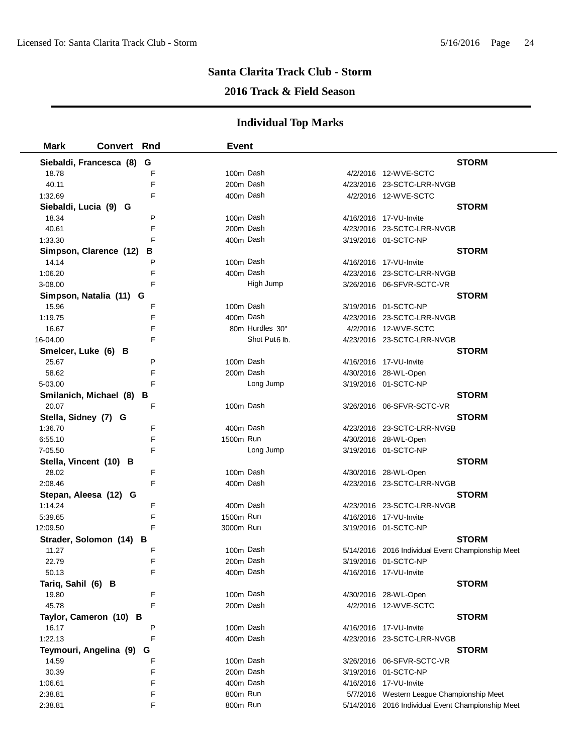## Santa Clarita Track Club - Storm

## 2016 Track & Field Season

### Individual Top Marks

| Mark | Convert | Rnd | Event | | |
|---|---|---|---|---|---|
| **Siebaldi, Francesca (8) G** | | | | | **STORM** |
| 18.78 | | F | 100m Dash | 4/2/2016 | 12-WVE-SCTC |
| 40.11 | | F | 200m Dash | 4/23/2016 | 23-SCTC-LRR-NVGB |
| 1:32.69 | | F | 400m Dash | 4/2/2016 | 12-WVE-SCTC |
| **Siebaldi, Lucia (9) G** | | | | | **STORM** |
| 18.34 | | P | 100m Dash | 4/16/2016 | 17-VU-Invite |
| 40.61 | | F | 200m Dash | 4/23/2016 | 23-SCTC-LRR-NVGB |
| 1:33.30 | | F | 400m Dash | 3/19/2016 | 01-SCTC-NP |
| **Simpson, Clarence (12) B** | | | | | **STORM** |
| 14.14 | | P | 100m Dash | 4/16/2016 | 17-VU-Invite |
| 1:06.20 | | F | 400m Dash | 4/23/2016 | 23-SCTC-LRR-NVGB |
| 3-08.00 | | F | High Jump | 3/26/2016 | 06-SFVR-SCTC-VR |
| **Simpson, Natalia (11) G** | | | | | **STORM** |
| 15.96 | | F | 100m Dash | 3/19/2016 | 01-SCTC-NP |
| 1:19.75 | | F | 400m Dash | 4/23/2016 | 23-SCTC-LRR-NVGB |
| 16.67 | | F | 80m Hurdles 30" | 4/2/2016 | 12-WVE-SCTC |
| 16-04.00 | | F | Shot Put 6 lb. | 4/23/2016 | 23-SCTC-LRR-NVGB |
| **Smelcer, Luke (6) B** | | | | | **STORM** |
| 25.67 | | P | 100m Dash | 4/16/2016 | 17-VU-Invite |
| 58.62 | | F | 200m Dash | 4/30/2016 | 28-WL-Open |
| 5-03.00 | | F | Long Jump | 3/19/2016 | 01-SCTC-NP |
| **Smilanich, Michael (8) B** | | | | | **STORM** |
| 20.07 | | F | 100m Dash | 3/26/2016 | 06-SFVR-SCTC-VR |
| **Stella, Sidney (7) G** | | | | | **STORM** |
| 1:36.70 | | F | 400m Dash | 4/23/2016 | 23-SCTC-LRR-NVGB |
| 6:55.10 | | F | 1500m Run | 4/30/2016 | 28-WL-Open |
| 7-05.50 | | F | Long Jump | 3/19/2016 | 01-SCTC-NP |
| **Stella, Vincent (10) B** | | | | | **STORM** |
| 28.02 | | F | 100m Dash | 4/30/2016 | 28-WL-Open |
| 2:08.46 | | F | 400m Dash | 4/23/2016 | 23-SCTC-LRR-NVGB |
| **Stepan, Aleesa (12) G** | | | | | **STORM** |
| 1:14.24 | | F | 400m Dash | 4/23/2016 | 23-SCTC-LRR-NVGB |
| 5:39.65 | | F | 1500m Run | 4/16/2016 | 17-VU-Invite |
| 12:09.50 | | F | 3000m Run | 3/19/2016 | 01-SCTC-NP |
| **Strader, Solomon (14) B** | | | | | **STORM** |
| 11.27 | | F | 100m Dash | 5/14/2016 | 2016 Individual Event Championship Meet |
| 22.79 | | F | 200m Dash | 3/19/2016 | 01-SCTC-NP |
| 50.13 | | F | 400m Dash | 4/16/2016 | 17-VU-Invite |
| **Tariq, Sahil (6) B** | | | | | **STORM** |
| 19.80 | | F | 100m Dash | 4/30/2016 | 28-WL-Open |
| 45.78 | | F | 200m Dash | 4/2/2016 | 12-WVE-SCTC |
| **Taylor, Cameron (10) B** | | | | | **STORM** |
| 16.17 | | P | 100m Dash | 4/16/2016 | 17-VU-Invite |
| 1:22.13 | | F | 400m Dash | 4/23/2016 | 23-SCTC-LRR-NVGB |
| **Teymouri, Angelina (9) G** | | | | | **STORM** |
| 14.59 | | F | 100m Dash | 3/26/2016 | 06-SFVR-SCTC-VR |
| 30.39 | | F | 200m Dash | 3/19/2016 | 01-SCTC-NP |
| 1:06.61 | | F | 400m Dash | 4/16/2016 | 17-VU-Invite |
| 2:38.81 | | F | 800m Run | 5/7/2016 | Western League Championship Meet |
| 2:38.81 | | F | 800m Run | 5/14/2016 | 2016 Individual Event Championship Meet |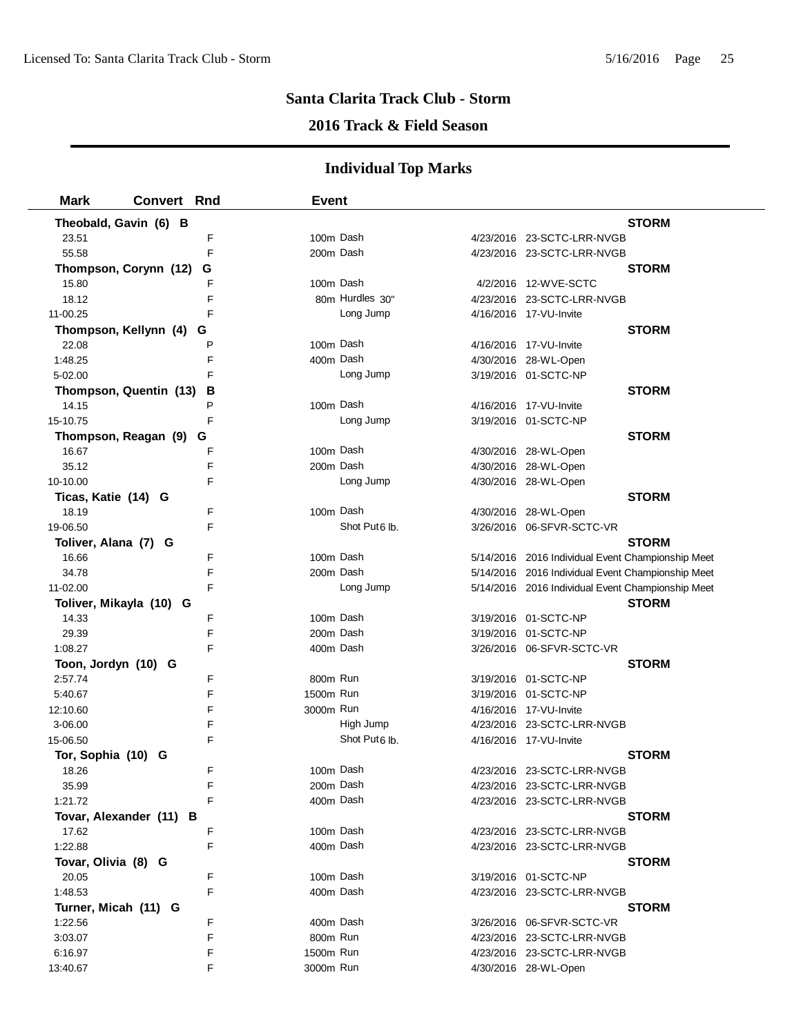## Santa Clarita Track Club - Storm

## 2016 Track & Field Season

## Individual Top Marks

| Mark | Convert | Rnd | Event | Date | Meet |
|---|---|---|---|---|---|
| **Theobald, Gavin (6) B** | | | | | **STORM** |
| 23.51 | | F | 100m Dash | 4/23/2016 | 23-SCTC-LRR-NVGB |
| 55.58 | | F | 200m Dash | 4/23/2016 | 23-SCTC-LRR-NVGB |
| **Thompson, Corynn (12) G** | | | | | **STORM** |
| 15.80 | | F | 100m Dash | 4/2/2016 | 12-WVE-SCTC |
| 18.12 | | F | 80m Hurdles 30" | 4/23/2016 | 23-SCTC-LRR-NVGB |
| 11-00.25 | | F | Long Jump | 4/16/2016 | 17-VU-Invite |
| **Thompson, Kellynn (4) G** | | | | | **STORM** |
| 22.08 | | P | 100m Dash | 4/16/2016 | 17-VU-Invite |
| 1:48.25 | | F | 400m Dash | 4/30/2016 | 28-WL-Open |
| 5-02.00 | | F | Long Jump | 3/19/2016 | 01-SCTC-NP |
| **Thompson, Quentin (13) B** | | | | | **STORM** |
| 14.15 | | P | 100m Dash | 4/16/2016 | 17-VU-Invite |
| 15-10.75 | | F | Long Jump | 3/19/2016 | 01-SCTC-NP |
| **Thompson, Reagan (9) G** | | | | | **STORM** |
| 16.67 | | F | 100m Dash | 4/30/2016 | 28-WL-Open |
| 35.12 | | F | 200m Dash | 4/30/2016 | 28-WL-Open |
| 10-10.00 | | F | Long Jump | 4/30/2016 | 28-WL-Open |
| **Ticas, Katie (14) G** | | | | | **STORM** |
| 18.19 | | F | 100m Dash | 4/30/2016 | 28-WL-Open |
| 19-06.50 | | F | Shot Put 6 lb. | 3/26/2016 | 06-SFVR-SCTC-VR |
| **Toliver, Alana (7) G** | | | | | **STORM** |
| 16.66 | | F | 100m Dash | 5/14/2016 | 2016 Individual Event Championship Meet |
| 34.78 | | F | 200m Dash | 5/14/2016 | 2016 Individual Event Championship Meet |
| 11-02.00 | | F | Long Jump | 5/14/2016 | 2016 Individual Event Championship Meet |
| **Toliver, Mikayla (10) G** | | | | | **STORM** |
| 14.33 | | F | 100m Dash | 3/19/2016 | 01-SCTC-NP |
| 29.39 | | F | 200m Dash | 3/19/2016 | 01-SCTC-NP |
| 1:08.27 | | F | 400m Dash | 3/26/2016 | 06-SFVR-SCTC-VR |
| **Toon, Jordyn (10) G** | | | | | **STORM** |
| 2:57.74 | | F | 800m Run | 3/19/2016 | 01-SCTC-NP |
| 5:40.67 | | F | 1500m Run | 3/19/2016 | 01-SCTC-NP |
| 12:10.60 | | F | 3000m Run | 4/16/2016 | 17-VU-Invite |
| 3-06.00 | | F | High Jump | 4/23/2016 | 23-SCTC-LRR-NVGB |
| 15-06.50 | | F | Shot Put 6 lb. | 4/16/2016 | 17-VU-Invite |
| **Tor, Sophia (10) G** | | | | | **STORM** |
| 18.26 | | F | 100m Dash | 4/23/2016 | 23-SCTC-LRR-NVGB |
| 35.99 | | F | 200m Dash | 4/23/2016 | 23-SCTC-LRR-NVGB |
| 1:21.72 | | F | 400m Dash | 4/23/2016 | 23-SCTC-LRR-NVGB |
| **Tovar, Alexander (11) B** | | | | | **STORM** |
| 17.62 | | F | 100m Dash | 4/23/2016 | 23-SCTC-LRR-NVGB |
| 1:22.88 | | F | 400m Dash | 4/23/2016 | 23-SCTC-LRR-NVGB |
| **Tovar, Olivia (8) G** | | | | | **STORM** |
| 20.05 | | F | 100m Dash | 3/19/2016 | 01-SCTC-NP |
| 1:48.53 | | F | 400m Dash | 4/23/2016 | 23-SCTC-LRR-NVGB |
| **Turner, Micah (11) G** | | | | | **STORM** |
| 1:22.56 | | F | 400m Dash | 3/26/2016 | 06-SFVR-SCTC-VR |
| 3:03.07 | | F | 800m Run | 4/23/2016 | 23-SCTC-LRR-NVGB |
| 6:16.97 | | F | 1500m Run | 4/23/2016 | 23-SCTC-LRR-NVGB |
| 13:40.67 | | F | 3000m Run | 4/30/2016 | 28-WL-Open |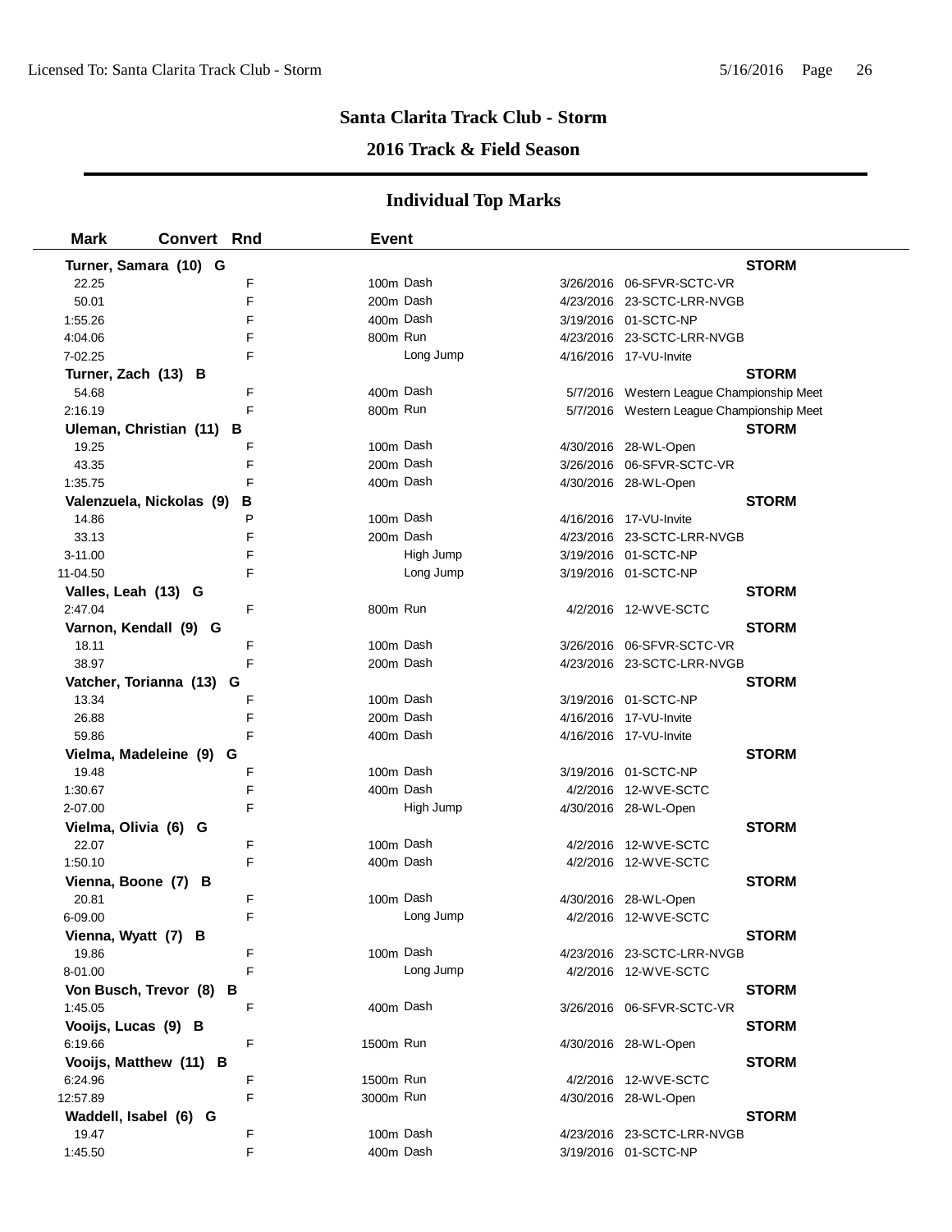## Santa Clarita Track Club - Storm

### 2016 Track & Field Season

### Individual Top Marks

| Mark | Convert | Rnd | Event | Date | Meet |
|---|---|---|---|---|---|
| **Turner, Samara (10) G** | | | | | **STORM** |
| 22.25 | | F | 100m Dash | 3/26/2016 | 06-SFVR-SCTC-VR |
| 50.01 | | F | 200m Dash | 4/23/2016 | 23-SCTC-LRR-NVGB |
| 1:55.26 | | F | 400m Dash | 3/19/2016 | 01-SCTC-NP |
| 4:04.06 | | F | 800m Run | 4/23/2016 | 23-SCTC-LRR-NVGB |
| 7-02.25 | | F | Long Jump | 4/16/2016 | 17-VU-Invite |
| **Turner, Zach (13) B** | | | | | **STORM** |
| 54.68 | | F | 400m Dash | 5/7/2016 | Western League Championship Meet |
| 2:16.19 | | F | 800m Run | 5/7/2016 | Western League Championship Meet |
| **Uleman, Christian (11) B** | | | | | **STORM** |
| 19.25 | | F | 100m Dash | 4/30/2016 | 28-WL-Open |
| 43.35 | | F | 200m Dash | 3/26/2016 | 06-SFVR-SCTC-VR |
| 1:35.75 | | F | 400m Dash | 4/30/2016 | 28-WL-Open |
| **Valenzuela, Nickolas (9) B** | | | | | **STORM** |
| 14.86 | | P | 100m Dash | 4/16/2016 | 17-VU-Invite |
| 33.13 | | F | 200m Dash | 4/23/2016 | 23-SCTC-LRR-NVGB |
| 3-11.00 | | F | High Jump | 3/19/2016 | 01-SCTC-NP |
| 11-04.50 | | F | Long Jump | 3/19/2016 | 01-SCTC-NP |
| **Valles, Leah (13) G** | | | | | **STORM** |
| 2:47.04 | | F | 800m Run | 4/2/2016 | 12-WVE-SCTC |
| **Varnon, Kendall (9) G** | | | | | **STORM** |
| 18.11 | | F | 100m Dash | 3/26/2016 | 06-SFVR-SCTC-VR |
| 38.97 | | F | 200m Dash | 4/23/2016 | 23-SCTC-LRR-NVGB |
| **Vatcher, Torianna (13) G** | | | | | **STORM** |
| 13.34 | | F | 100m Dash | 3/19/2016 | 01-SCTC-NP |
| 26.88 | | F | 200m Dash | 4/16/2016 | 17-VU-Invite |
| 59.86 | | F | 400m Dash | 4/16/2016 | 17-VU-Invite |
| **Vielma, Madeleine (9) G** | | | | | **STORM** |
| 19.48 | | F | 100m Dash | 3/19/2016 | 01-SCTC-NP |
| 1:30.67 | | F | 400m Dash | 4/2/2016 | 12-WVE-SCTC |
| 2-07.00 | | F | High Jump | 4/30/2016 | 28-WL-Open |
| **Vielma, Olivia (6) G** | | | | | **STORM** |
| 22.07 | | F | 100m Dash | 4/2/2016 | 12-WVE-SCTC |
| 1:50.10 | | F | 400m Dash | 4/2/2016 | 12-WVE-SCTC |
| **Vienna, Boone (7) B** | | | | | **STORM** |
| 20.81 | | F | 100m Dash | 4/30/2016 | 28-WL-Open |
| 6-09.00 | | F | Long Jump | 4/2/2016 | 12-WVE-SCTC |
| **Vienna, Wyatt (7) B** | | | | | **STORM** |
| 19.86 | | F | 100m Dash | 4/23/2016 | 23-SCTC-LRR-NVGB |
| 8-01.00 | | F | Long Jump | 4/2/2016 | 12-WVE-SCTC |
| **Von Busch, Trevor (8) B** | | | | | **STORM** |
| 1:45.05 | | F | 400m Dash | 3/26/2016 | 06-SFVR-SCTC-VR |
| **Vooijs, Lucas (9) B** | | | | | **STORM** |
| 6:19.66 | | F | 1500m Run | 4/30/2016 | 28-WL-Open |
| **Vooijs, Matthew (11) B** | | | | | **STORM** |
| 6:24.96 | | F | 1500m Run | 4/2/2016 | 12-WVE-SCTC |
| 12:57.89 | | F | 3000m Run | 4/30/2016 | 28-WL-Open |
| **Waddell, Isabel (6) G** | | | | | **STORM** |
| 19.47 | | F | 100m Dash | 4/23/2016 | 23-SCTC-LRR-NVGB |
| 1:45.50 | | F | 400m Dash | 3/19/2016 | 01-SCTC-NP |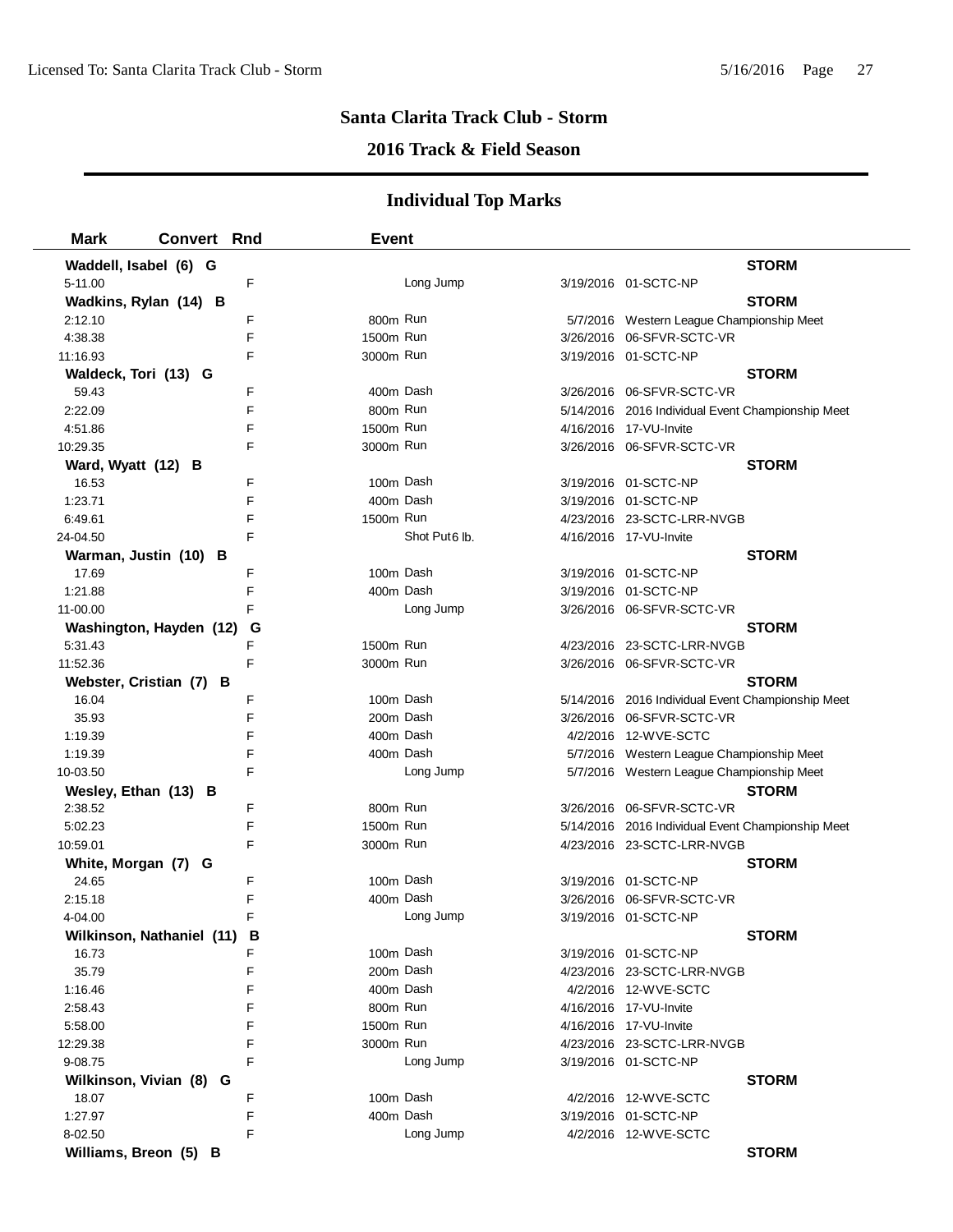# Santa Clarita Track Club - Storm

## 2016 Track & Field Season

### Individual Top Marks

| Mark | Convert | Rnd | Event | | Date | Meet |
|---|---|---|---|---|---|---|
| **Waddell, Isabel (6) G** | | | | | | **STORM** |
| 5-11.00 | | F | | Long Jump | 3/19/2016 | 01-SCTC-NP |
| **Wadkins, Rylan (14) B** | | | | | | **STORM** |
| 2:12.10 | | F | 800m | Run | 5/7/2016 | Western League Championship Meet |
| 4:38.38 | | F | 1500m | Run | 3/26/2016 | 06-SFVR-SCTC-VR |
| 11:16.93 | | F | 3000m | Run | 3/19/2016 | 01-SCTC-NP |
| **Waldeck, Tori (13) G** | | | | | | **STORM** |
| 59.43 | | F | 400m | Dash | 3/26/2016 | 06-SFVR-SCTC-VR |
| 2:22.09 | | F | 800m | Run | 5/14/2016 | 2016 Individual Event Championship Meet |
| 4:51.86 | | F | 1500m | Run | 4/16/2016 | 17-VU-Invite |
| 10:29.35 | | F | 3000m | Run | 3/26/2016 | 06-SFVR-SCTC-VR |
| **Ward, Wyatt (12) B** | | | | | | **STORM** |
| 16.53 | | F | 100m | Dash | 3/19/2016 | 01-SCTC-NP |
| 1:23.71 | | F | 400m | Dash | 3/19/2016 | 01-SCTC-NP |
| 6:49.61 | | F | 1500m | Run | 4/23/2016 | 23-SCTC-LRR-NVGB |
| 24-04.50 | | F | | Shot Put 6 lb. | 4/16/2016 | 17-VU-Invite |
| **Warman, Justin (10) B** | | | | | | **STORM** |
| 17.69 | | F | 100m | Dash | 3/19/2016 | 01-SCTC-NP |
| 1:21.88 | | F | 400m | Dash | 3/19/2016 | 01-SCTC-NP |
| 11-00.00 | | F | | Long Jump | 3/26/2016 | 06-SFVR-SCTC-VR |
| **Washington, Hayden (12) G** | | | | | | **STORM** |
| 5:31.43 | | F | 1500m | Run | 4/23/2016 | 23-SCTC-LRR-NVGB |
| 11:52.36 | | F | 3000m | Run | 3/26/2016 | 06-SFVR-SCTC-VR |
| **Webster, Cristian (7) B** | | | | | | **STORM** |
| 16.04 | | F | 100m | Dash | 5/14/2016 | 2016 Individual Event Championship Meet |
| 35.93 | | F | 200m | Dash | 3/26/2016 | 06-SFVR-SCTC-VR |
| 1:19.39 | | F | 400m | Dash | 4/2/2016 | 12-WVE-SCTC |
| 1:19.39 | | F | 400m | Dash | 5/7/2016 | Western League Championship Meet |
| 10-03.50 | | F | | Long Jump | 5/7/2016 | Western League Championship Meet |
| **Wesley, Ethan (13) B** | | | | | | **STORM** |
| 2:38.52 | | F | 800m | Run | 3/26/2016 | 06-SFVR-SCTC-VR |
| 5:02.23 | | F | 1500m | Run | 5/14/2016 | 2016 Individual Event Championship Meet |
| 10:59.01 | | F | 3000m | Run | 4/23/2016 | 23-SCTC-LRR-NVGB |
| **White, Morgan (7) G** | | | | | | **STORM** |
| 24.65 | | F | 100m | Dash | 3/19/2016 | 01-SCTC-NP |
| 2:15.18 | | F | 400m | Dash | 3/26/2016 | 06-SFVR-SCTC-VR |
| 4-04.00 | | F | | Long Jump | 3/19/2016 | 01-SCTC-NP |
| **Wilkinson, Nathaniel (11) B** | | | | | | **STORM** |
| 16.73 | | F | 100m | Dash | 3/19/2016 | 01-SCTC-NP |
| 35.79 | | F | 200m | Dash | 4/23/2016 | 23-SCTC-LRR-NVGB |
| 1:16.46 | | F | 400m | Dash | 4/2/2016 | 12-WVE-SCTC |
| 2:58.43 | | F | 800m | Run | 4/16/2016 | 17-VU-Invite |
| 5:58.00 | | F | 1500m | Run | 4/16/2016 | 17-VU-Invite |
| 12:29.38 | | F | 3000m | Run | 4/23/2016 | 23-SCTC-LRR-NVGB |
| 9-08.75 | | F | | Long Jump | 3/19/2016 | 01-SCTC-NP |
| **Wilkinson, Vivian (8) G** | | | | | | **STORM** |
| 18.07 | | F | 100m | Dash | 4/2/2016 | 12-WVE-SCTC |
| 1:27.97 | | F | 400m | Dash | 3/19/2016 | 01-SCTC-NP |
| 8-02.50 | | F | | Long Jump | 4/2/2016 | 12-WVE-SCTC |
| **Williams, Breon (5) B** | | | | | | **STORM** |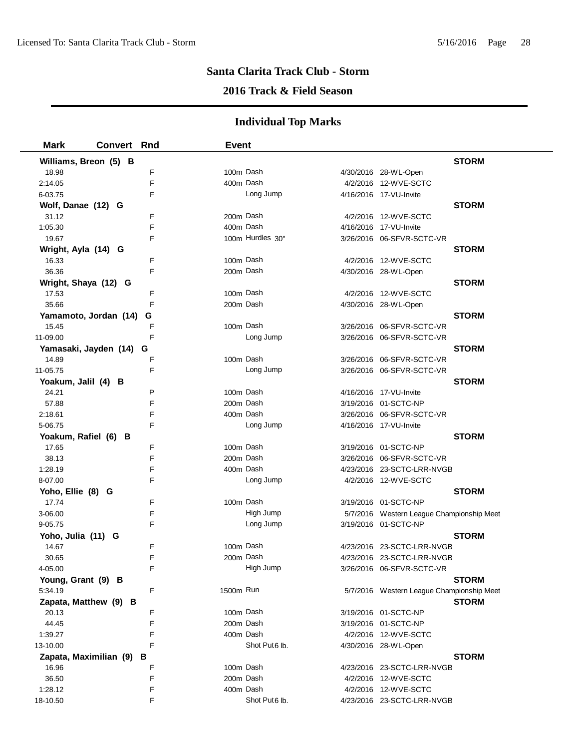## Santa Clarita Track Club - Storm

## 2016 Track & Field Season

### Individual Top Marks

| Mark | Convert | Rnd | Event | Date | Meet | Team |
|---|---|---|---|---|---|---|
| **Williams, Breon (5) B** | | | | | | **STORM** |
| 18.98 | | F | 100m Dash | 4/30/2016 | 28-WL-Open | |
| 2:14.05 | | F | 400m Dash | 4/2/2016 | 12-WVE-SCTC | |
| 6-03.75 | | F | Long Jump | 4/16/2016 | 17-VU-Invite | |
| **Wolf, Danae (12) G** | | | | | | **STORM** |
| 31.12 | | F | 200m Dash | 4/2/2016 | 12-WVE-SCTC | |
| 1:05.30 | | F | 400m Dash | 4/16/2016 | 17-VU-Invite | |
| 19.67 | | F | 100m Hurdles 30" | 3/26/2016 | 06-SFVR-SCTC-VR | |
| **Wright, Ayla (14) G** | | | | | | **STORM** |
| 16.33 | | F | 100m Dash | 4/2/2016 | 12-WVE-SCTC | |
| 36.36 | | F | 200m Dash | 4/30/2016 | 28-WL-Open | |
| **Wright, Shaya (12) G** | | | | | | **STORM** |
| 17.53 | | F | 100m Dash | 4/2/2016 | 12-WVE-SCTC | |
| 35.66 | | F | 200m Dash | 4/30/2016 | 28-WL-Open | |
| **Yamamoto, Jordan (14) G** | | | | | | **STORM** |
| 15.45 | | F | 100m Dash | 3/26/2016 | 06-SFVR-SCTC-VR | |
| 11-09.00 | | F | Long Jump | 3/26/2016 | 06-SFVR-SCTC-VR | |
| **Yamasaki, Jayden (14) G** | | | | | | **STORM** |
| 14.89 | | F | 100m Dash | 3/26/2016 | 06-SFVR-SCTC-VR | |
| 11-05.75 | | F | Long Jump | 3/26/2016 | 06-SFVR-SCTC-VR | |
| **Yoakum, Jalil (4) B** | | | | | | **STORM** |
| 24.21 | | P | 100m Dash | 4/16/2016 | 17-VU-Invite | |
| 57.88 | | F | 200m Dash | 3/19/2016 | 01-SCTC-NP | |
| 2:18.61 | | F | 400m Dash | 3/26/2016 | 06-SFVR-SCTC-VR | |
| 5-06.75 | | F | Long Jump | 4/16/2016 | 17-VU-Invite | |
| **Yoakum, Rafiel (6) B** | | | | | | **STORM** |
| 17.65 | | F | 100m Dash | 3/19/2016 | 01-SCTC-NP | |
| 38.13 | | F | 200m Dash | 3/26/2016 | 06-SFVR-SCTC-VR | |
| 1:28.19 | | F | 400m Dash | 4/23/2016 | 23-SCTC-LRR-NVGB | |
| 8-07.00 | | F | Long Jump | 4/2/2016 | 12-WVE-SCTC | |
| **Yoho, Ellie (8) G** | | | | | | **STORM** |
| 17.74 | | F | 100m Dash | 3/19/2016 | 01-SCTC-NP | |
| 3-06.00 | | F | High Jump | 5/7/2016 | Western League Championship Meet | |
| 9-05.75 | | F | Long Jump | 3/19/2016 | 01-SCTC-NP | |
| **Yoho, Julia (11) G** | | | | | | **STORM** |
| 14.67 | | F | 100m Dash | 4/23/2016 | 23-SCTC-LRR-NVGB | |
| 30.65 | | F | 200m Dash | 4/23/2016 | 23-SCTC-LRR-NVGB | |
| 4-05.00 | | F | High Jump | 3/26/2016 | 06-SFVR-SCTC-VR | |
| **Young, Grant (9) B** | | | | | | **STORM** |
| 5:34.19 | | F | 1500m Run | 5/7/2016 | Western League Championship Meet | |
| **Zapata, Matthew (9) B** | | | | | | **STORM** |
| 20.13 | | F | 100m Dash | 3/19/2016 | 01-SCTC-NP | |
| 44.45 | | F | 200m Dash | 3/19/2016 | 01-SCTC-NP | |
| 1:39.27 | | F | 400m Dash | 4/2/2016 | 12-WVE-SCTC | |
| 13-10.00 | | F | Shot Put 6 lb. | 4/30/2016 | 28-WL-Open | |
| **Zapata, Maximilian (9) B** | | | | | | **STORM** |
| 16.96 | | F | 100m Dash | 4/23/2016 | 23-SCTC-LRR-NVGB | |
| 36.50 | | F | 200m Dash | 4/2/2016 | 12-WVE-SCTC | |
| 1:28.12 | | F | 400m Dash | 4/2/2016 | 12-WVE-SCTC | |
| 18-10.50 | | F | Shot Put 6 lb. | 4/23/2016 | 23-SCTC-LRR-NVGB | |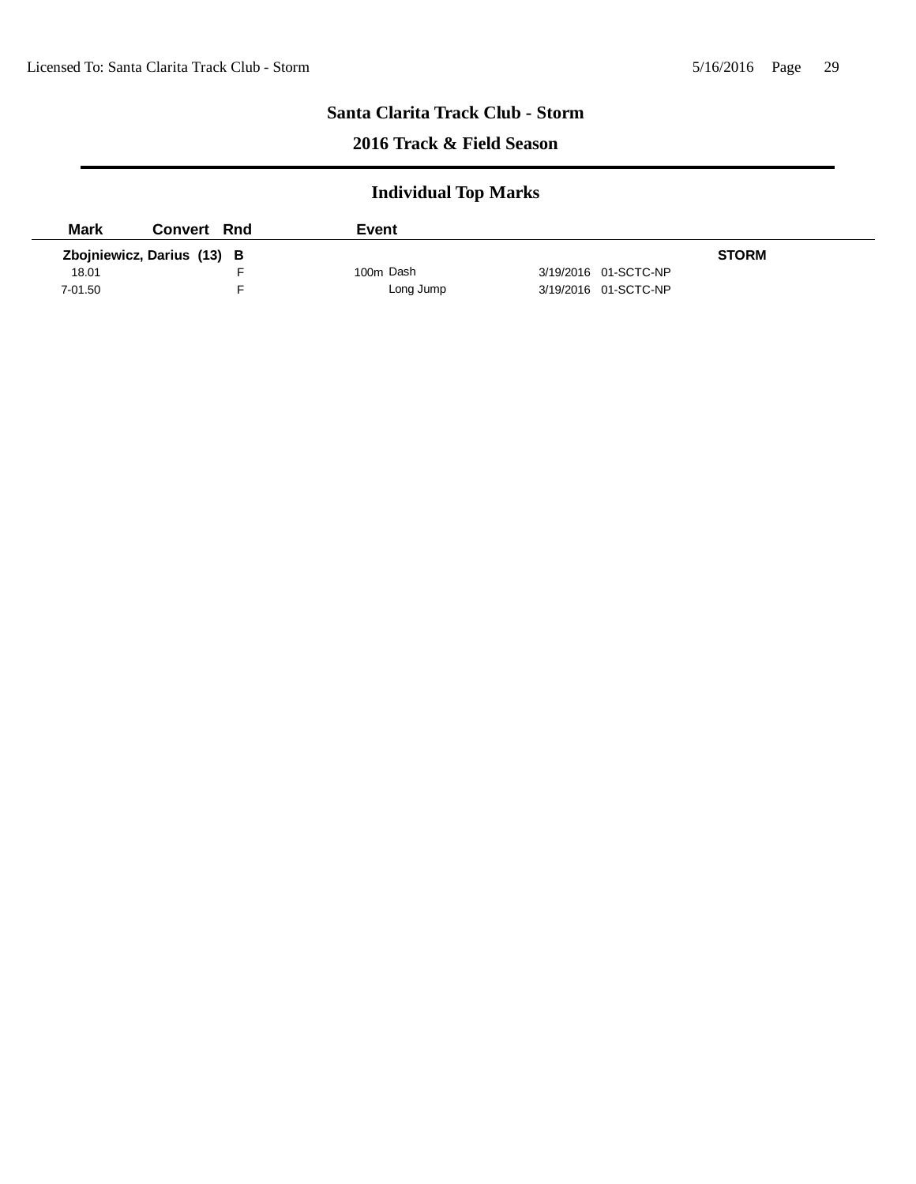## Santa Clarita Track Club - Storm

## 2016 Track & Field Season

### Individual Top Marks

| Mark | Convert | Rnd | Event | | | |
|---|---|---|---|---|---|---|
| **Zbojniewicz, Darius (13) B** | | | | | | **STORM** |
| 18.01 | | F | 100m Dash | 3/19/2016 | 01-SCTC-NP | |
| 7-01.50 | | F | Long Jump | 3/19/2016 | 01-SCTC-NP | |